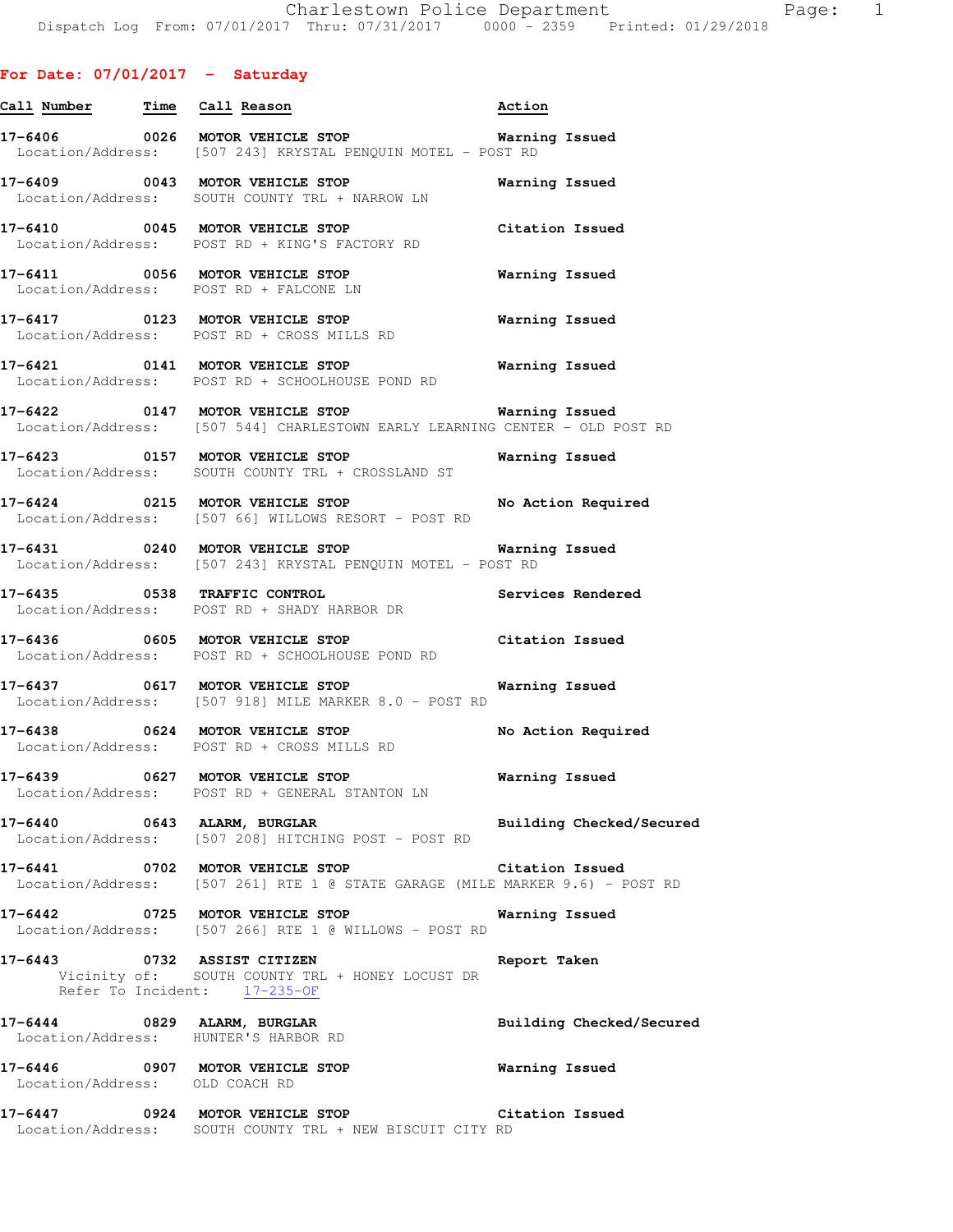## For Date: 07/01/2017 - Saturday

| Call Number | Time | Call Reason | Action |
|---|---|---|---|
| 17-6406 | 0026 | MOTOR VEHICLE STOP | Warning Issued |
| | | Location/Address: [507 243] KRYSTAL PENQUIN MOTEL - POST RD | |
| 17-6409 | 0043 | MOTOR VEHICLE STOP | Warning Issued |
| | | Location/Address: SOUTH COUNTY TRL + NARROW LN | |
| 17-6410 | 0045 | MOTOR VEHICLE STOP | Citation Issued |
| | | Location/Address: POST RD + KING'S FACTORY RD | |
| 17-6411 | 0056 | MOTOR VEHICLE STOP | Warning Issued |
| | | Location/Address: POST RD + FALCONE LN | |
| 17-6417 | 0123 | MOTOR VEHICLE STOP | Warning Issued |
| | | Location/Address: POST RD + CROSS MILLS RD | |
| 17-6421 | 0141 | MOTOR VEHICLE STOP | Warning Issued |
| | | Location/Address: POST RD + SCHOOLHOUSE POND RD | |
| 17-6422 | 0147 | MOTOR VEHICLE STOP | Warning Issued |
| | | Location/Address: [507 544] CHARLESTOWN EARLY LEARNING CENTER - OLD POST RD | |
| 17-6423 | 0157 | MOTOR VEHICLE STOP | Warning Issued |
| | | Location/Address: SOUTH COUNTY TRL + CROSSLAND ST | |
| 17-6424 | 0215 | MOTOR VEHICLE STOP | No Action Required |
| | | Location/Address: [507 66] WILLOWS RESORT - POST RD | |
| 17-6431 | 0240 | MOTOR VEHICLE STOP | Warning Issued |
| | | Location/Address: [507 243] KRYSTAL PENQUIN MOTEL - POST RD | |
| 17-6435 | 0538 | TRAFFIC CONTROL | Services Rendered |
| | | Location/Address: POST RD + SHADY HARBOR DR | |
| 17-6436 | 0605 | MOTOR VEHICLE STOP | Citation Issued |
| | | Location/Address: POST RD + SCHOOLHOUSE POND RD | |
| 17-6437 | 0617 | MOTOR VEHICLE STOP | Warning Issued |
| | | Location/Address: [507 918] MILE MARKER 8.0 - POST RD | |
| 17-6438 | 0624 | MOTOR VEHICLE STOP | No Action Required |
| | | Location/Address: POST RD + CROSS MILLS RD | |
| 17-6439 | 0627 | MOTOR VEHICLE STOP | Warning Issued |
| | | Location/Address: POST RD + GENERAL STANTON LN | |
| 17-6440 | 0643 | ALARM, BURGLAR | Building Checked/Secured |
| | | Location/Address: [507 208] HITCHING POST - POST RD | |
| 17-6441 | 0702 | MOTOR VEHICLE STOP | Citation Issued |
| | | Location/Address: [507 261] RTE 1 @ STATE GARAGE (MILE MARKER 9.6) - POST RD | |
| 17-6442 | 0725 | MOTOR VEHICLE STOP | Warning Issued |
| | | Location/Address: [507 266] RTE 1 @ WILLOWS - POST RD | |
| 17-6443 | 0732 | ASSIST CITIZEN | Report Taken |
| | | Vicinity of: SOUTH COUNTY TRL + HONEY LOCUST DR | |
| | | Refer To Incident: 17-235-OF | |
| 17-6444 | 0829 | ALARM, BURGLAR | Building Checked/Secured |
| | | Location/Address: HUNTER'S HARBOR RD | |
| 17-6446 | 0907 | MOTOR VEHICLE STOP | Warning Issued |
| | | Location/Address: OLD COACH RD | |
| 17-6447 | 0924 | MOTOR VEHICLE STOP | Citation Issued |
| | | Location/Address: SOUTH COUNTY TRL + NEW BISCUIT CITY RD | |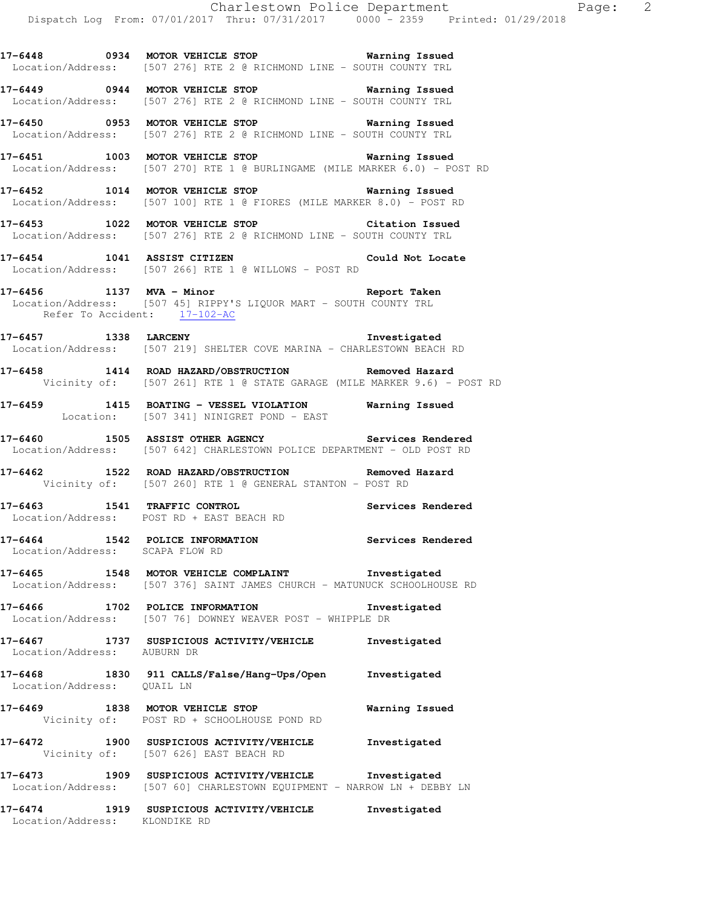**17-6448 0934 MOTOR VEHICLE STOP Warning Issued**
Location/Address: [507 276] RTE 2 @ RICHMOND LINE - SOUTH COUNTY TRL

**17-6449 0944 MOTOR VEHICLE STOP Warning Issued**
Location/Address: [507 276] RTE 2 @ RICHMOND LINE - SOUTH COUNTY TRL

**17-6450 0953 MOTOR VEHICLE STOP Warning Issued**
Location/Address: [507 276] RTE 2 @ RICHMOND LINE - SOUTH COUNTY TRL

**17-6451 1003 MOTOR VEHICLE STOP Warning Issued**
Location/Address: [507 270] RTE 1 @ BURLINGAME (MILE MARKER 6.0) - POST RD

**17-6452 1014 MOTOR VEHICLE STOP Warning Issued**
Location/Address: [507 100] RTE 1 @ FIORES (MILE MARKER 8.0) - POST RD

**17-6453 1022 MOTOR VEHICLE STOP Citation Issued**
Location/Address: [507 276] RTE 2 @ RICHMOND LINE - SOUTH COUNTY TRL

**17-6454 1041 ASSIST CITIZEN Could Not Locate**
Location/Address: [507 266] RTE 1 @ WILLOWS - POST RD

**17-6456 1137 MVA - Minor Report Taken**
Location/Address: [507 45] RIPPY'S LIQUOR MART - SOUTH COUNTY TRL
Refer To Accident: 17-102-AC

**17-6457 1338 LARCENY Investigated**
Location/Address: [507 219] SHELTER COVE MARINA - CHARLESTOWN BEACH RD

**17-6458 1414 ROAD HAZARD/OBSTRUCTION Removed Hazard**
Vicinity of: [507 261] RTE 1 @ STATE GARAGE (MILE MARKER 9.6) - POST RD

**17-6459 1415 BOATING - VESSEL VIOLATION Warning Issued**
Location: [507 341] NINIGRET POND - EAST

**17-6460 1505 ASSIST OTHER AGENCY Services Rendered**
Location/Address: [507 642] CHARLESTOWN POLICE DEPARTMENT - OLD POST RD

**17-6462 1522 ROAD HAZARD/OBSTRUCTION Removed Hazard**
Vicinity of: [507 260] RTE 1 @ GENERAL STANTON - POST RD

**17-6463 1541 TRAFFIC CONTROL Services Rendered**
Location/Address: POST RD + EAST BEACH RD

**17-6464 1542 POLICE INFORMATION Services Rendered**
Location/Address: SCAPA FLOW RD

**17-6465 1548 MOTOR VEHICLE COMPLAINT Investigated**
Location/Address: [507 376] SAINT JAMES CHURCH - MATUNUCK SCHOOLHOUSE RD

**17-6466 1702 POLICE INFORMATION Investigated**
Location/Address: [507 76] DOWNEY WEAVER POST - WHIPPLE DR

**17-6467 1737 SUSPICIOUS ACTIVITY/VEHICLE Investigated**
Location/Address: AUBURN DR

**17-6468 1830 911 CALLS/False/Hang-Ups/Open Investigated**
Location/Address: QUAIL LN

**17-6469 1838 MOTOR VEHICLE STOP Warning Issued**
Vicinity of: POST RD + SCHOOLHOUSE POND RD

**17-6472 1900 SUSPICIOUS ACTIVITY/VEHICLE Investigated**
Vicinity of: [507 626] EAST BEACH RD

**17-6473 1909 SUSPICIOUS ACTIVITY/VEHICLE Investigated**
Location/Address: [507 60] CHARLESTOWN EQUIPMENT - NARROW LN + DEBBY LN

**17-6474 1919 SUSPICIOUS ACTIVITY/VEHICLE Investigated**
Location/Address: KLONDIKE RD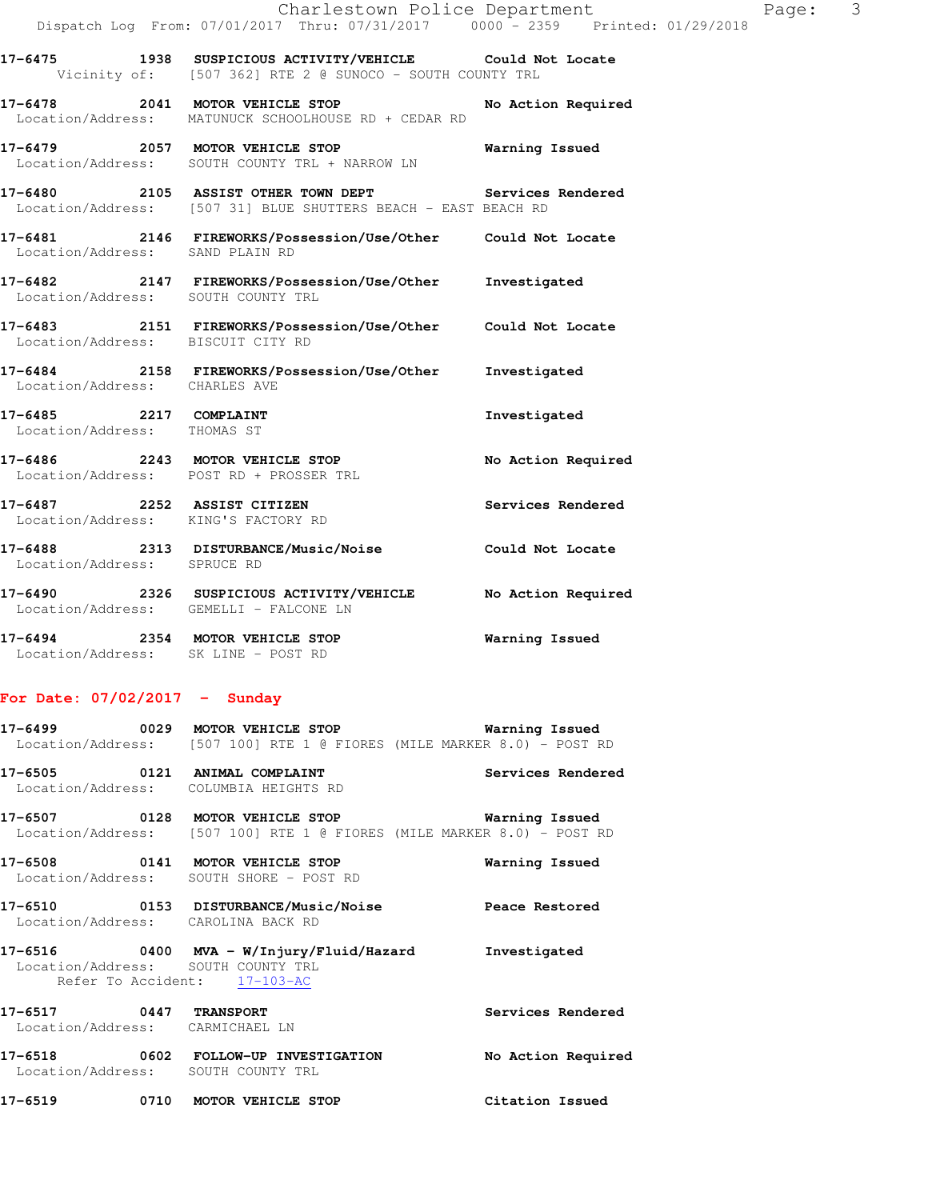17-6475 1938 SUSPICIOUS ACTIVITY/VEHICLE Could Not Locate
Vicinity of: [507 362] RTE 2 @ SUNOCO - SOUTH COUNTY TRL

17-6478 2041 MOTOR VEHICLE STOP No Action Required
Location/Address: MATUNUCK SCHOOLHOUSE RD + CEDAR RD

17-6479 2057 MOTOR VEHICLE STOP Warning Issued
Location/Address: SOUTH COUNTY TRL + NARROW LN

17-6480 2105 ASSIST OTHER TOWN DEPT Services Rendered
Location/Address: [507 31] BLUE SHUTTERS BEACH - EAST BEACH RD

17-6481 2146 FIREWORKS/Possession/Use/Other Could Not Locate
Location/Address: SAND PLAIN RD

17-6482 2147 FIREWORKS/Possession/Use/Other Investigated
Location/Address: SOUTH COUNTY TRL

17-6483 2151 FIREWORKS/Possession/Use/Other Could Not Locate
Location/Address: BISCUIT CITY RD

17-6484 2158 FIREWORKS/Possession/Use/Other Investigated
Location/Address: CHARLES AVE

17-6485 2217 COMPLAINT Investigated
Location/Address: THOMAS ST

17-6486 2243 MOTOR VEHICLE STOP No Action Required
Location/Address: POST RD + PROSSER TRL

17-6487 2252 ASSIST CITIZEN Services Rendered
Location/Address: KING'S FACTORY RD

17-6488 2313 DISTURBANCE/Music/Noise Could Not Locate
Location/Address: SPRUCE RD

17-6490 2326 SUSPICIOUS ACTIVITY/VEHICLE No Action Required
Location/Address: GEMELLI - FALCONE LN

17-6494 2354 MOTOR VEHICLE STOP Warning Issued
Location/Address: SK LINE - POST RD

**For Date: 07/02/2017 - Sunday**

17-6499 0029 MOTOR VEHICLE STOP Warning Issued
Location/Address: [507 100] RTE 1 @ FIORES (MILE MARKER 8.0) - POST RD

17-6505 0121 ANIMAL COMPLAINT Services Rendered
Location/Address: COLUMBIA HEIGHTS RD

17-6507 0128 MOTOR VEHICLE STOP Warning Issued
Location/Address: [507 100] RTE 1 @ FIORES (MILE MARKER 8.0) - POST RD

17-6508 0141 MOTOR VEHICLE STOP Warning Issued
Location/Address: SOUTH SHORE - POST RD

17-6510 0153 DISTURBANCE/Music/Noise Peace Restored
Location/Address: CAROLINA BACK RD

17-6516 0400 MVA - W/Injury/Fluid/Hazard Investigated
Location/Address: SOUTH COUNTY TRL
Refer To Accident: 17-103-AC

17-6517 0447 TRANSPORT Services Rendered
Location/Address: CARMICHAEL LN

17-6518 0602 FOLLOW-UP INVESTIGATION No Action Required
Location/Address: SOUTH COUNTY TRL

17-6519 0710 MOTOR VEHICLE STOP Citation Issued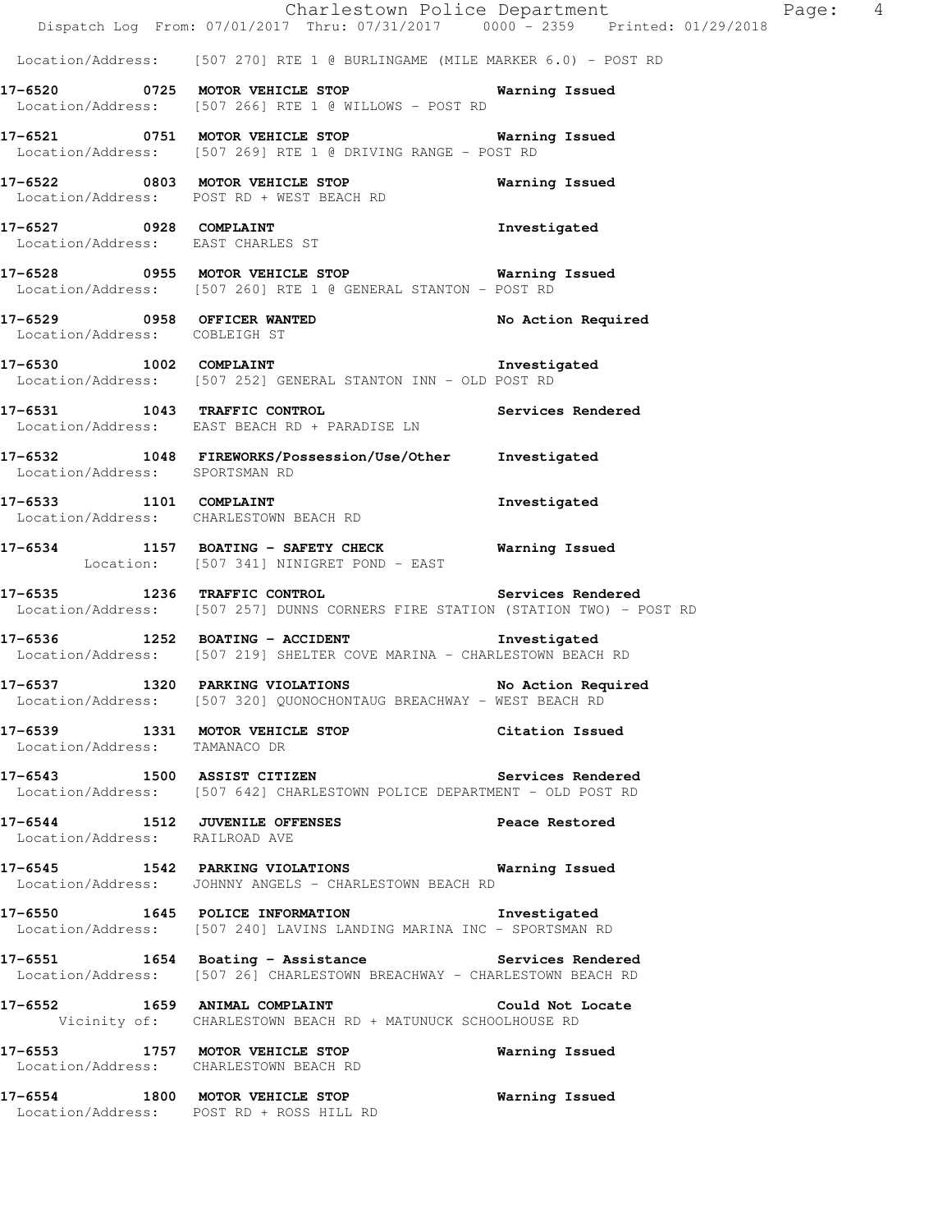Location/Address: [507 270] RTE 1 @ BURLINGAME (MILE MARKER 6.0) - POST RD

**17-6520 0725 MOTOR VEHICLE STOP Warning Issued**
Location/Address: [507 266] RTE 1 @ WILLOWS - POST RD

**17-6521 0751 MOTOR VEHICLE STOP Warning Issued**
Location/Address: [507 269] RTE 1 @ DRIVING RANGE - POST RD

**17-6522 0803 MOTOR VEHICLE STOP Warning Issued**
Location/Address: POST RD + WEST BEACH RD

**17-6527 0928 COMPLAINT Investigated**
Location/Address: EAST CHARLES ST

**17-6528 0955 MOTOR VEHICLE STOP Warning Issued**
Location/Address: [507 260] RTE 1 @ GENERAL STANTON - POST RD

**17-6529 0958 OFFICER WANTED No Action Required**
Location/Address: COBLEIGH ST

**17-6530 1002 COMPLAINT Investigated**
Location/Address: [507 252] GENERAL STANTON INN - OLD POST RD

**17-6531 1043 TRAFFIC CONTROL Services Rendered**
Location/Address: EAST BEACH RD + PARADISE LN

**17-6532 1048 FIREWORKS/Possession/Use/Other Investigated**
Location/Address: SPORTSMAN RD

**17-6533 1101 COMPLAINT Investigated**
Location/Address: CHARLESTOWN BEACH RD

**17-6534 1157 BOATING - SAFETY CHECK Warning Issued**
Location: [507 341] NINIGRET POND - EAST

**17-6535 1236 TRAFFIC CONTROL Services Rendered**
Location/Address: [507 257] DUNNS CORNERS FIRE STATION (STATION TWO) - POST RD

**17-6536 1252 BOATING - ACCIDENT Investigated**
Location/Address: [507 219] SHELTER COVE MARINA - CHARLESTOWN BEACH RD

**17-6537 1320 PARKING VIOLATIONS No Action Required**
Location/Address: [507 320] QUONOCHONTAUG BREACHWAY - WEST BEACH RD

**17-6539 1331 MOTOR VEHICLE STOP Citation Issued**
Location/Address: TAMANACO DR

**17-6543 1500 ASSIST CITIZEN Services Rendered**
Location/Address: [507 642] CHARLESTOWN POLICE DEPARTMENT - OLD POST RD

**17-6544 1512 JUVENILE OFFENSES Peace Restored**
Location/Address: RAILROAD AVE

**17-6545 1542 PARKING VIOLATIONS Warning Issued**
Location/Address: JOHNNY ANGELS - CHARLESTOWN BEACH RD

**17-6550 1645 POLICE INFORMATION Investigated**
Location/Address: [507 240] LAVINS LANDING MARINA INC - SPORTSMAN RD

**17-6551 1654 Boating - Assistance Services Rendered**
Location/Address: [507 26] CHARLESTOWN BREACHWAY - CHARLESTOWN BEACH RD

**17-6552 1659 ANIMAL COMPLAINT Could Not Locate**
Vicinity of: CHARLESTOWN BEACH RD + MATUNUCK SCHOOLHOUSE RD

**17-6553 1757 MOTOR VEHICLE STOP Warning Issued**
Location/Address: CHARLESTOWN BEACH RD

**17-6554 1800 MOTOR VEHICLE STOP Warning Issued**
Location/Address: POST RD + ROSS HILL RD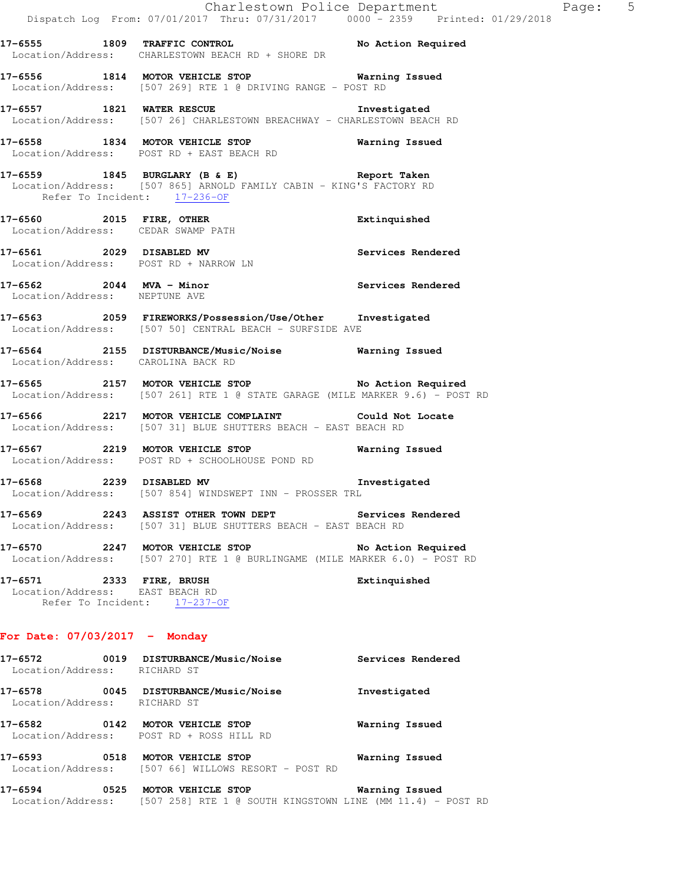**17-6555** 1809 **TRAFFIC CONTROL** **No Action Required**
Location/Address: CHARLESTOWN BEACH RD + SHORE DR

**17-6556** 1814 **MOTOR VEHICLE STOP** **Warning Issued**
Location/Address: [507 269] RTE 1 @ DRIVING RANGE - POST RD

**17-6557** 1821 **WATER RESCUE** **Investigated**
Location/Address: [507 26] CHARLESTOWN BREACHWAY - CHARLESTOWN BEACH RD

**17-6558** 1834 **MOTOR VEHICLE STOP** **Warning Issued**
Location/Address: POST RD + EAST BEACH RD

**17-6559** 1845 **BURGLARY (B & E)** **Report Taken**
Location/Address: [507 865] ARNOLD FAMILY CABIN - KING'S FACTORY RD
Refer To Incident: 17-236-OF

**17-6560** 2015 **FIRE, OTHER** **Extinquished**
Location/Address: CEDAR SWAMP PATH

**17-6561** 2029 **DISABLED MV** **Services Rendered**
Location/Address: POST RD + NARROW LN

**17-6562** 2044 **MVA - Minor** **Services Rendered**
Location/Address: NEPTUNE AVE

**17-6563** 2059 **FIREWORKS/Possession/Use/Other** **Investigated**
Location/Address: [507 50] CENTRAL BEACH - SURFSIDE AVE

**17-6564** 2155 **DISTURBANCE/Music/Noise** **Warning Issued**
Location/Address: CAROLINA BACK RD

**17-6565** 2157 **MOTOR VEHICLE STOP** **No Action Required**
Location/Address: [507 261] RTE 1 @ STATE GARAGE (MILE MARKER 9.6) - POST RD

**17-6566** 2217 **MOTOR VEHICLE COMPLAINT** **Could Not Locate**
Location/Address: [507 31] BLUE SHUTTERS BEACH - EAST BEACH RD

**17-6567** 2219 **MOTOR VEHICLE STOP** **Warning Issued**
Location/Address: POST RD + SCHOOLHOUSE POND RD

**17-6568** 2239 **DISABLED MV** **Investigated**
Location/Address: [507 854] WINDSWEPT INN - PROSSER TRL

**17-6569** 2243 **ASSIST OTHER TOWN DEPT** **Services Rendered**
Location/Address: [507 31] BLUE SHUTTERS BEACH - EAST BEACH RD

**17-6570** 2247 **MOTOR VEHICLE STOP** **No Action Required**
Location/Address: [507 270] RTE 1 @ BURLINGAME (MILE MARKER 6.0) - POST RD

**17-6571** 2333 **FIRE, BRUSH** **Extinquished**
Location/Address: EAST BEACH RD
Refer To Incident: 17-237-OF

## For Date: 07/03/2017 - Monday

**17-6572** 0019 **DISTURBANCE/Music/Noise** **Services Rendered**
Location/Address: RICHARD ST

**17-6578** 0045 **DISTURBANCE/Music/Noise** **Investigated**
Location/Address: RICHARD ST

**17-6582** 0142 **MOTOR VEHICLE STOP** **Warning Issued**
Location/Address: POST RD + ROSS HILL RD

**17-6593** 0518 **MOTOR VEHICLE STOP** **Warning Issued**
Location/Address: [507 66] WILLOWS RESORT - POST RD

**17-6594** 0525 **MOTOR VEHICLE STOP** **Warning Issued**
Location/Address: [507 258] RTE 1 @ SOUTH KINGSTOWN LINE (MM 11.4) - POST RD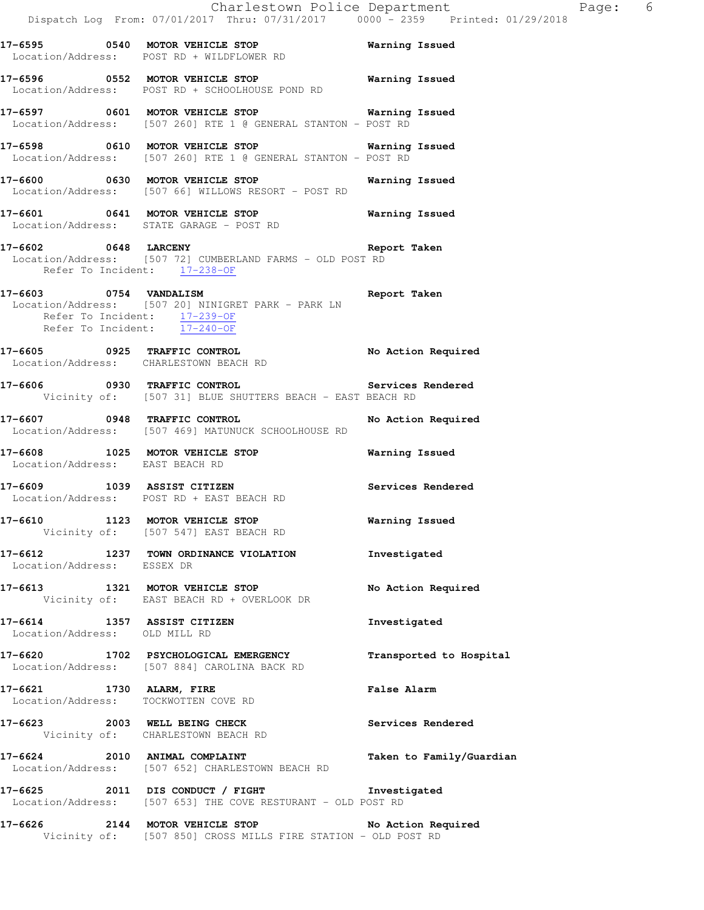**17-6595 0540 MOTOR VEHICLE STOP** **Warning Issued**
Location/Address: POST RD + WILDFLOWER RD

**17-6596 0552 MOTOR VEHICLE STOP** **Warning Issued**
Location/Address: POST RD + SCHOOLHOUSE POND RD

**17-6597 0601 MOTOR VEHICLE STOP** **Warning Issued**
Location/Address: [507 260] RTE 1 @ GENERAL STANTON - POST RD

**17-6598 0610 MOTOR VEHICLE STOP** **Warning Issued**
Location/Address: [507 260] RTE 1 @ GENERAL STANTON - POST RD

**17-6600 0630 MOTOR VEHICLE STOP** **Warning Issued**
Location/Address: [507 66] WILLOWS RESORT - POST RD

**17-6601 0641 MOTOR VEHICLE STOP** **Warning Issued**
Location/Address: STATE GARAGE - POST RD

**17-6602 0648 LARCENY** **Report Taken**
Location/Address: [507 72] CUMBERLAND FARMS - OLD POST RD
Refer To Incident: 17-238-OF

**17-6603 0754 VANDALISM** **Report Taken**
Location/Address: [507 20] NINIGRET PARK - PARK LN
Refer To Incident: 17-239-OF
Refer To Incident: 17-240-OF

**17-6605 0925 TRAFFIC CONTROL** **No Action Required**
Location/Address: CHARLESTOWN BEACH RD

**17-6606 0930 TRAFFIC CONTROL** **Services Rendered**
Vicinity of: [507 31] BLUE SHUTTERS BEACH - EAST BEACH RD

**17-6607 0948 TRAFFIC CONTROL** **No Action Required**
Location/Address: [507 469] MATUNUCK SCHOOLHOUSE RD

**17-6608 1025 MOTOR VEHICLE STOP** **Warning Issued**
Location/Address: EAST BEACH RD

**17-6609 1039 ASSIST CITIZEN** **Services Rendered**
Location/Address: POST RD + EAST BEACH RD

**17-6610 1123 MOTOR VEHICLE STOP** **Warning Issued**
Vicinity of: [507 547] EAST BEACH RD

**17-6612 1237 TOWN ORDINANCE VIOLATION** **Investigated**
Location/Address: ESSEX DR

**17-6613 1321 MOTOR VEHICLE STOP** **No Action Required**
Vicinity of: EAST BEACH RD + OVERLOOK DR

**17-6614 1357 ASSIST CITIZEN** **Investigated**
Location/Address: OLD MILL RD

**17-6620 1702 PSYCHOLOGICAL EMERGENCY** **Transported to Hospital**
Location/Address: [507 884] CAROLINA BACK RD

**17-6621 1730 ALARM, FIRE** **False Alarm**
Location/Address: TOCKWOTTEN COVE RD

**17-6623 2003 WELL BEING CHECK** **Services Rendered**
Vicinity of: CHARLESTOWN BEACH RD

**17-6624 2010 ANIMAL COMPLAINT** **Taken to Family/Guardian**
Location/Address: [507 652] CHARLESTOWN BEACH RD

**17-6625 2011 DIS CONDUCT / FIGHT** **Investigated**
Location/Address: [507 653] THE COVE RESTURANT - OLD POST RD

**17-6626 2144 MOTOR VEHICLE STOP** **No Action Required**
Vicinity of: [507 850] CROSS MILLS FIRE STATION - OLD POST RD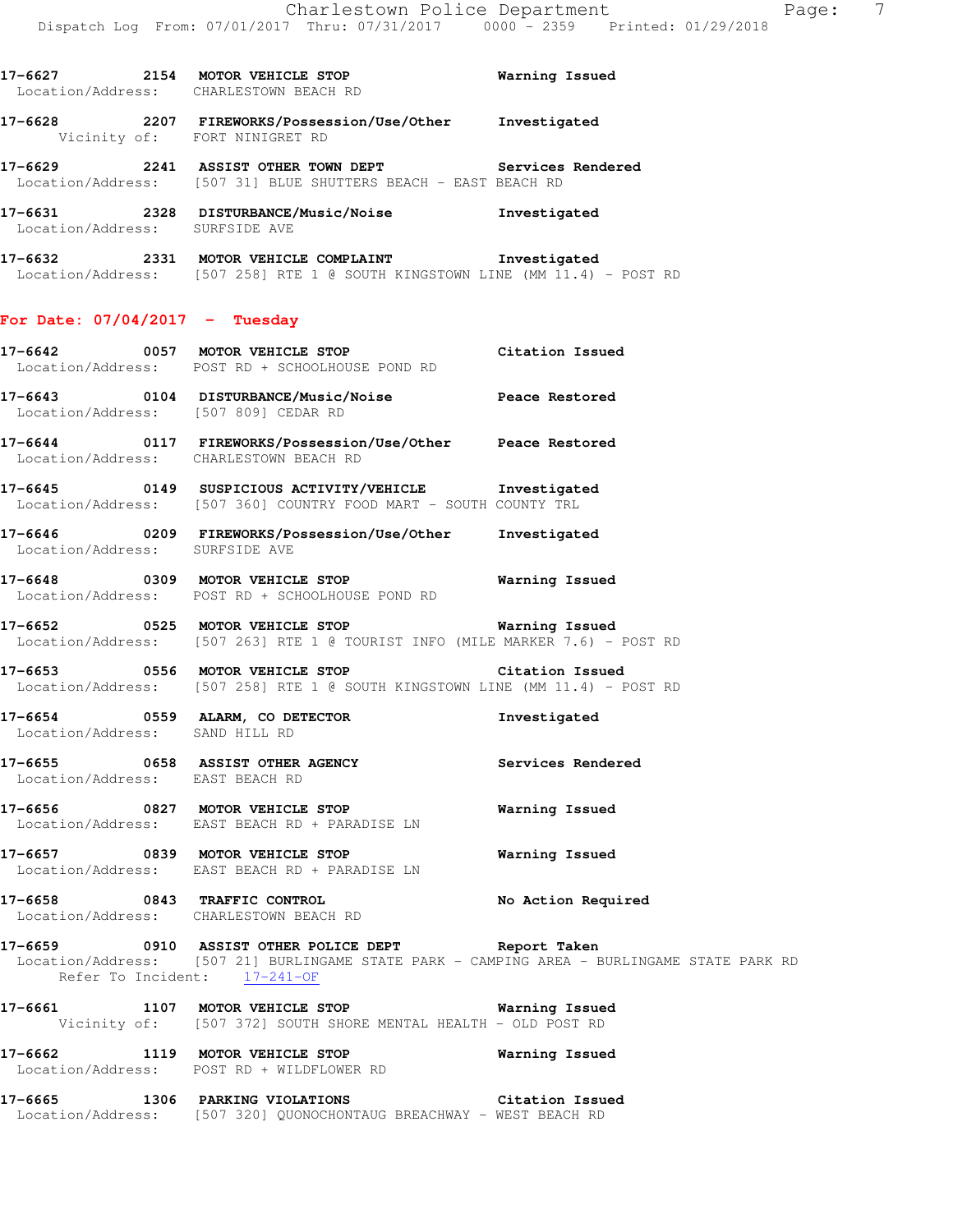**17-6627 2154 MOTOR VEHICLE STOP Warning Issued**
Location/Address: CHARLESTOWN BEACH RD

**17-6628 2207 FIREWORKS/Possession/Use/Other Investigated**
Vicinity of: FORT NINIGRET RD

**17-6629 2241 ASSIST OTHER TOWN DEPT Services Rendered**
Location/Address: [507 31] BLUE SHUTTERS BEACH - EAST BEACH RD

**17-6631 2328 DISTURBANCE/Music/Noise Investigated**
Location/Address: SURFSIDE AVE

**17-6632 2331 MOTOR VEHICLE COMPLAINT Investigated**
Location/Address: [507 258] RTE 1 @ SOUTH KINGSTOWN LINE (MM 11.4) - POST RD

## For Date: 07/04/2017 - Tuesday

**17-6642 0057 MOTOR VEHICLE STOP Citation Issued**
Location/Address: POST RD + SCHOOLHOUSE POND RD

**17-6643 0104 DISTURBANCE/Music/Noise Peace Restored**
Location/Address: [507 809] CEDAR RD

**17-6644 0117 FIREWORKS/Possession/Use/Other Peace Restored**
Location/Address: CHARLESTOWN BEACH RD

**17-6645 0149 SUSPICIOUS ACTIVITY/VEHICLE Investigated**
Location/Address: [507 360] COUNTRY FOOD MART - SOUTH COUNTY TRL

**17-6646 0209 FIREWORKS/Possession/Use/Other Investigated**
Location/Address: SURFSIDE AVE

**17-6648 0309 MOTOR VEHICLE STOP Warning Issued**
Location/Address: POST RD + SCHOOLHOUSE POND RD

**17-6652 0525 MOTOR VEHICLE STOP Warning Issued**
Location/Address: [507 263] RTE 1 @ TOURIST INFO (MILE MARKER 7.6) - POST RD

**17-6653 0556 MOTOR VEHICLE STOP Citation Issued**
Location/Address: [507 258] RTE 1 @ SOUTH KINGSTOWN LINE (MM 11.4) - POST RD

**17-6654 0559 ALARM, CO DETECTOR Investigated**
Location/Address: SAND HILL RD

**17-6655 0658 ASSIST OTHER AGENCY Services Rendered**
Location/Address: EAST BEACH RD

**17-6656 0827 MOTOR VEHICLE STOP Warning Issued**
Location/Address: EAST BEACH RD + PARADISE LN

**17-6657 0839 MOTOR VEHICLE STOP Warning Issued**
Location/Address: EAST BEACH RD + PARADISE LN

**17-6658 0843 TRAFFIC CONTROL No Action Required**
Location/Address: CHARLESTOWN BEACH RD

**17-6659 0910 ASSIST OTHER POLICE DEPT Report Taken**
Location/Address: [507 21] BURLINGAME STATE PARK - CAMPING AREA - BURLINGAME STATE PARK RD
Refer To Incident: 17-241-OF

**17-6661 1107 MOTOR VEHICLE STOP Warning Issued**
Vicinity of: [507 372] SOUTH SHORE MENTAL HEALTH - OLD POST RD

**17-6662 1119 MOTOR VEHICLE STOP Warning Issued**
Location/Address: POST RD + WILDFLOWER RD

**17-6665 1306 PARKING VIOLATIONS Citation Issued**
Location/Address: [507 320] QUONOCHONTAUG BREACHWAY - WEST BEACH RD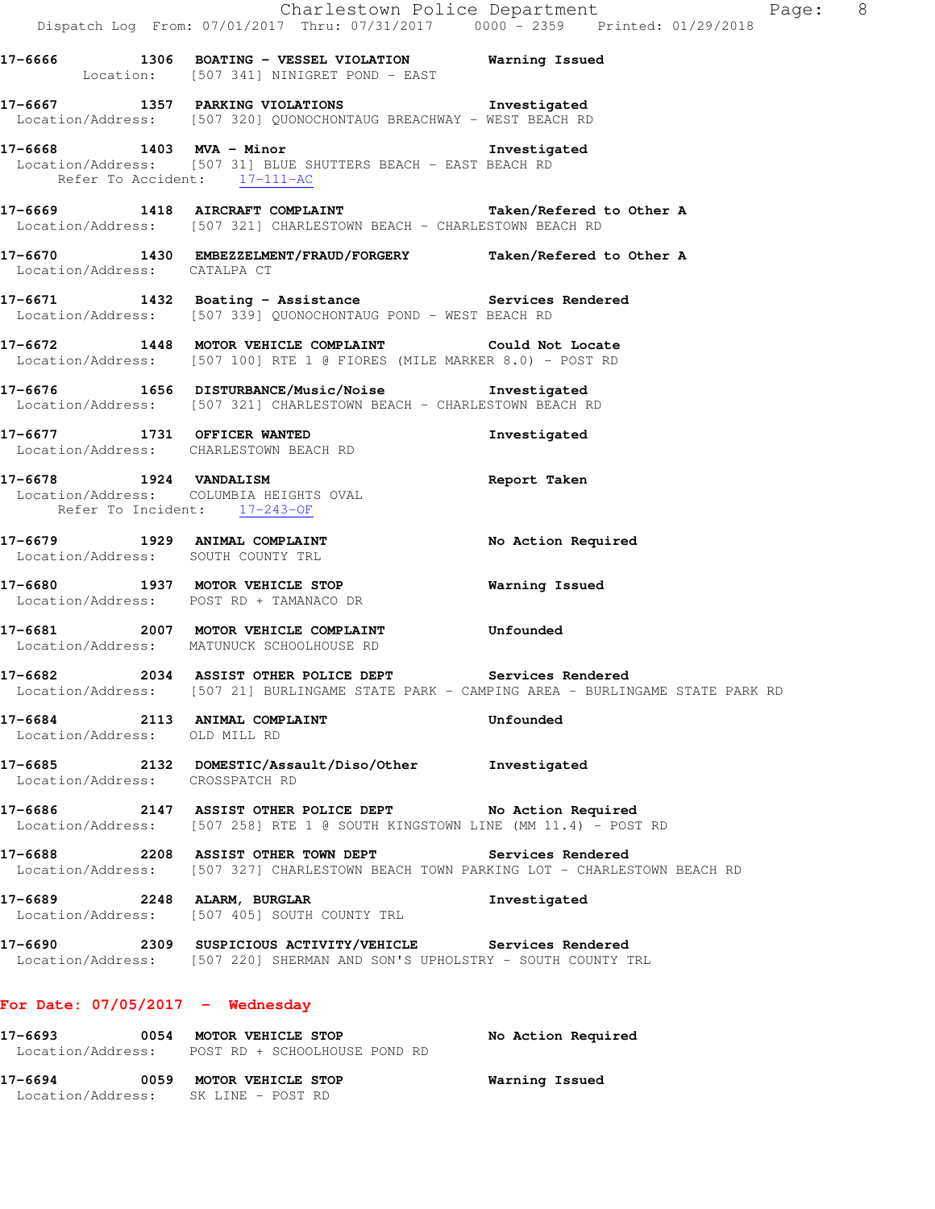**17-6666 1306 BOATING - VESSEL VIOLATION** Warning Issued
Location: [507 341] NINIGRET POND - EAST

**17-6667 1357 PARKING VIOLATIONS** Investigated
Location/Address: [507 320] QUONOCHONTAUG BREACHWAY - WEST BEACH RD

**17-6668 1403 MVA - Minor** Investigated
Location/Address: [507 31] BLUE SHUTTERS BEACH - EAST BEACH RD
Refer To Accident: 17-111-AC

**17-6669 1418 AIRCRAFT COMPLAINT** Taken/Refered to Other A
Location/Address: [507 321] CHARLESTOWN BEACH - CHARLESTOWN BEACH RD

**17-6670 1430 EMBEZZELMENT/FRAUD/FORGERY** Taken/Refered to Other A
Location/Address: CATALPA CT

**17-6671 1432 Boating - Assistance** Services Rendered
Location/Address: [507 339] QUONOCHONTAUG POND - WEST BEACH RD

**17-6672 1448 MOTOR VEHICLE COMPLAINT** Could Not Locate
Location/Address: [507 100] RTE 1 @ FIORES (MILE MARKER 8.0) - POST RD

**17-6676 1656 DISTURBANCE/Music/Noise** Investigated
Location/Address: [507 321] CHARLESTOWN BEACH - CHARLESTOWN BEACH RD

**17-6677 1731 OFFICER WANTED** Investigated
Location/Address: CHARLESTOWN BEACH RD

**17-6678 1924 VANDALISM** Report Taken
Location/Address: COLUMBIA HEIGHTS OVAL
Refer To Incident: 17-243-OF

**17-6679 1929 ANIMAL COMPLAINT** No Action Required
Location/Address: SOUTH COUNTY TRL

**17-6680 1937 MOTOR VEHICLE STOP** Warning Issued
Location/Address: POST RD + TAMANACO DR

**17-6681 2007 MOTOR VEHICLE COMPLAINT** Unfounded
Location/Address: MATUNUCK SCHOOLHOUSE RD

**17-6682 2034 ASSIST OTHER POLICE DEPT** Services Rendered
Location/Address: [507 21] BURLINGAME STATE PARK - CAMPING AREA - BURLINGAME STATE PARK RD

**17-6684 2113 ANIMAL COMPLAINT** Unfounded
Location/Address: OLD MILL RD

**17-6685 2132 DOMESTIC/Assault/Diso/Other** Investigated
Location/Address: CROSSPATCH RD

**17-6686 2147 ASSIST OTHER POLICE DEPT** No Action Required
Location/Address: [507 258] RTE 1 @ SOUTH KINGSTOWN LINE (MM 11.4) - POST RD

**17-6688 2208 ASSIST OTHER TOWN DEPT** Services Rendered
Location/Address: [507 327] CHARLESTOWN BEACH TOWN PARKING LOT - CHARLESTOWN BEACH RD

**17-6689 2248 ALARM, BURGLAR** Investigated
Location/Address: [507 405] SOUTH COUNTY TRL

**17-6690 2309 SUSPICIOUS ACTIVITY/VEHICLE** Services Rendered
Location/Address: [507 220] SHERMAN AND SON'S UPHOLSTRY - SOUTH COUNTY TRL

## For Date: 07/05/2017 - Wednesday

**17-6693 0054 MOTOR VEHICLE STOP** No Action Required
Location/Address: POST RD + SCHOOLHOUSE POND RD

**17-6694 0059 MOTOR VEHICLE STOP** Warning Issued
Location/Address: SK LINE - POST RD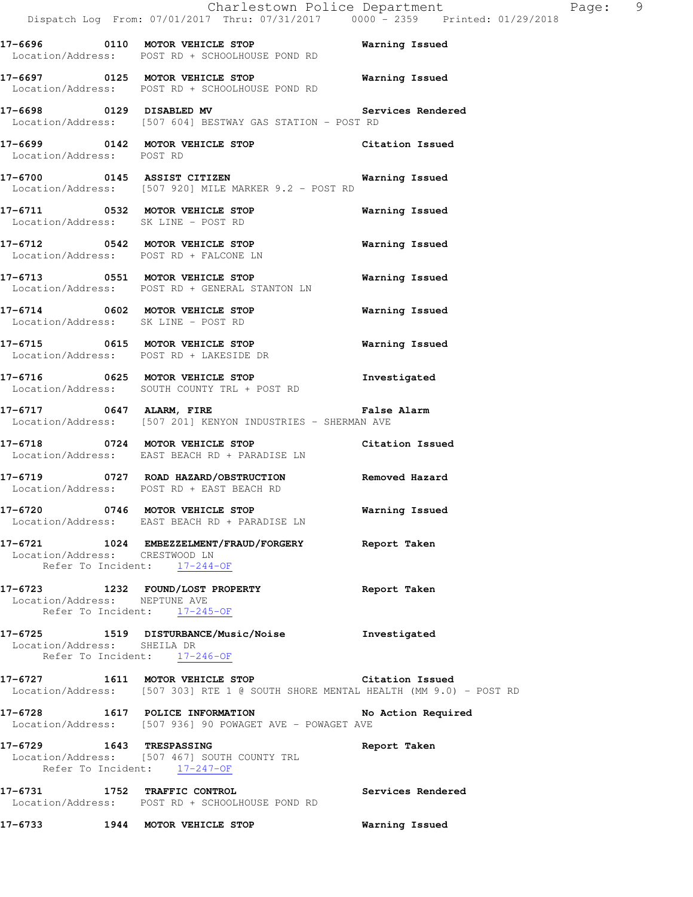**17-6696 0110 MOTOR VEHICLE STOP** — **Warning Issued**
Location/Address: POST RD + SCHOOLHOUSE POND RD

**17-6697 0125 MOTOR VEHICLE STOP** — **Warning Issued**
Location/Address: POST RD + SCHOOLHOUSE POND RD

**17-6698 0129 DISABLED MV** — **Services Rendered**
Location/Address: [507 604] BESTWAY GAS STATION - POST RD

**17-6699 0142 MOTOR VEHICLE STOP** — **Citation Issued**
Location/Address: POST RD

**17-6700 0145 ASSIST CITIZEN** — **Warning Issued**
Location/Address: [507 920] MILE MARKER 9.2 - POST RD

**17-6711 0532 MOTOR VEHICLE STOP** — **Warning Issued**
Location/Address: SK LINE - POST RD

**17-6712 0542 MOTOR VEHICLE STOP** — **Warning Issued**
Location/Address: POST RD + FALCONE LN

**17-6713 0551 MOTOR VEHICLE STOP** — **Warning Issued**
Location/Address: POST RD + GENERAL STANTON LN

**17-6714 0602 MOTOR VEHICLE STOP** — **Warning Issued**
Location/Address: SK LINE - POST RD

**17-6715 0615 MOTOR VEHICLE STOP** — **Warning Issued**
Location/Address: POST RD + LAKESIDE DR

**17-6716 0625 MOTOR VEHICLE STOP** — **Investigated**
Location/Address: SOUTH COUNTY TRL + POST RD

**17-6717 0647 ALARM, FIRE** — **False Alarm**
Location/Address: [507 201] KENYON INDUSTRIES - SHERMAN AVE

**17-6718 0724 MOTOR VEHICLE STOP** — **Citation Issued**
Location/Address: EAST BEACH RD + PARADISE LN

**17-6719 0727 ROAD HAZARD/OBSTRUCTION** — **Removed Hazard**
Location/Address: POST RD + EAST BEACH RD

**17-6720 0746 MOTOR VEHICLE STOP** — **Warning Issued**
Location/Address: EAST BEACH RD + PARADISE LN

**17-6721 1024 EMBEZZELMENT/FRAUD/FORGERY** — **Report Taken**
Location/Address: CRESTWOOD LN
Refer To Incident: 17-244-OF

**17-6723 1232 FOUND/LOST PROPERTY** — **Report Taken**
Location/Address: NEPTUNE AVE
Refer To Incident: 17-245-OF

**17-6725 1519 DISTURBANCE/Music/Noise** — **Investigated**
Location/Address: SHEILA DR
Refer To Incident: 17-246-OF

**17-6727 1611 MOTOR VEHICLE STOP** — **Citation Issued**
Location/Address: [507 303] RTE 1 @ SOUTH SHORE MENTAL HEALTH (MM 9.0) - POST RD

**17-6728 1617 POLICE INFORMATION** — **No Action Required**
Location/Address: [507 936] 90 POWAGET AVE - POWAGET AVE

**17-6729 1643 TRESPASSING** — **Report Taken**
Location/Address: [507 467] SOUTH COUNTY TRL
Refer To Incident: 17-247-OF

**17-6731 1752 TRAFFIC CONTROL** — **Services Rendered**
Location/Address: POST RD + SCHOOLHOUSE POND RD

**17-6733 1944 MOTOR VEHICLE STOP** — **Warning Issued**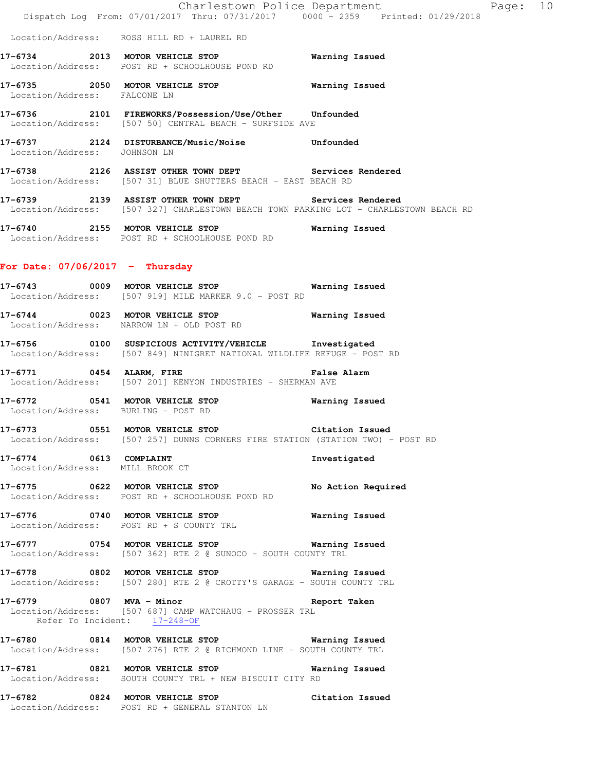Location/Address: ROSS HILL RD + LAUREL RD

**17-6734 2013 MOTOR VEHICLE STOP Warning Issued**
Location/Address: POST RD + SCHOOLHOUSE POND RD

**17-6735 2050 MOTOR VEHICLE STOP Warning Issued**
Location/Address: FALCONE LN

**17-6736 2101 FIREWORKS/Possession/Use/Other Unfounded**
Location/Address: [507 50] CENTRAL BEACH - SURFSIDE AVE

**17-6737 2124 DISTURBANCE/Music/Noise Unfounded**
Location/Address: JOHNSON LN

**17-6738 2126 ASSIST OTHER TOWN DEPT Services Rendered**
Location/Address: [507 31] BLUE SHUTTERS BEACH - EAST BEACH RD

**17-6739 2139 ASSIST OTHER TOWN DEPT Services Rendered**
Location/Address: [507 327] CHARLESTOWN BEACH TOWN PARKING LOT - CHARLESTOWN BEACH RD

**17-6740 2155 MOTOR VEHICLE STOP Warning Issued**
Location/Address: POST RD + SCHOOLHOUSE POND RD

## For Date: 07/06/2017 - Thursday

**17-6743 0009 MOTOR VEHICLE STOP Warning Issued**
Location/Address: [507 919] MILE MARKER 9.0 - POST RD

**17-6744 0023 MOTOR VEHICLE STOP Warning Issued**
Location/Address: NARROW LN + OLD POST RD

**17-6756 0100 SUSPICIOUS ACTIVITY/VEHICLE Investigated**
Location/Address: [507 849] NINIGRET NATIONAL WILDLIFE REFUGE - POST RD

**17-6771 0454 ALARM, FIRE False Alarm**
Location/Address: [507 201] KENYON INDUSTRIES - SHERMAN AVE

**17-6772 0541 MOTOR VEHICLE STOP Warning Issued**
Location/Address: BURLING - POST RD

**17-6773 0551 MOTOR VEHICLE STOP Citation Issued**
Location/Address: [507 257] DUNNS CORNERS FIRE STATION (STATION TWO) - POST RD

**17-6774 0613 COMPLAINT Investigated**
Location/Address: MILL BROOK CT

**17-6775 0622 MOTOR VEHICLE STOP No Action Required**
Location/Address: POST RD + SCHOOLHOUSE POND RD

**17-6776 0740 MOTOR VEHICLE STOP Warning Issued**
Location/Address: POST RD + S COUNTY TRL

**17-6777 0754 MOTOR VEHICLE STOP Warning Issued**
Location/Address: [507 362] RTE 2 @ SUNOCO - SOUTH COUNTY TRL

**17-6778 0802 MOTOR VEHICLE STOP Warning Issued**
Location/Address: [507 280] RTE 2 @ CROTTY'S GARAGE - SOUTH COUNTY TRL

**17-6779 0807 MVA - Minor Report Taken**
Location/Address: [507 687] CAMP WATCHAUG - PROSSER TRL
Refer To Incident: 17-248-OF

**17-6780 0814 MOTOR VEHICLE STOP Warning Issued**
Location/Address: [507 276] RTE 2 @ RICHMOND LINE - SOUTH COUNTY TRL

**17-6781 0821 MOTOR VEHICLE STOP Warning Issued**
Location/Address: SOUTH COUNTY TRL + NEW BISCUIT CITY RD

**17-6782 0824 MOTOR VEHICLE STOP Citation Issued**
Location/Address: POST RD + GENERAL STANTON LN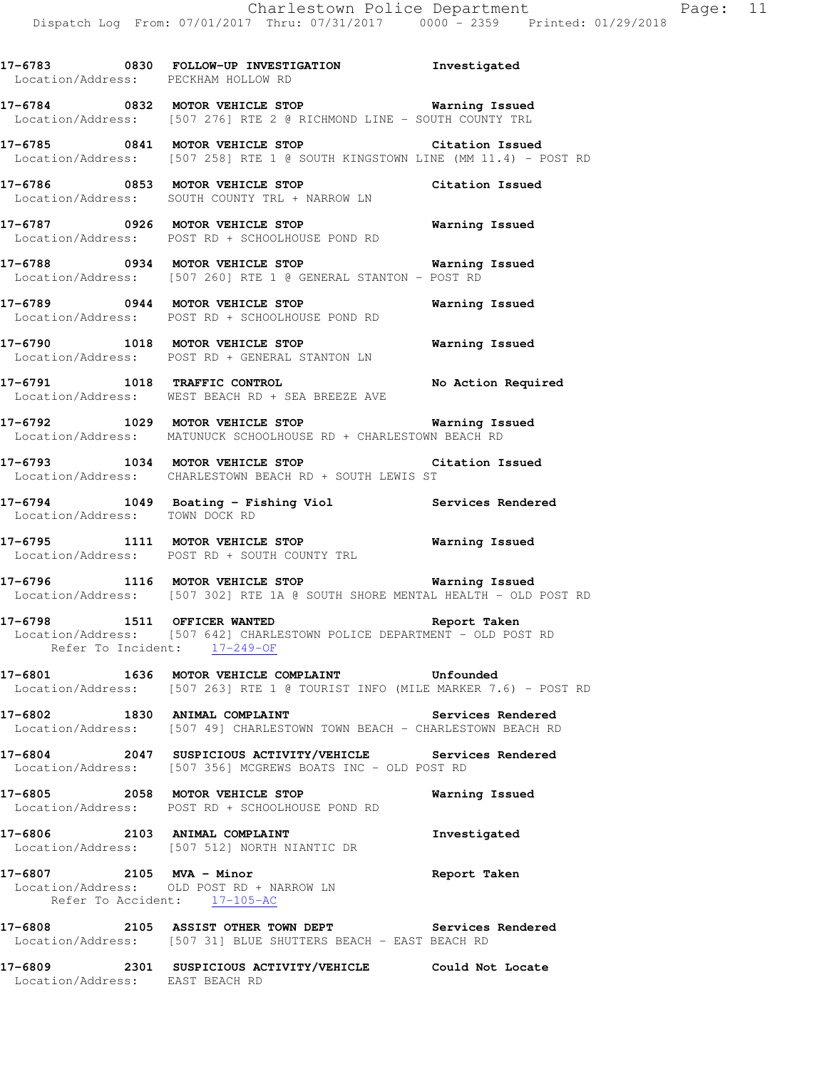**17-6783** 0830 **FOLLOW-UP INVESTIGATION** **Investigated**
Location/Address: PECKHAM HOLLOW RD

**17-6784** 0832 **MOTOR VEHICLE STOP** **Warning Issued**
Location/Address: [507 276] RTE 2 @ RICHMOND LINE - SOUTH COUNTY TRL

**17-6785** 0841 **MOTOR VEHICLE STOP** **Citation Issued**
Location/Address: [507 258] RTE 1 @ SOUTH KINGSTOWN LINE (MM 11.4) - POST RD

**17-6786** 0853 **MOTOR VEHICLE STOP** **Citation Issued**
Location/Address: SOUTH COUNTY TRL + NARROW LN

**17-6787** 0926 **MOTOR VEHICLE STOP** **Warning Issued**
Location/Address: POST RD + SCHOOLHOUSE POND RD

**17-6788** 0934 **MOTOR VEHICLE STOP** **Warning Issued**
Location/Address: [507 260] RTE 1 @ GENERAL STANTON - POST RD

**17-6789** 0944 **MOTOR VEHICLE STOP** **Warning Issued**
Location/Address: POST RD + SCHOOLHOUSE POND RD

**17-6790** 1018 **MOTOR VEHICLE STOP** **Warning Issued**
Location/Address: POST RD + GENERAL STANTON LN

**17-6791** 1018 **TRAFFIC CONTROL** **No Action Required**
Location/Address: WEST BEACH RD + SEA BREEZE AVE

**17-6792** 1029 **MOTOR VEHICLE STOP** **Warning Issued**
Location/Address: MATUNUCK SCHOOLHOUSE RD + CHARLESTOWN BEACH RD

**17-6793** 1034 **MOTOR VEHICLE STOP** **Citation Issued**
Location/Address: CHARLESTOWN BEACH RD + SOUTH LEWIS ST

**17-6794** 1049 **Boating - Fishing Viol** **Services Rendered**
Location/Address: TOWN DOCK RD

**17-6795** 1111 **MOTOR VEHICLE STOP** **Warning Issued**
Location/Address: POST RD + SOUTH COUNTY TRL

**17-6796** 1116 **MOTOR VEHICLE STOP** **Warning Issued**
Location/Address: [507 302] RTE 1A @ SOUTH SHORE MENTAL HEALTH - OLD POST RD

**17-6798** 1511 **OFFICER WANTED** **Report Taken**
Location/Address: [507 642] CHARLESTOWN POLICE DEPARTMENT - OLD POST RD
Refer To Incident: 17-249-OF

**17-6801** 1636 **MOTOR VEHICLE COMPLAINT** **Unfounded**
Location/Address: [507 263] RTE 1 @ TOURIST INFO (MILE MARKER 7.6) - POST RD

**17-6802** 1830 **ANIMAL COMPLAINT** **Services Rendered**
Location/Address: [507 49] CHARLESTOWN TOWN BEACH - CHARLESTOWN BEACH RD

**17-6804** 2047 **SUSPICIOUS ACTIVITY/VEHICLE** **Services Rendered**
Location/Address: [507 356] MCGREWS BOATS INC - OLD POST RD

**17-6805** 2058 **MOTOR VEHICLE STOP** **Warning Issued**
Location/Address: POST RD + SCHOOLHOUSE POND RD

**17-6806** 2103 **ANIMAL COMPLAINT** **Investigated**
Location/Address: [507 512] NORTH NIANTIC DR

**17-6807** 2105 **MVA - Minor** **Report Taken**
Location/Address: OLD POST RD + NARROW LN
Refer To Accident: 17-105-AC

**17-6808** 2105 **ASSIST OTHER TOWN DEPT** **Services Rendered**
Location/Address: [507 31] BLUE SHUTTERS BEACH - EAST BEACH RD

**17-6809** 2301 **SUSPICIOUS ACTIVITY/VEHICLE** **Could Not Locate**
Location/Address: EAST BEACH RD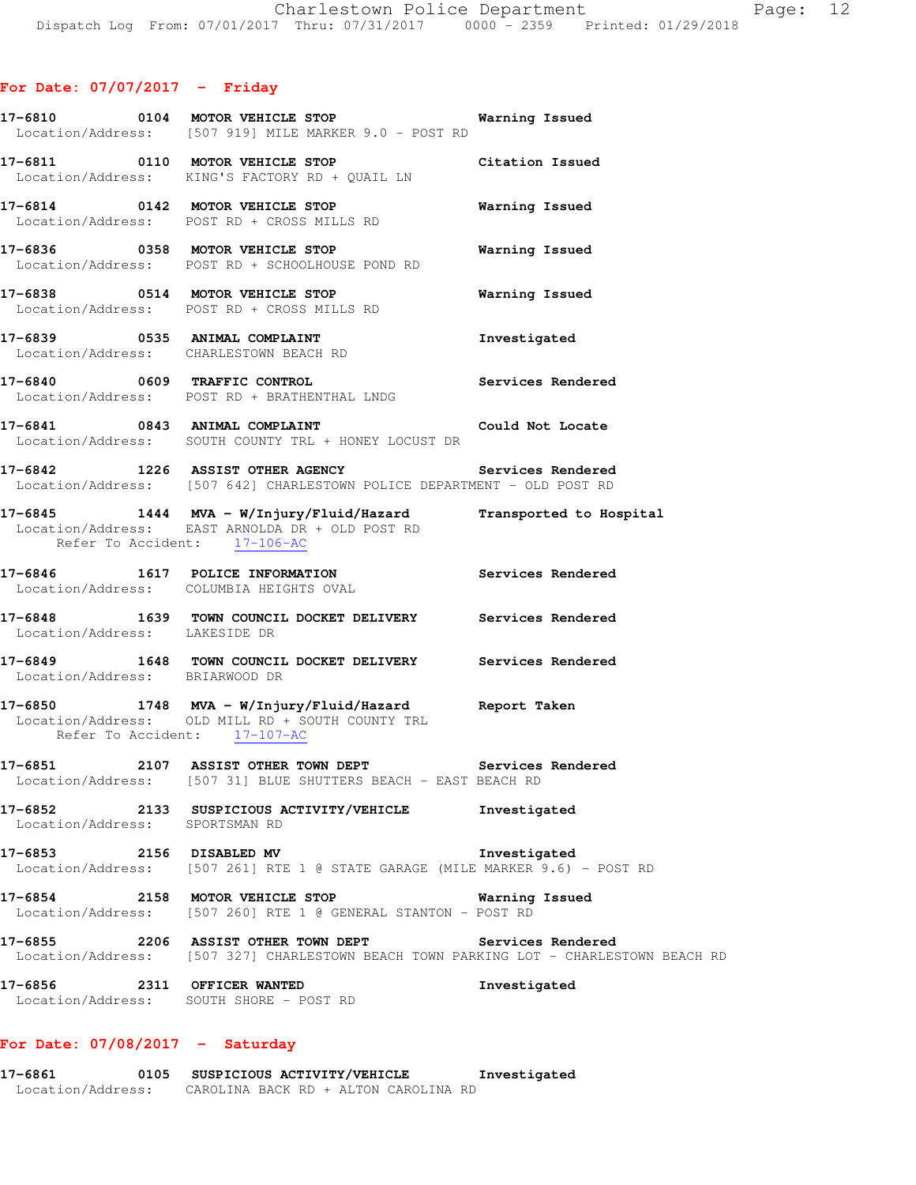## For Date: 07/07/2017 - Friday

**17-6810** 0104 **MOTOR VEHICLE STOP** Warning Issued
Location/Address: [507 919] MILE MARKER 9.0 - POST RD

**17-6811** 0110 **MOTOR VEHICLE STOP** Citation Issued
Location/Address: KING'S FACTORY RD + QUAIL LN

**17-6814** 0142 **MOTOR VEHICLE STOP** Warning Issued
Location/Address: POST RD + CROSS MILLS RD

**17-6836** 0358 **MOTOR VEHICLE STOP** Warning Issued
Location/Address: POST RD + SCHOOLHOUSE POND RD

**17-6838** 0514 **MOTOR VEHICLE STOP** Warning Issued
Location/Address: POST RD + CROSS MILLS RD

**17-6839** 0535 **ANIMAL COMPLAINT** Investigated
Location/Address: CHARLESTOWN BEACH RD

**17-6840** 0609 **TRAFFIC CONTROL** Services Rendered
Location/Address: POST RD + BRATHENTHAL LNDG

**17-6841** 0843 **ANIMAL COMPLAINT** Could Not Locate
Location/Address: SOUTH COUNTY TRL + HONEY LOCUST DR

**17-6842** 1226 **ASSIST OTHER AGENCY** Services Rendered
Location/Address: [507 642] CHARLESTOWN POLICE DEPARTMENT - OLD POST RD

**17-6845** 1444 **MVA - W/Injury/Fluid/Hazard** Transported to Hospital
Location/Address: EAST ARNOLDA DR + OLD POST RD
Refer To Accident: 17-106-AC

**17-6846** 1617 **POLICE INFORMATION** Services Rendered
Location/Address: COLUMBIA HEIGHTS OVAL

**17-6848** 1639 **TOWN COUNCIL DOCKET DELIVERY** Services Rendered
Location/Address: LAKESIDE DR

**17-6849** 1648 **TOWN COUNCIL DOCKET DELIVERY** Services Rendered
Location/Address: BRIARWOOD DR

**17-6850** 1748 **MVA - W/Injury/Fluid/Hazard** Report Taken
Location/Address: OLD MILL RD + SOUTH COUNTY TRL
Refer To Accident: 17-107-AC

**17-6851** 2107 **ASSIST OTHER TOWN DEPT** Services Rendered
Location/Address: [507 31] BLUE SHUTTERS BEACH - EAST BEACH RD

**17-6852** 2133 **SUSPICIOUS ACTIVITY/VEHICLE** Investigated
Location/Address: SPORTSMAN RD

**17-6853** 2156 **DISABLED MV** Investigated
Location/Address: [507 261] RTE 1 @ STATE GARAGE (MILE MARKER 9.6) - POST RD

**17-6854** 2158 **MOTOR VEHICLE STOP** Warning Issued
Location/Address: [507 260] RTE 1 @ GENERAL STANTON - POST RD

**17-6855** 2206 **ASSIST OTHER TOWN DEPT** Services Rendered
Location/Address: [507 327] CHARLESTOWN BEACH TOWN PARKING LOT - CHARLESTOWN BEACH RD

**17-6856** 2311 **OFFICER WANTED** Investigated
Location/Address: SOUTH SHORE - POST RD

## For Date: 07/08/2017 - Saturday

**17-6861** 0105 **SUSPICIOUS ACTIVITY/VEHICLE** Investigated
Location/Address: CAROLINA BACK RD + ALTON CAROLINA RD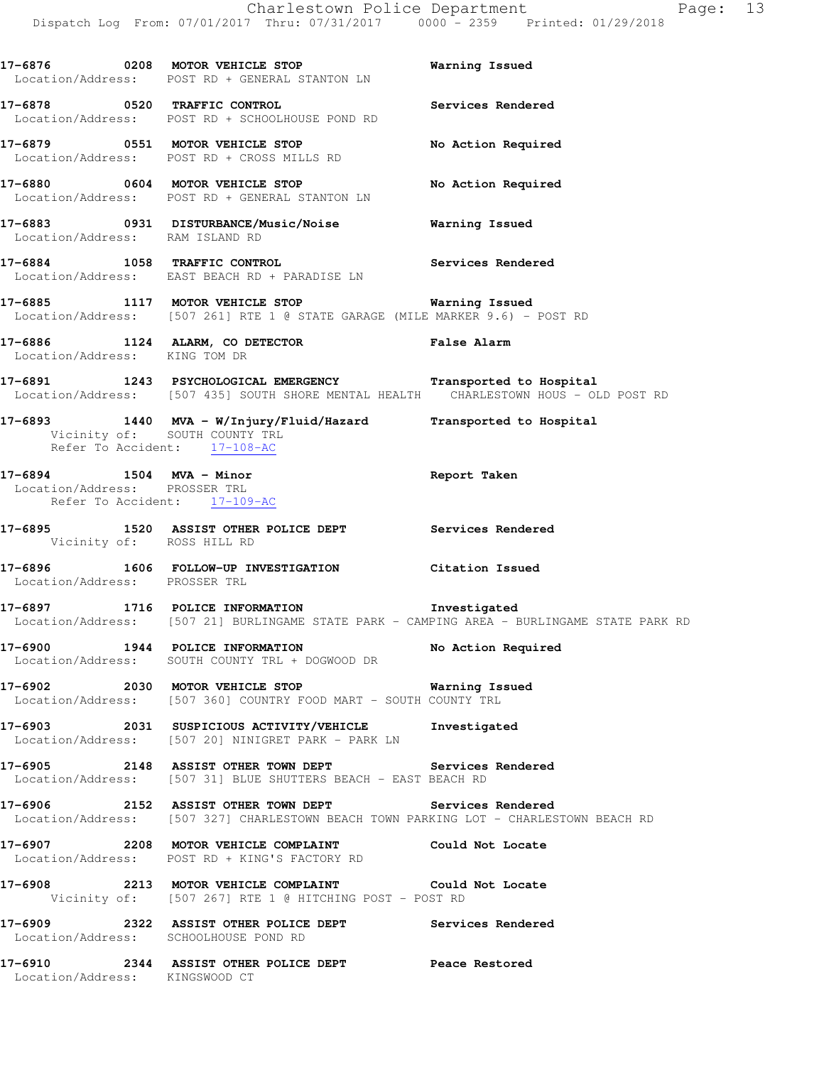**17-6876 0208 MOTOR VEHICLE STOP** — **Warning Issued**
Location/Address: POST RD + GENERAL STANTON LN

**17-6878 0520 TRAFFIC CONTROL** — **Services Rendered**
Location/Address: POST RD + SCHOOLHOUSE POND RD

**17-6879 0551 MOTOR VEHICLE STOP** — **No Action Required**
Location/Address: POST RD + CROSS MILLS RD

**17-6880 0604 MOTOR VEHICLE STOP** — **No Action Required**
Location/Address: POST RD + GENERAL STANTON LN

**17-6883 0931 DISTURBANCE/Music/Noise** — **Warning Issued**
Location/Address: RAM ISLAND RD

**17-6884 1058 TRAFFIC CONTROL** — **Services Rendered**
Location/Address: EAST BEACH RD + PARADISE LN

**17-6885 1117 MOTOR VEHICLE STOP** — **Warning Issued**
Location/Address: [507 261] RTE 1 @ STATE GARAGE (MILE MARKER 9.6) - POST RD

**17-6886 1124 ALARM, CO DETECTOR** — **False Alarm**
Location/Address: KING TOM DR

**17-6891 1243 PSYCHOLOGICAL EMERGENCY** — **Transported to Hospital**
Location/Address: [507 435] SOUTH SHORE MENTAL HEALTH CHARLESTOWN HOUS - OLD POST RD

**17-6893 1440 MVA - W/Injury/Fluid/Hazard** — **Transported to Hospital**
Vicinity of: SOUTH COUNTY TRL
Refer To Accident: 17-108-AC

**17-6894 1504 MVA - Minor** — **Report Taken**
Location/Address: PROSSER TRL
Refer To Accident: 17-109-AC

**17-6895 1520 ASSIST OTHER POLICE DEPT** — **Services Rendered**
Vicinity of: ROSS HILL RD

**17-6896 1606 FOLLOW-UP INVESTIGATION** — **Citation Issued**
Location/Address: PROSSER TRL

**17-6897 1716 POLICE INFORMATION** — **Investigated**
Location/Address: [507 21] BURLINGAME STATE PARK - CAMPING AREA - BURLINGAME STATE PARK RD

**17-6900 1944 POLICE INFORMATION** — **No Action Required**
Location/Address: SOUTH COUNTY TRL + DOGWOOD DR

**17-6902 2030 MOTOR VEHICLE STOP** — **Warning Issued**
Location/Address: [507 360] COUNTRY FOOD MART - SOUTH COUNTY TRL

**17-6903 2031 SUSPICIOUS ACTIVITY/VEHICLE** — **Investigated**
Location/Address: [507 20] NINIGRET PARK - PARK LN

**17-6905 2148 ASSIST OTHER TOWN DEPT** — **Services Rendered**
Location/Address: [507 31] BLUE SHUTTERS BEACH - EAST BEACH RD

**17-6906 2152 ASSIST OTHER TOWN DEPT** — **Services Rendered**
Location/Address: [507 327] CHARLESTOWN BEACH TOWN PARKING LOT - CHARLESTOWN BEACH RD

**17-6907 2208 MOTOR VEHICLE COMPLAINT** — **Could Not Locate**
Location/Address: POST RD + KING'S FACTORY RD

**17-6908 2213 MOTOR VEHICLE COMPLAINT** — **Could Not Locate**
Vicinity of: [507 267] RTE 1 @ HITCHING POST - POST RD

**17-6909 2322 ASSIST OTHER POLICE DEPT** — **Services Rendered**
Location/Address: SCHOOLHOUSE POND RD

**17-6910 2344 ASSIST OTHER POLICE DEPT** — **Peace Restored**
Location/Address: KINGSWOOD CT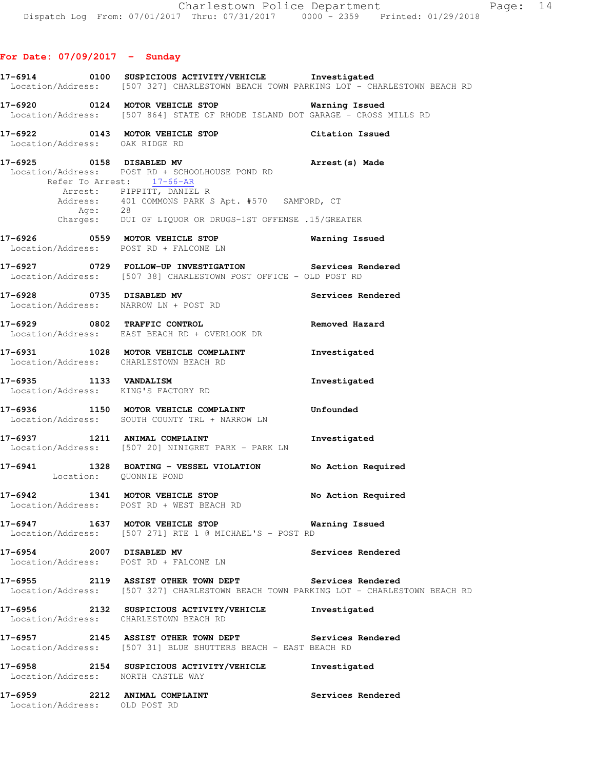**For Date: 07/09/2017 - Sunday**

**17-6914 0100 SUSPICIOUS ACTIVITY/VEHICLE Investigated**
Location/Address: [507 327] CHARLESTOWN BEACH TOWN PARKING LOT - CHARLESTOWN BEACH RD

**17-6920 0124 MOTOR VEHICLE STOP Warning Issued**
Location/Address: [507 864] STATE OF RHODE ISLAND DOT GARAGE - CROSS MILLS RD

**17-6922 0143 MOTOR VEHICLE STOP Citation Issued**
Location/Address: OAK RIDGE RD

**17-6925 0158 DISABLED MV Arrest(s) Made**
Location/Address: POST RD + SCHOOLHOUSE POND RD
Refer To Arrest: 17-66-AR
Arrest: PIPPITT, DANIEL R
Address: 401 COMMONS PARK S Apt. #570 SAMFORD, CT
Age: 28
Charges: DUI OF LIQUOR OR DRUGS-1ST OFFENSE .15/GREATER

**17-6926 0559 MOTOR VEHICLE STOP Warning Issued**
Location/Address: POST RD + FALCONE LN

**17-6927 0729 FOLLOW-UP INVESTIGATION Services Rendered**
Location/Address: [507 38] CHARLESTOWN POST OFFICE - OLD POST RD

**17-6928 0735 DISABLED MV Services Rendered**
Location/Address: NARROW LN + POST RD

**17-6929 0802 TRAFFIC CONTROL Removed Hazard**
Location/Address: EAST BEACH RD + OVERLOOK DR

**17-6931 1028 MOTOR VEHICLE COMPLAINT Investigated**
Location/Address: CHARLESTOWN BEACH RD

**17-6935 1133 VANDALISM Investigated**
Location/Address: KING'S FACTORY RD

**17-6936 1150 MOTOR VEHICLE COMPLAINT Unfounded**
Location/Address: SOUTH COUNTY TRL + NARROW LN

**17-6937 1211 ANIMAL COMPLAINT Investigated**
Location/Address: [507 20] NINIGRET PARK - PARK LN

**17-6941 1328 BOATING - VESSEL VIOLATION No Action Required**
Location: QUONNIE POND

**17-6942 1341 MOTOR VEHICLE STOP No Action Required**
Location/Address: POST RD + WEST BEACH RD

**17-6947 1637 MOTOR VEHICLE STOP Warning Issued**
Location/Address: [507 271] RTE 1 @ MICHAEL'S - POST RD

**17-6954 2007 DISABLED MV Services Rendered**
Location/Address: POST RD + FALCONE LN

**17-6955 2119 ASSIST OTHER TOWN DEPT Services Rendered**
Location/Address: [507 327] CHARLESTOWN BEACH TOWN PARKING LOT - CHARLESTOWN BEACH RD

**17-6956 2132 SUSPICIOUS ACTIVITY/VEHICLE Investigated**
Location/Address: CHARLESTOWN BEACH RD

**17-6957 2145 ASSIST OTHER TOWN DEPT Services Rendered**
Location/Address: [507 31] BLUE SHUTTERS BEACH - EAST BEACH RD

**17-6958 2154 SUSPICIOUS ACTIVITY/VEHICLE Investigated**
Location/Address: NORTH CASTLE WAY

**17-6959 2212 ANIMAL COMPLAINT Services Rendered**
Location/Address: OLD POST RD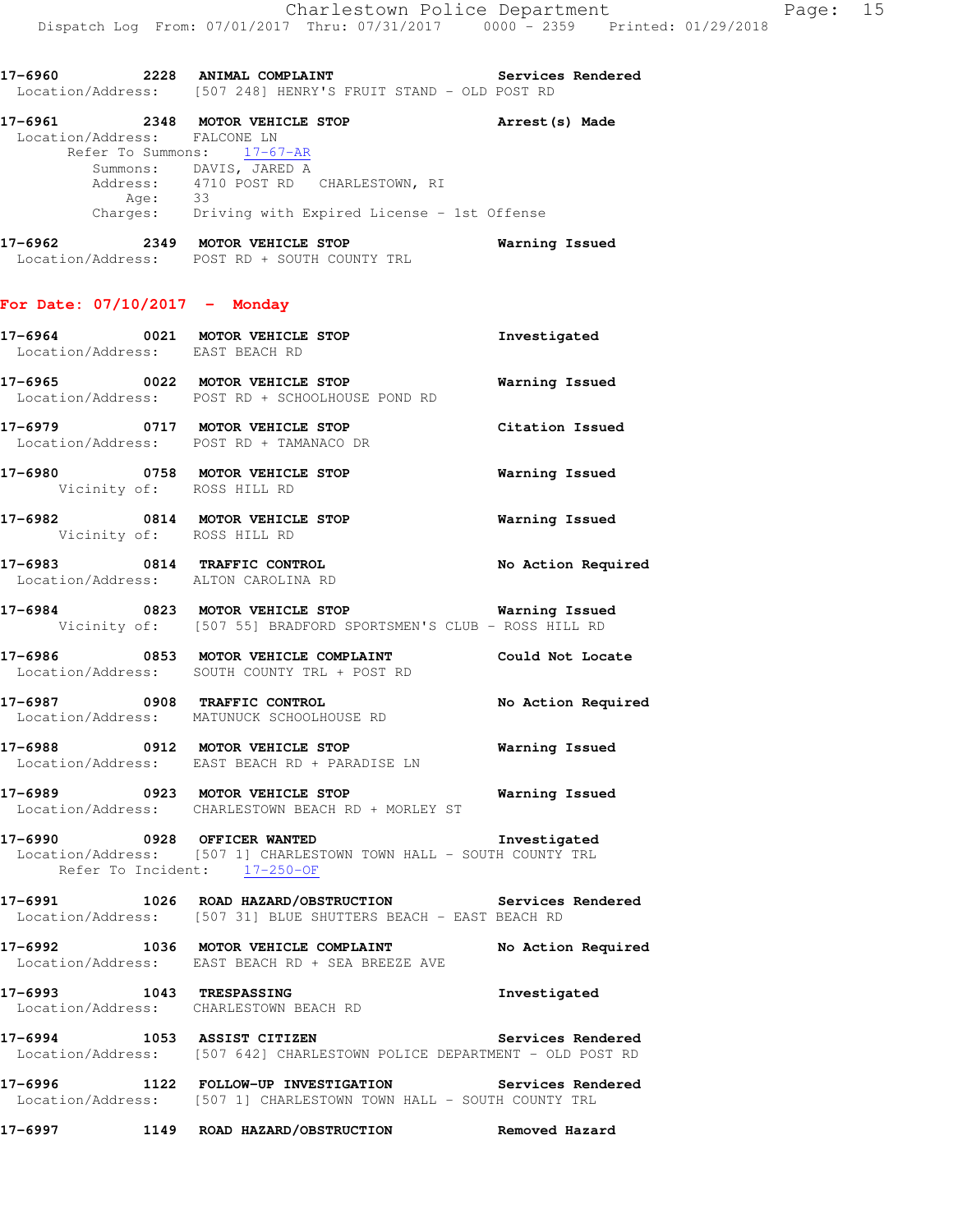**17-6960 2228 ANIMAL COMPLAINT** **Services Rendered**
Location/Address: [507 248] HENRY'S FRUIT STAND - OLD POST RD

**17-6961 2348 MOTOR VEHICLE STOP** **Arrest(s) Made**
Location/Address: FALCONE LN
Refer To Summons: 17-67-AR
Summons: DAVIS, JARED A
Address: 4710 POST RD CHARLESTOWN, RI
Age: 33
Charges: Driving with Expired License - 1st Offense

**17-6962 2349 MOTOR VEHICLE STOP** **Warning Issued**
Location/Address: POST RD + SOUTH COUNTY TRL

## For Date: 07/10/2017 - Monday

**17-6964 0021 MOTOR VEHICLE STOP** **Investigated**
Location/Address: EAST BEACH RD

**17-6965 0022 MOTOR VEHICLE STOP** **Warning Issued**
Location/Address: POST RD + SCHOOLHOUSE POND RD

**17-6979 0717 MOTOR VEHICLE STOP** **Citation Issued**
Location/Address: POST RD + TAMANACO DR

**17-6980 0758 MOTOR VEHICLE STOP** **Warning Issued**
Vicinity of: ROSS HILL RD

**17-6982 0814 MOTOR VEHICLE STOP** **Warning Issued**
Vicinity of: ROSS HILL RD

**17-6983 0814 TRAFFIC CONTROL** **No Action Required**
Location/Address: ALTON CAROLINA RD

**17-6984 0823 MOTOR VEHICLE STOP** **Warning Issued**
Vicinity of: [507 55] BRADFORD SPORTSMEN'S CLUB - ROSS HILL RD

**17-6986 0853 MOTOR VEHICLE COMPLAINT** **Could Not Locate**
Location/Address: SOUTH COUNTY TRL + POST RD

**17-6987 0908 TRAFFIC CONTROL** **No Action Required**
Location/Address: MATUNUCK SCHOOLHOUSE RD

**17-6988 0912 MOTOR VEHICLE STOP** **Warning Issued**
Location/Address: EAST BEACH RD + PARADISE LN

**17-6989 0923 MOTOR VEHICLE STOP** **Warning Issued**
Location/Address: CHARLESTOWN BEACH RD + MORLEY ST

**17-6990 0928 OFFICER WANTED** **Investigated**
Location/Address: [507 1] CHARLESTOWN TOWN HALL - SOUTH COUNTY TRL
Refer To Incident: 17-250-OF

**17-6991 1026 ROAD HAZARD/OBSTRUCTION** **Services Rendered**
Location/Address: [507 31] BLUE SHUTTERS BEACH - EAST BEACH RD

**17-6992 1036 MOTOR VEHICLE COMPLAINT** **No Action Required**
Location/Address: EAST BEACH RD + SEA BREEZE AVE

**17-6993 1043 TRESPASSING** **Investigated**
Location/Address: CHARLESTOWN BEACH RD

**17-6994 1053 ASSIST CITIZEN** **Services Rendered**
Location/Address: [507 642] CHARLESTOWN POLICE DEPARTMENT - OLD POST RD

**17-6996 1122 FOLLOW-UP INVESTIGATION** **Services Rendered**
Location/Address: [507 1] CHARLESTOWN TOWN HALL - SOUTH COUNTY TRL

**17-6997 1149 ROAD HAZARD/OBSTRUCTION** **Removed Hazard**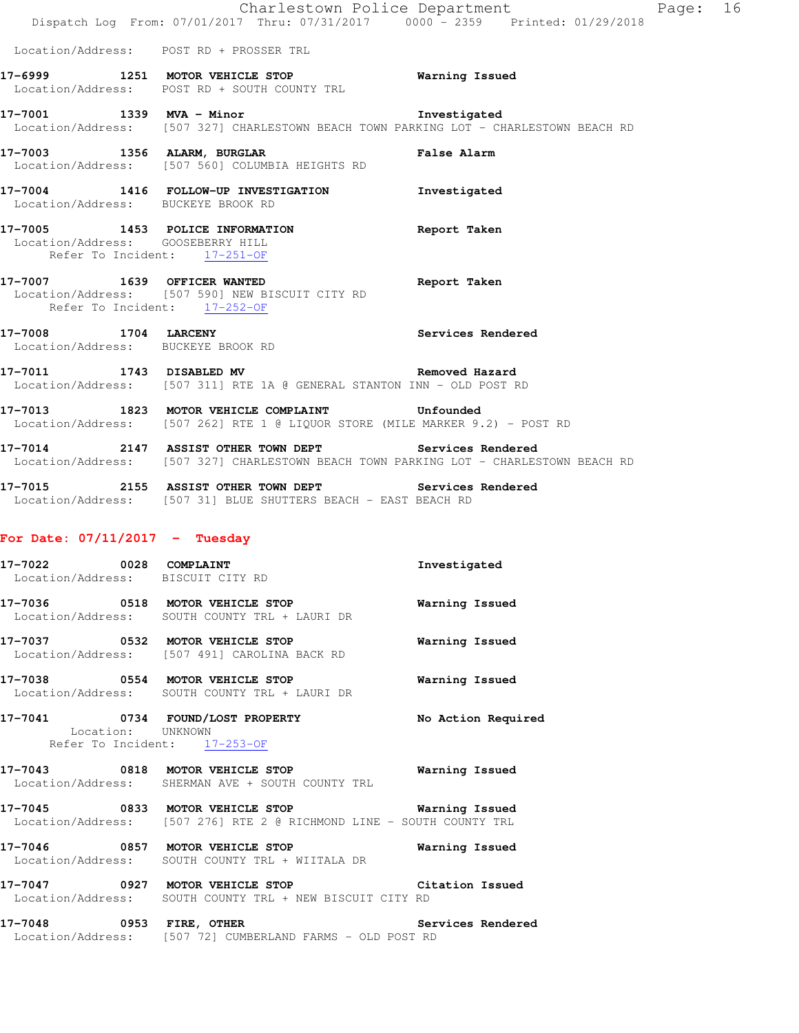Location/Address: POST RD + PROSSER TRL

**17-6999 1251 MOTOR VEHICLE STOP** Warning Issued
Location/Address: POST RD + SOUTH COUNTY TRL

**17-7001 1339 MVA - Minor** Investigated
Location/Address: [507 327] CHARLESTOWN BEACH TOWN PARKING LOT - CHARLESTOWN BEACH RD

**17-7003 1356 ALARM, BURGLAR** False Alarm
Location/Address: [507 560] COLUMBIA HEIGHTS RD

**17-7004 1416 FOLLOW-UP INVESTIGATION** Investigated
Location/Address: BUCKEYE BROOK RD

**17-7005 1453 POLICE INFORMATION** Report Taken
Location/Address: GOOSEBERRY HILL
Refer To Incident: 17-251-OF

**17-7007 1639 OFFICER WANTED** Report Taken
Location/Address: [507 590] NEW BISCUIT CITY RD
Refer To Incident: 17-252-OF

**17-7008 1704 LARCENY** Services Rendered
Location/Address: BUCKEYE BROOK RD

**17-7011 1743 DISABLED MV** Removed Hazard
Location/Address: [507 311] RTE 1A @ GENERAL STANTON INN - OLD POST RD

**17-7013 1823 MOTOR VEHICLE COMPLAINT** Unfounded
Location/Address: [507 262] RTE 1 @ LIQUOR STORE (MILE MARKER 9.2) - POST RD

**17-7014 2147 ASSIST OTHER TOWN DEPT** Services Rendered
Location/Address: [507 327] CHARLESTOWN BEACH TOWN PARKING LOT - CHARLESTOWN BEACH RD

**17-7015 2155 ASSIST OTHER TOWN DEPT** Services Rendered
Location/Address: [507 31] BLUE SHUTTERS BEACH - EAST BEACH RD

## For Date: 07/11/2017 - Tuesday

**17-7022 0028 COMPLAINT** Investigated
Location/Address: BISCUIT CITY RD

**17-7036 0518 MOTOR VEHICLE STOP** Warning Issued
Location/Address: SOUTH COUNTY TRL + LAURI DR

**17-7037 0532 MOTOR VEHICLE STOP** Warning Issued
Location/Address: [507 491] CAROLINA BACK RD

**17-7038 0554 MOTOR VEHICLE STOP** Warning Issued
Location/Address: SOUTH COUNTY TRL + LAURI DR

**17-7041 0734 FOUND/LOST PROPERTY** No Action Required
Location: UNKNOWN
Refer To Incident: 17-253-OF

**17-7043 0818 MOTOR VEHICLE STOP** Warning Issued
Location/Address: SHERMAN AVE + SOUTH COUNTY TRL

**17-7045 0833 MOTOR VEHICLE STOP** Warning Issued
Location/Address: [507 276] RTE 2 @ RICHMOND LINE - SOUTH COUNTY TRL

**17-7046 0857 MOTOR VEHICLE STOP** Warning Issued
Location/Address: SOUTH COUNTY TRL + WIITALA DR

**17-7047 0927 MOTOR VEHICLE STOP** Citation Issued
Location/Address: SOUTH COUNTY TRL + NEW BISCUIT CITY RD

**17-7048 0953 FIRE, OTHER** Services Rendered
Location/Address: [507 72] CUMBERLAND FARMS - OLD POST RD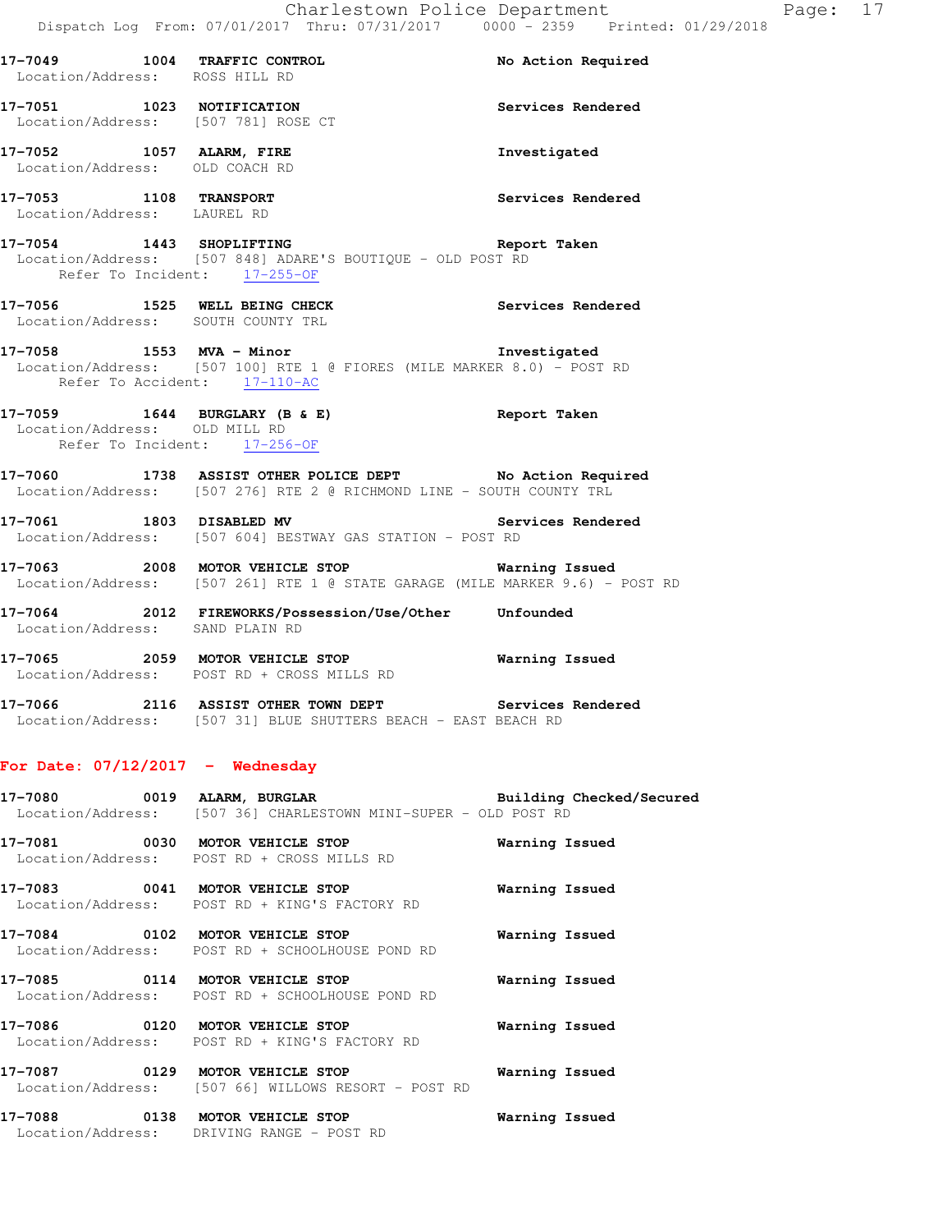**17-7049 1004 TRAFFIC CONTROL** No Action Required
Location/Address: ROSS HILL RD

**17-7051 1023 NOTIFICATION** Services Rendered
Location/Address: [507 781] ROSE CT

**17-7052 1057 ALARM, FIRE** Investigated
Location/Address: OLD COACH RD

**17-7053 1108 TRANSPORT** Services Rendered
Location/Address: LAUREL RD

**17-7054 1443 SHOPLIFTING** Report Taken
Location/Address: [507 848] ADARE'S BOUTIQUE - OLD POST RD
Refer To Incident: 17-255-OF

**17-7056 1525 WELL BEING CHECK** Services Rendered
Location/Address: SOUTH COUNTY TRL

**17-7058 1553 MVA - Minor** Investigated
Location/Address: [507 100] RTE 1 @ FIORES (MILE MARKER 8.0) - POST RD
Refer To Accident: 17-110-AC

**17-7059 1644 BURGLARY (B & E)** Report Taken
Location/Address: OLD MILL RD
Refer To Incident: 17-256-OF

**17-7060 1738 ASSIST OTHER POLICE DEPT** No Action Required
Location/Address: [507 276] RTE 2 @ RICHMOND LINE - SOUTH COUNTY TRL

**17-7061 1803 DISABLED MV** Services Rendered
Location/Address: [507 604] BESTWAY GAS STATION - POST RD

**17-7063 2008 MOTOR VEHICLE STOP** Warning Issued
Location/Address: [507 261] RTE 1 @ STATE GARAGE (MILE MARKER 9.6) - POST RD

**17-7064 2012 FIREWORKS/Possession/Use/Other** Unfounded
Location/Address: SAND PLAIN RD

**17-7065 2059 MOTOR VEHICLE STOP** Warning Issued
Location/Address: POST RD + CROSS MILLS RD

**17-7066 2116 ASSIST OTHER TOWN DEPT** Services Rendered
Location/Address: [507 31] BLUE SHUTTERS BEACH - EAST BEACH RD

## For Date: 07/12/2017 - Wednesday

**17-7080 0019 ALARM, BURGLAR** Building Checked/Secured
Location/Address: [507 36] CHARLESTOWN MINI-SUPER - OLD POST RD

**17-7081 0030 MOTOR VEHICLE STOP** Warning Issued
Location/Address: POST RD + CROSS MILLS RD

**17-7083 0041 MOTOR VEHICLE STOP** Warning Issued
Location/Address: POST RD + KING'S FACTORY RD

**17-7084 0102 MOTOR VEHICLE STOP** Warning Issued
Location/Address: POST RD + SCHOOLHOUSE POND RD

**17-7085 0114 MOTOR VEHICLE STOP** Warning Issued
Location/Address: POST RD + SCHOOLHOUSE POND RD

**17-7086 0120 MOTOR VEHICLE STOP** Warning Issued
Location/Address: POST RD + KING'S FACTORY RD

**17-7087 0129 MOTOR VEHICLE STOP** Warning Issued
Location/Address: [507 66] WILLOWS RESORT - POST RD

**17-7088 0138 MOTOR VEHICLE STOP** Warning Issued
Location/Address: DRIVING RANGE - POST RD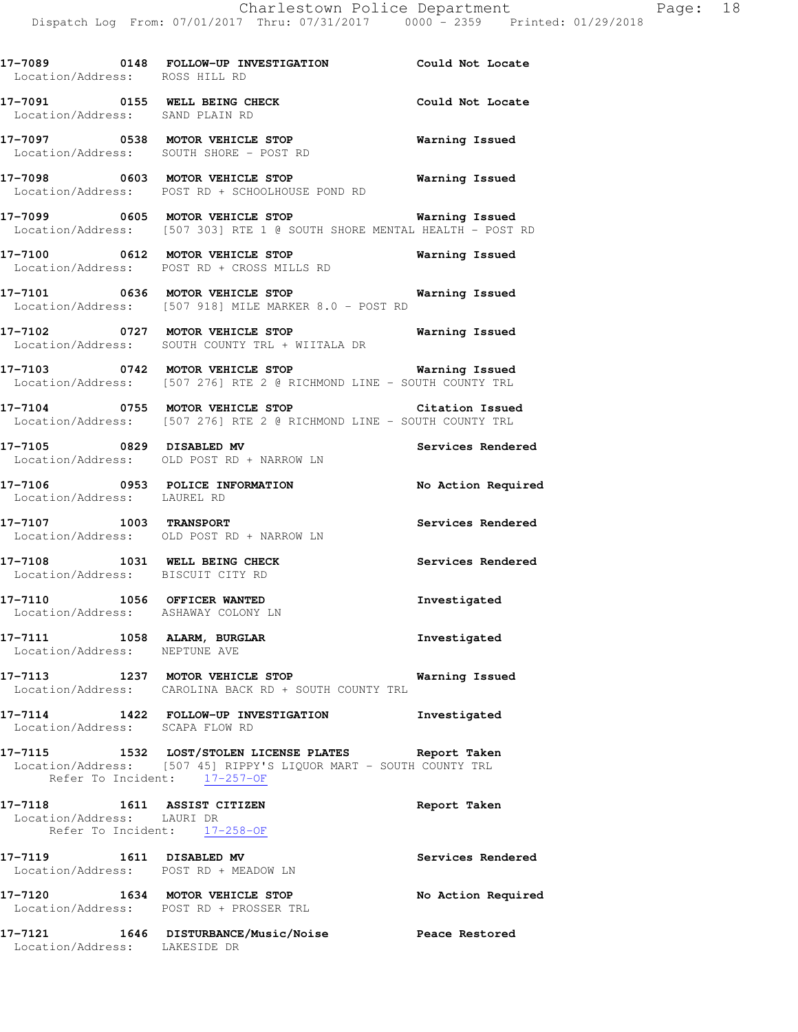**17-7089 0148 FOLLOW-UP INVESTIGATION** Could Not Locate
Location/Address: ROSS HILL RD

**17-7091 0155 WELL BEING CHECK** Could Not Locate
Location/Address: SAND PLAIN RD

**17-7097 0538 MOTOR VEHICLE STOP** Warning Issued
Location/Address: SOUTH SHORE - POST RD

**17-7098 0603 MOTOR VEHICLE STOP** Warning Issued
Location/Address: POST RD + SCHOOLHOUSE POND RD

**17-7099 0605 MOTOR VEHICLE STOP** Warning Issued
Location/Address: [507 303] RTE 1 @ SOUTH SHORE MENTAL HEALTH - POST RD

**17-7100 0612 MOTOR VEHICLE STOP** Warning Issued
Location/Address: POST RD + CROSS MILLS RD

**17-7101 0636 MOTOR VEHICLE STOP** Warning Issued
Location/Address: [507 918] MILE MARKER 8.0 - POST RD

**17-7102 0727 MOTOR VEHICLE STOP** Warning Issued
Location/Address: SOUTH COUNTY TRL + WIITALA DR

**17-7103 0742 MOTOR VEHICLE STOP** Warning Issued
Location/Address: [507 276] RTE 2 @ RICHMOND LINE - SOUTH COUNTY TRL

**17-7104 0755 MOTOR VEHICLE STOP** Citation Issued
Location/Address: [507 276] RTE 2 @ RICHMOND LINE - SOUTH COUNTY TRL

**17-7105 0829 DISABLED MV** Services Rendered
Location/Address: OLD POST RD + NARROW LN

**17-7106 0953 POLICE INFORMATION** No Action Required
Location/Address: LAUREL RD

**17-7107 1003 TRANSPORT** Services Rendered
Location/Address: OLD POST RD + NARROW LN

**17-7108 1031 WELL BEING CHECK** Services Rendered
Location/Address: BISCUIT CITY RD

**17-7110 1056 OFFICER WANTED** Investigated
Location/Address: ASHAWAY COLONY LN

**17-7111 1058 ALARM, BURGLAR** Investigated
Location/Address: NEPTUNE AVE

**17-7113 1237 MOTOR VEHICLE STOP** Warning Issued
Location/Address: CAROLINA BACK RD + SOUTH COUNTY TRL

**17-7114 1422 FOLLOW-UP INVESTIGATION** Investigated
Location/Address: SCAPA FLOW RD

**17-7115 1532 LOST/STOLEN LICENSE PLATES** Report Taken
Location/Address: [507 45] RIPPY'S LIQUOR MART - SOUTH COUNTY TRL
Refer To Incident: 17-257-OF

**17-7118 1611 ASSIST CITIZEN** Report Taken
Location/Address: LAURI DR
Refer To Incident: 17-258-OF

**17-7119 1611 DISABLED MV** Services Rendered
Location/Address: POST RD + MEADOW LN

**17-7120 1634 MOTOR VEHICLE STOP** No Action Required
Location/Address: POST RD + PROSSER TRL

**17-7121 1646 DISTURBANCE/Music/Noise** Peace Restored
Location/Address: LAKESIDE DR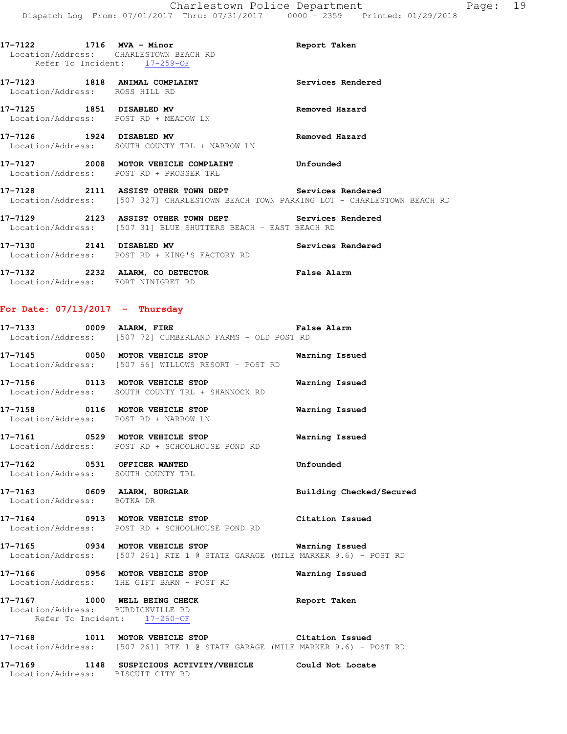**17-7122** 1716 **MVA - Minor** **Report Taken**
Location/Address: CHARLESTOWN BEACH RD
Refer To Incident: 17-259-OF

**17-7123** 1818 **ANIMAL COMPLAINT** **Services Rendered**
Location/Address: ROSS HILL RD

**17-7125** 1851 **DISABLED MV** **Removed Hazard**
Location/Address: POST RD + MEADOW LN

**17-7126** 1924 **DISABLED MV** **Removed Hazard**
Location/Address: SOUTH COUNTY TRL + NARROW LN

**17-7127** 2008 **MOTOR VEHICLE COMPLAINT** **Unfounded**
Location/Address: POST RD + PROSSER TRL

**17-7128** 2111 **ASSIST OTHER TOWN DEPT** **Services Rendered**
Location/Address: [507 327] CHARLESTOWN BEACH TOWN PARKING LOT - CHARLESTOWN BEACH RD

**17-7129** 2123 **ASSIST OTHER TOWN DEPT** **Services Rendered**
Location/Address: [507 31] BLUE SHUTTERS BEACH - EAST BEACH RD

**17-7130** 2141 **DISABLED MV** **Services Rendered**
Location/Address: POST RD + KING'S FACTORY RD

**17-7132** 2232 **ALARM, CO DETECTOR** **False Alarm**
Location/Address: FORT NINIGRET RD

## For Date: 07/13/2017 - Thursday

**17-7133** 0009 **ALARM, FIRE** **False Alarm**
Location/Address: [507 72] CUMBERLAND FARMS - OLD POST RD

**17-7145** 0050 **MOTOR VEHICLE STOP** **Warning Issued**
Location/Address: [507 66] WILLOWS RESORT - POST RD

**17-7156** 0113 **MOTOR VEHICLE STOP** **Warning Issued**
Location/Address: SOUTH COUNTY TRL + SHANNOCK RD

**17-7158** 0116 **MOTOR VEHICLE STOP** **Warning Issued**
Location/Address: POST RD + NARROW LN

**17-7161** 0529 **MOTOR VEHICLE STOP** **Warning Issued**
Location/Address: POST RD + SCHOOLHOUSE POND RD

**17-7162** 0531 **OFFICER WANTED** **Unfounded**
Location/Address: SOUTH COUNTY TRL

**17-7163** 0609 **ALARM, BURGLAR** **Building Checked/Secured**
Location/Address: BOTKA DR

**17-7164** 0913 **MOTOR VEHICLE STOP** **Citation Issued**
Location/Address: POST RD + SCHOOLHOUSE POND RD

**17-7165** 0934 **MOTOR VEHICLE STOP** **Warning Issued**
Location/Address: [507 261] RTE 1 @ STATE GARAGE (MILE MARKER 9.6) - POST RD

**17-7166** 0956 **MOTOR VEHICLE STOP** **Warning Issued**
Location/Address: THE GIFT BARN - POST RD

**17-7167** 1000 **WELL BEING CHECK** **Report Taken**
Location/Address: BURDICKVILLE RD
Refer To Incident: 17-260-OF

**17-7168** 1011 **MOTOR VEHICLE STOP** **Citation Issued**
Location/Address: [507 261] RTE 1 @ STATE GARAGE (MILE MARKER 9.6) - POST RD

**17-7169** 1148 **SUSPICIOUS ACTIVITY/VEHICLE** **Could Not Locate**
Location/Address: BISCUIT CITY RD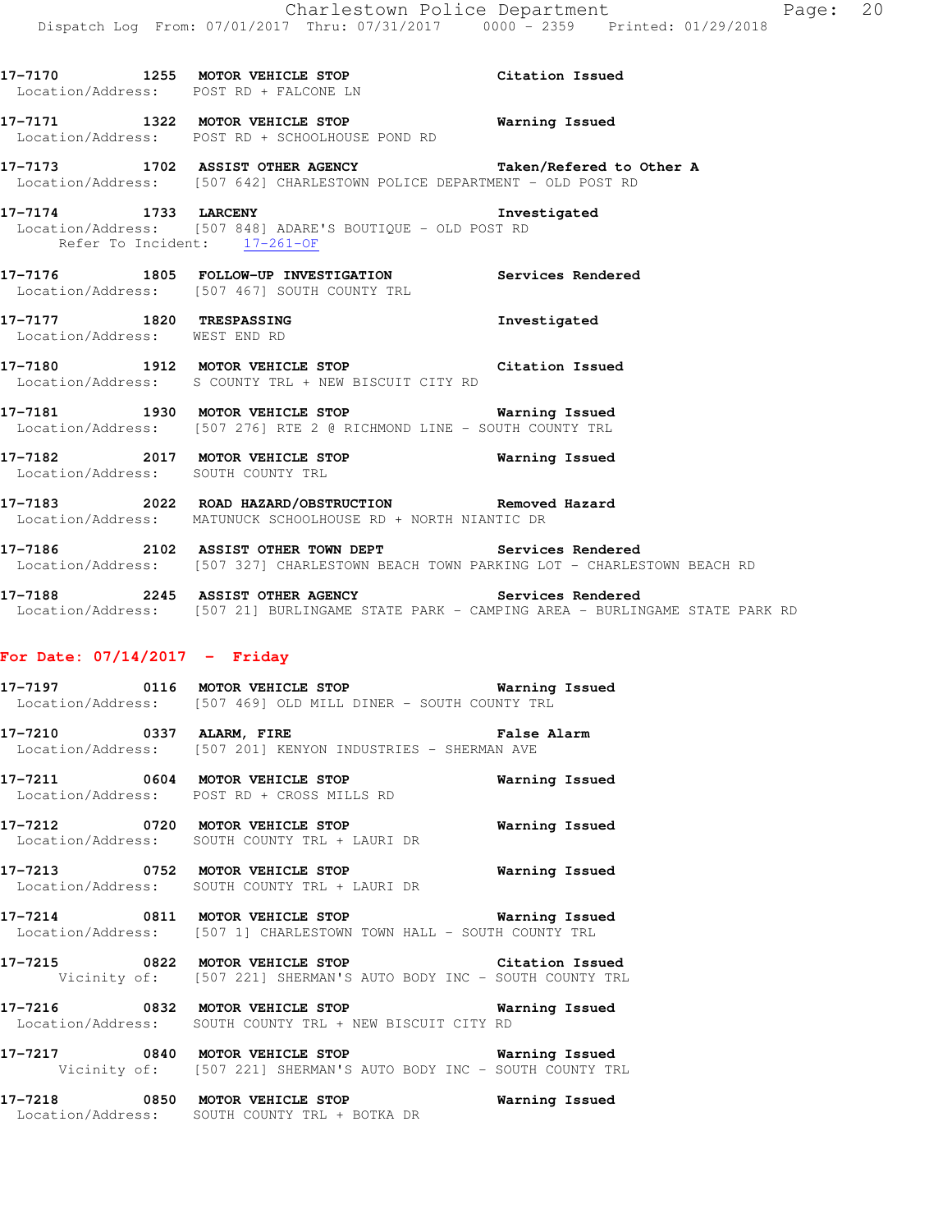17-7170 1255 **MOTOR VEHICLE STOP** **Citation Issued**
Location/Address: POST RD + FALCONE LN

17-7171 1322 **MOTOR VEHICLE STOP** **Warning Issued**
Location/Address: POST RD + SCHOOLHOUSE POND RD

17-7173 1702 **ASSIST OTHER AGENCY** **Taken/Refered to Other A**
Location/Address: [507 642] CHARLESTOWN POLICE DEPARTMENT - OLD POST RD

17-7174 1733 **LARCENY** **Investigated**
Location/Address: [507 848] ADARE'S BOUTIQUE - OLD POST RD
Refer To Incident: 17-261-OF

17-7176 1805 **FOLLOW-UP INVESTIGATION** **Services Rendered**
Location/Address: [507 467] SOUTH COUNTY TRL

17-7177 1820 **TRESPASSING** **Investigated**
Location/Address: WEST END RD

17-7180 1912 **MOTOR VEHICLE STOP** **Citation Issued**
Location/Address: S COUNTY TRL + NEW BISCUIT CITY RD

17-7181 1930 **MOTOR VEHICLE STOP** **Warning Issued**
Location/Address: [507 276] RTE 2 @ RICHMOND LINE - SOUTH COUNTY TRL

17-7182 2017 **MOTOR VEHICLE STOP** **Warning Issued**
Location/Address: SOUTH COUNTY TRL

17-7183 2022 **ROAD HAZARD/OBSTRUCTION** **Removed Hazard**
Location/Address: MATUNUCK SCHOOLHOUSE RD + NORTH NIANTIC DR

17-7186 2102 **ASSIST OTHER TOWN DEPT** **Services Rendered**
Location/Address: [507 327] CHARLESTOWN BEACH TOWN PARKING LOT - CHARLESTOWN BEACH RD

17-7188 2245 **ASSIST OTHER AGENCY** **Services Rendered**
Location/Address: [507 21] BURLINGAME STATE PARK - CAMPING AREA - BURLINGAME STATE PARK RD

## For Date: 07/14/2017 - Friday

17-7197 0116 **MOTOR VEHICLE STOP** **Warning Issued**
Location/Address: [507 469] OLD MILL DINER - SOUTH COUNTY TRL

17-7210 0337 **ALARM, FIRE** **False Alarm**
Location/Address: [507 201] KENYON INDUSTRIES - SHERMAN AVE

17-7211 0604 **MOTOR VEHICLE STOP** **Warning Issued**
Location/Address: POST RD + CROSS MILLS RD

17-7212 0720 **MOTOR VEHICLE STOP** **Warning Issued**
Location/Address: SOUTH COUNTY TRL + LAURI DR

17-7213 0752 **MOTOR VEHICLE STOP** **Warning Issued**
Location/Address: SOUTH COUNTY TRL + LAURI DR

17-7214 0811 **MOTOR VEHICLE STOP** **Warning Issued**
Location/Address: [507 1] CHARLESTOWN TOWN HALL - SOUTH COUNTY TRL

17-7215 0822 **MOTOR VEHICLE STOP** **Citation Issued**
Vicinity of: [507 221] SHERMAN'S AUTO BODY INC - SOUTH COUNTY TRL

17-7216 0832 **MOTOR VEHICLE STOP** **Warning Issued**
Location/Address: SOUTH COUNTY TRL + NEW BISCUIT CITY RD

17-7217 0840 **MOTOR VEHICLE STOP** **Warning Issued**
Vicinity of: [507 221] SHERMAN'S AUTO BODY INC - SOUTH COUNTY TRL

17-7218 0850 **MOTOR VEHICLE STOP** **Warning Issued**
Location/Address: SOUTH COUNTY TRL + BOTKA DR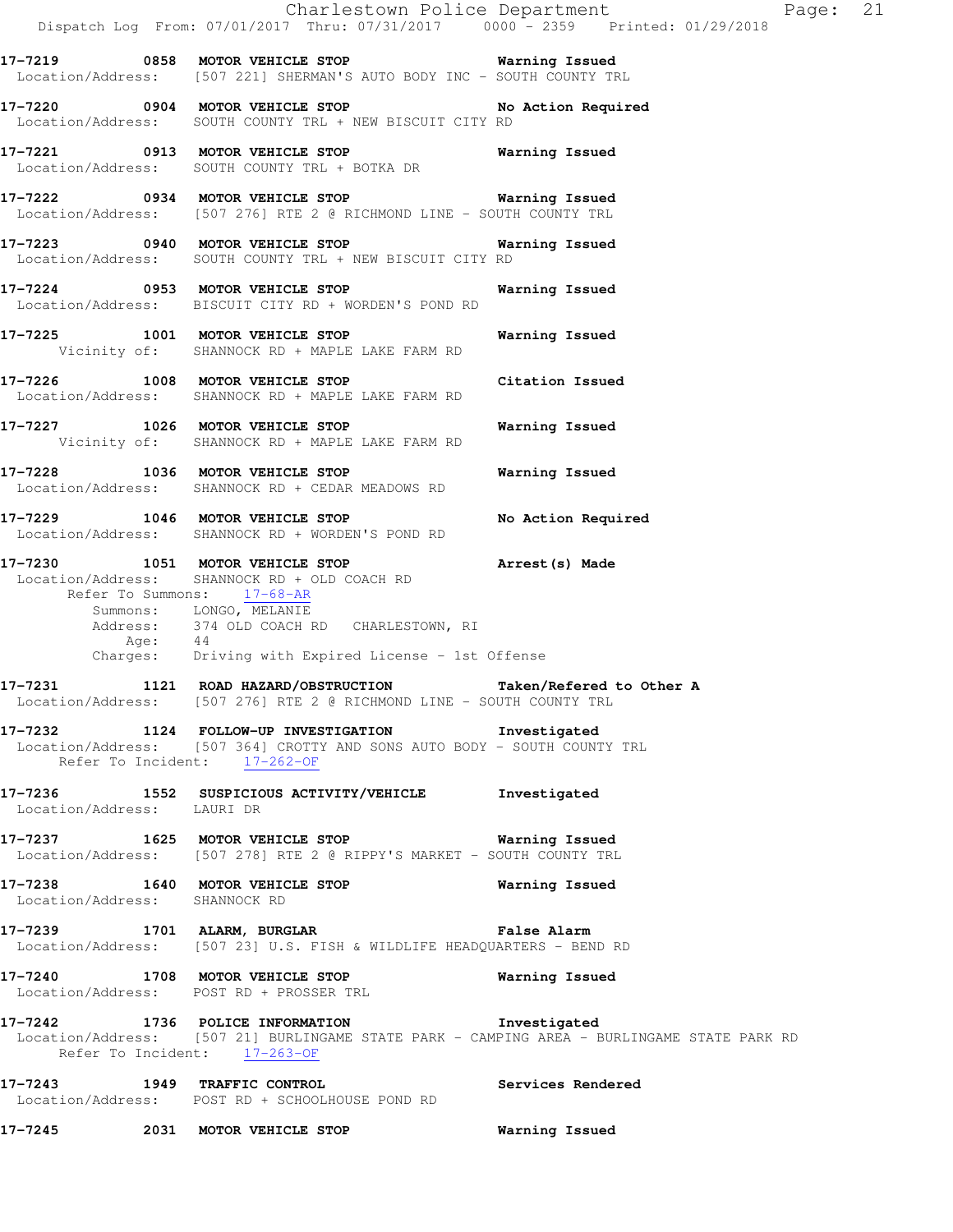**17-7219 0858 MOTOR VEHICLE STOP Warning Issued**
Location/Address: [507 221] SHERMAN'S AUTO BODY INC - SOUTH COUNTY TRL

**17-7220 0904 MOTOR VEHICLE STOP No Action Required**
Location/Address: SOUTH COUNTY TRL + NEW BISCUIT CITY RD

**17-7221 0913 MOTOR VEHICLE STOP Warning Issued**
Location/Address: SOUTH COUNTY TRL + BOTKA DR

**17-7222 0934 MOTOR VEHICLE STOP Warning Issued**
Location/Address: [507 276] RTE 2 @ RICHMOND LINE - SOUTH COUNTY TRL

**17-7223 0940 MOTOR VEHICLE STOP Warning Issued**
Location/Address: SOUTH COUNTY TRL + NEW BISCUIT CITY RD

**17-7224 0953 MOTOR VEHICLE STOP Warning Issued**
Location/Address: BISCUIT CITY RD + WORDEN'S POND RD

**17-7225 1001 MOTOR VEHICLE STOP Warning Issued**
Vicinity of: SHANNOCK RD + MAPLE LAKE FARM RD

**17-7226 1008 MOTOR VEHICLE STOP Citation Issued**
Location/Address: SHANNOCK RD + MAPLE LAKE FARM RD

**17-7227 1026 MOTOR VEHICLE STOP Warning Issued**
Vicinity of: SHANNOCK RD + MAPLE LAKE FARM RD

**17-7228 1036 MOTOR VEHICLE STOP Warning Issued**
Location/Address: SHANNOCK RD + CEDAR MEADOWS RD

**17-7229 1046 MOTOR VEHICLE STOP No Action Required**
Location/Address: SHANNOCK RD + WORDEN'S POND RD

**17-7230 1051 MOTOR VEHICLE STOP Arrest(s) Made**
Location/Address: SHANNOCK RD + OLD COACH RD
Refer To Summons: 17-68-AR
Summons: LONGO, MELANIE
Address: 374 OLD COACH RD CHARLESTOWN, RI
Age: 44
Charges: Driving with Expired License - 1st Offense

**17-7231 1121 ROAD HAZARD/OBSTRUCTION Taken/Refered to Other A**
Location/Address: [507 276] RTE 2 @ RICHMOND LINE - SOUTH COUNTY TRL

**17-7232 1124 FOLLOW-UP INVESTIGATION Investigated**
Location/Address: [507 364] CROTTY AND SONS AUTO BODY - SOUTH COUNTY TRL
Refer To Incident: 17-262-OF

**17-7236 1552 SUSPICIOUS ACTIVITY/VEHICLE Investigated**
Location/Address: LAURI DR

**17-7237 1625 MOTOR VEHICLE STOP Warning Issued**
Location/Address: [507 278] RTE 2 @ RIPPY'S MARKET - SOUTH COUNTY TRL

**17-7238 1640 MOTOR VEHICLE STOP Warning Issued**
Location/Address: SHANNOCK RD

**17-7239 1701 ALARM, BURGLAR False Alarm**
Location/Address: [507 23] U.S. FISH & WILDLIFE HEADQUARTERS - BEND RD

**17-7240 1708 MOTOR VEHICLE STOP Warning Issued**
Location/Address: POST RD + PROSSER TRL

**17-7242 1736 POLICE INFORMATION Investigated**
Location/Address: [507 21] BURLINGAME STATE PARK - CAMPING AREA - BURLINGAME STATE PARK RD
Refer To Incident: 17-263-OF

**17-7243 1949 TRAFFIC CONTROL Services Rendered**
Location/Address: POST RD + SCHOOLHOUSE POND RD

**17-7245 2031 MOTOR VEHICLE STOP Warning Issued**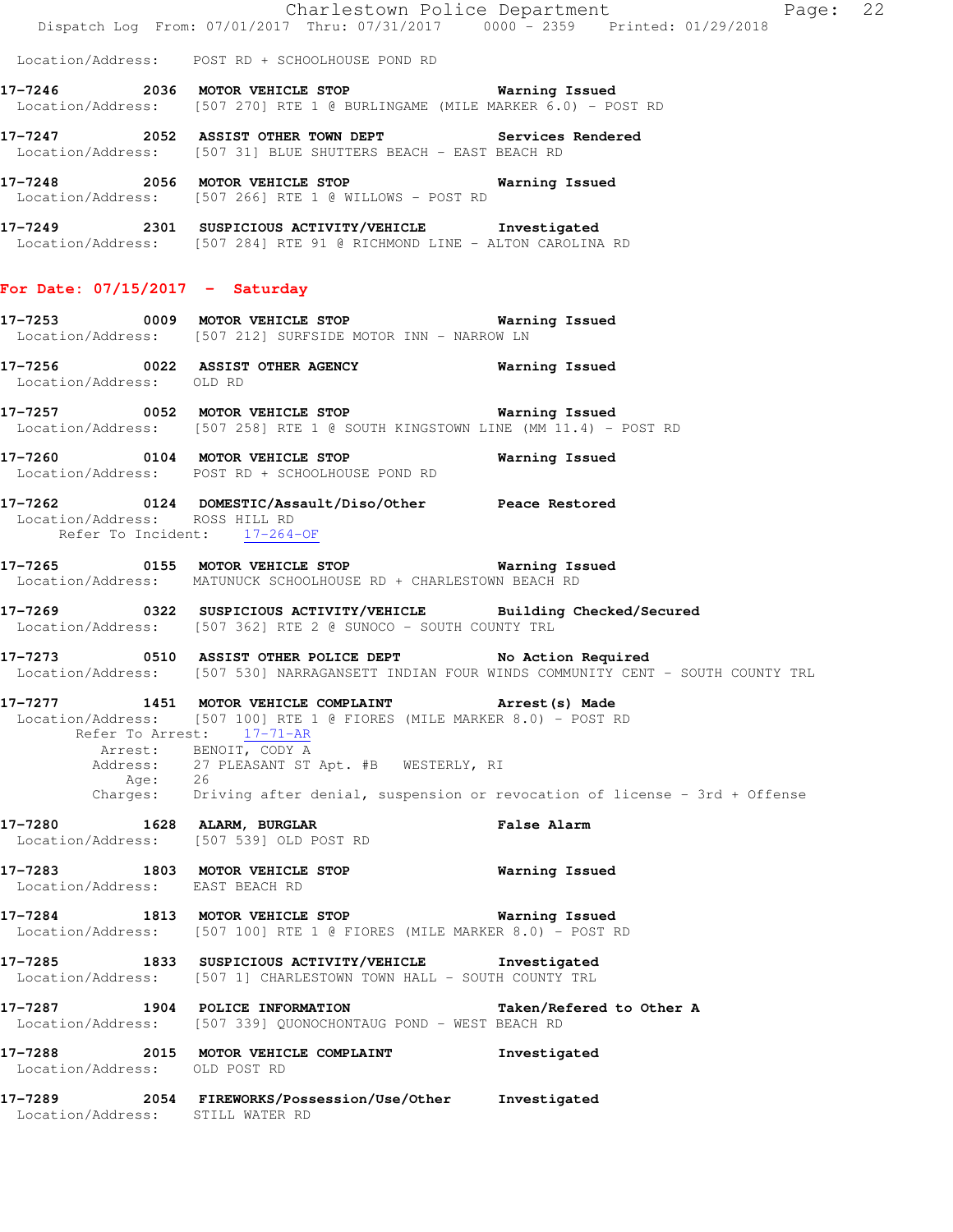Location/Address: POST RD + SCHOOLHOUSE POND RD

**17-7246 2036 MOTOR VEHICLE STOP Warning Issued**
Location/Address: [507 270] RTE 1 @ BURLINGAME (MILE MARKER 6.0) - POST RD

**17-7247 2052 ASSIST OTHER TOWN DEPT Services Rendered**
Location/Address: [507 31] BLUE SHUTTERS BEACH - EAST BEACH RD

**17-7248 2056 MOTOR VEHICLE STOP Warning Issued**
Location/Address: [507 266] RTE 1 @ WILLOWS - POST RD

**17-7249 2301 SUSPICIOUS ACTIVITY/VEHICLE Investigated**
Location/Address: [507 284] RTE 91 @ RICHMOND LINE - ALTON CAROLINA RD

## For Date: 07/15/2017 - Saturday

**17-7253 0009 MOTOR VEHICLE STOP Warning Issued**
Location/Address: [507 212] SURFSIDE MOTOR INN - NARROW LN

**17-7256 0022 ASSIST OTHER AGENCY Warning Issued**
Location/Address: OLD RD

**17-7257 0052 MOTOR VEHICLE STOP Warning Issued**
Location/Address: [507 258] RTE 1 @ SOUTH KINGSTOWN LINE (MM 11.4) - POST RD

**17-7260 0104 MOTOR VEHICLE STOP Warning Issued**
Location/Address: POST RD + SCHOOLHOUSE POND RD

**17-7262 0124 DOMESTIC/Assault/Diso/Other Peace Restored**
Location/Address: ROSS HILL RD
Refer To Incident: 17-264-OF

**17-7265 0155 MOTOR VEHICLE STOP Warning Issued**
Location/Address: MATUNUCK SCHOOLHOUSE RD + CHARLESTOWN BEACH RD

**17-7269 0322 SUSPICIOUS ACTIVITY/VEHICLE Building Checked/Secured**
Location/Address: [507 362] RTE 2 @ SUNOCO - SOUTH COUNTY TRL

**17-7273 0510 ASSIST OTHER POLICE DEPT No Action Required**
Location/Address: [507 530] NARRAGANSETT INDIAN FOUR WINDS COMMUNITY CENT - SOUTH COUNTY TRL

**17-7277 1451 MOTOR VEHICLE COMPLAINT Arrest(s) Made**
Location/Address: [507 100] RTE 1 @ FIORES (MILE MARKER 8.0) - POST RD
Refer To Arrest: 17-71-AR
Arrest: BENOIT, CODY A
Address: 27 PLEASANT ST Apt. #B WESTERLY, RI
Age: 26
Charges: Driving after denial, suspension or revocation of license - 3rd + Offense

**17-7280 1628 ALARM, BURGLAR False Alarm**
Location/Address: [507 539] OLD POST RD

**17-7283 1803 MOTOR VEHICLE STOP Warning Issued**
Location/Address: EAST BEACH RD

**17-7284 1813 MOTOR VEHICLE STOP Warning Issued**
Location/Address: [507 100] RTE 1 @ FIORES (MILE MARKER 8.0) - POST RD

**17-7285 1833 SUSPICIOUS ACTIVITY/VEHICLE Investigated**
Location/Address: [507 1] CHARLESTOWN TOWN HALL - SOUTH COUNTY TRL

**17-7287 1904 POLICE INFORMATION Taken/Refered to Other A**
Location/Address: [507 339] QUONOCHONTAUG POND - WEST BEACH RD

**17-7288 2015 MOTOR VEHICLE COMPLAINT Investigated**
Location/Address: OLD POST RD

**17-7289 2054 FIREWORKS/Possession/Use/Other Investigated**
Location/Address: STILL WATER RD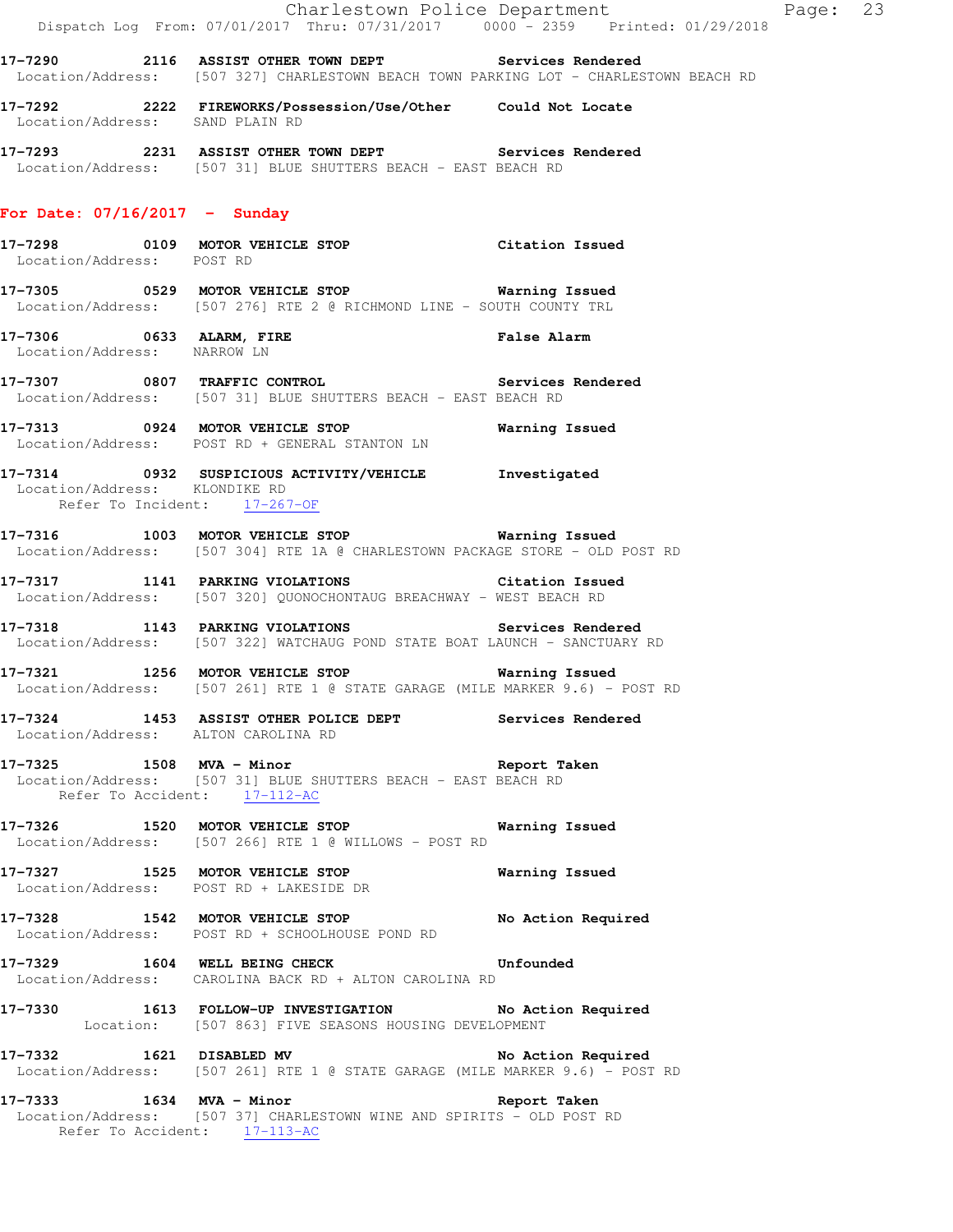17-7290 2116 ASSIST OTHER TOWN DEPT Services Rendered
Location/Address: [507 327] CHARLESTOWN BEACH TOWN PARKING LOT - CHARLESTOWN BEACH RD

17-7292 2222 FIREWORKS/Possession/Use/Other Could Not Locate
Location/Address: SAND PLAIN RD

17-7293 2231 ASSIST OTHER TOWN DEPT Services Rendered
Location/Address: [507 31] BLUE SHUTTERS BEACH - EAST BEACH RD

**For Date: 07/16/2017 - Sunday**

17-7298 0109 MOTOR VEHICLE STOP Citation Issued
Location/Address: POST RD

17-7305 0529 MOTOR VEHICLE STOP Warning Issued
Location/Address: [507 276] RTE 2 @ RICHMOND LINE - SOUTH COUNTY TRL

17-7306 0633 ALARM, FIRE False Alarm
Location/Address: NARROW LN

17-7307 0807 TRAFFIC CONTROL Services Rendered
Location/Address: [507 31] BLUE SHUTTERS BEACH - EAST BEACH RD

17-7313 0924 MOTOR VEHICLE STOP Warning Issued
Location/Address: POST RD + GENERAL STANTON LN

17-7314 0932 SUSPICIOUS ACTIVITY/VEHICLE Investigated
Location/Address: KLONDIKE RD
Refer To Incident: 17-267-OF

17-7316 1003 MOTOR VEHICLE STOP Warning Issued
Location/Address: [507 304] RTE 1A @ CHARLESTOWN PACKAGE STORE - OLD POST RD

17-7317 1141 PARKING VIOLATIONS Citation Issued
Location/Address: [507 320] QUONOCHONTAUG BREACHWAY - WEST BEACH RD

17-7318 1143 PARKING VIOLATIONS Services Rendered
Location/Address: [507 322] WATCHAUG POND STATE BOAT LAUNCH - SANCTUARY RD

17-7321 1256 MOTOR VEHICLE STOP Warning Issued
Location/Address: [507 261] RTE 1 @ STATE GARAGE (MILE MARKER 9.6) - POST RD

17-7324 1453 ASSIST OTHER POLICE DEPT Services Rendered
Location/Address: ALTON CAROLINA RD

17-7325 1508 MVA - Minor Report Taken
Location/Address: [507 31] BLUE SHUTTERS BEACH - EAST BEACH RD
Refer To Accident: 17-112-AC

17-7326 1520 MOTOR VEHICLE STOP Warning Issued
Location/Address: [507 266] RTE 1 @ WILLOWS - POST RD

17-7327 1525 MOTOR VEHICLE STOP Warning Issued
Location/Address: POST RD + LAKESIDE DR

17-7328 1542 MOTOR VEHICLE STOP No Action Required
Location/Address: POST RD + SCHOOLHOUSE POND RD

17-7329 1604 WELL BEING CHECK Unfounded
Location/Address: CAROLINA BACK RD + ALTON CAROLINA RD

17-7330 1613 FOLLOW-UP INVESTIGATION No Action Required
Location: [507 863] FIVE SEASONS HOUSING DEVELOPMENT

17-7332 1621 DISABLED MV No Action Required
Location/Address: [507 261] RTE 1 @ STATE GARAGE (MILE MARKER 9.6) - POST RD

17-7333 1634 MVA - Minor Report Taken
Location/Address: [507 37] CHARLESTOWN WINE AND SPIRITS - OLD POST RD
Refer To Accident: 17-113-AC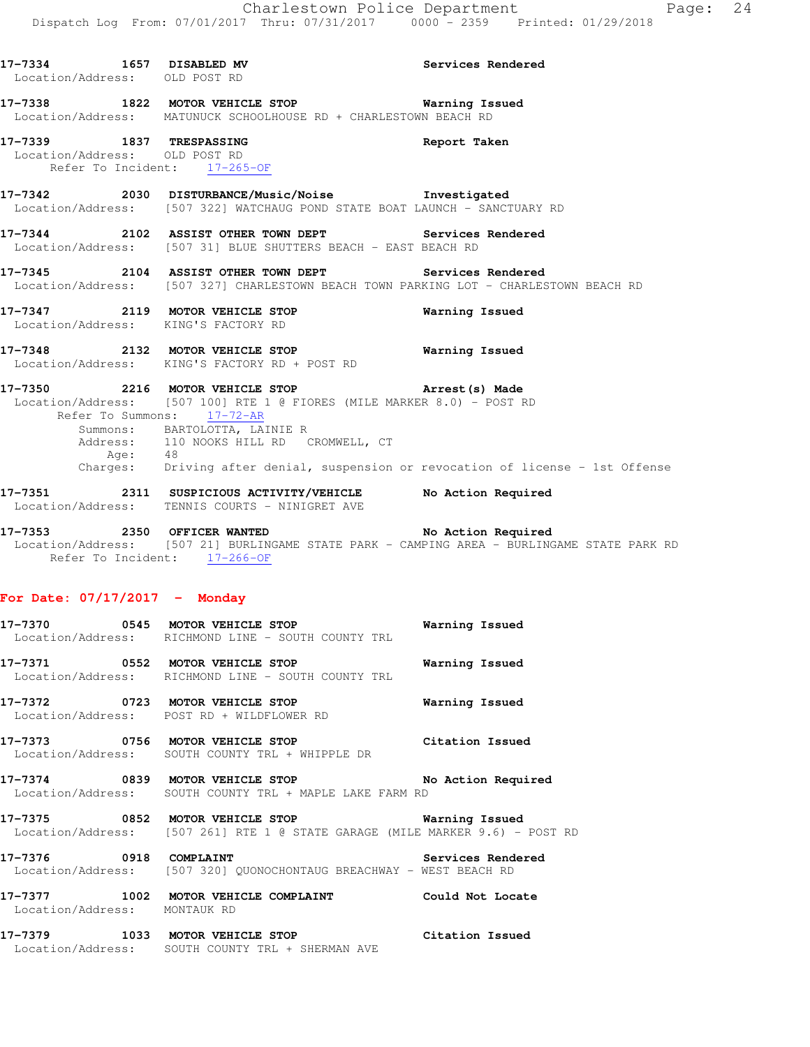**17-7334** 1657 **DISABLED MV** **Services Rendered**
Location/Address: OLD POST RD

**17-7338** 1822 **MOTOR VEHICLE STOP** **Warning Issued**
Location/Address: MATUNUCK SCHOOLHOUSE RD + CHARLESTOWN BEACH RD

**17-7339** 1837 **TRESPASSING** **Report Taken**
Location/Address: OLD POST RD
Refer To Incident: 17-265-OF

**17-7342** 2030 **DISTURBANCE/Music/Noise** **Investigated**
Location/Address: [507 322] WATCHAUG POND STATE BOAT LAUNCH - SANCTUARY RD

**17-7344** 2102 **ASSIST OTHER TOWN DEPT** **Services Rendered**
Location/Address: [507 31] BLUE SHUTTERS BEACH - EAST BEACH RD

**17-7345** 2104 **ASSIST OTHER TOWN DEPT** **Services Rendered**
Location/Address: [507 327] CHARLESTOWN BEACH TOWN PARKING LOT - CHARLESTOWN BEACH RD

**17-7347** 2119 **MOTOR VEHICLE STOP** **Warning Issued**
Location/Address: KING'S FACTORY RD

**17-7348** 2132 **MOTOR VEHICLE STOP** **Warning Issued**
Location/Address: KING'S FACTORY RD + POST RD

**17-7350** 2216 **MOTOR VEHICLE STOP** **Arrest(s) Made**
Location/Address: [507 100] RTE 1 @ FIORES (MILE MARKER 8.0) - POST RD
Refer To Summons: 17-72-AR
Summons: BARTOLOTTA, LAINIE R
Address: 110 NOOKS HILL RD CROMWELL, CT
Age: 48
Charges: Driving after denial, suspension or revocation of license - 1st Offense

**17-7351** 2311 **SUSPICIOUS ACTIVITY/VEHICLE** **No Action Required**
Location/Address: TENNIS COURTS - NINIGRET AVE

**17-7353** 2350 **OFFICER WANTED** **No Action Required**
Location/Address: [507 21] BURLINGAME STATE PARK - CAMPING AREA - BURLINGAME STATE PARK RD
Refer To Incident: 17-266-OF

## For Date: 07/17/2017 - Monday

**17-7370** 0545 **MOTOR VEHICLE STOP** **Warning Issued**
Location/Address: RICHMOND LINE - SOUTH COUNTY TRL

**17-7371** 0552 **MOTOR VEHICLE STOP** **Warning Issued**
Location/Address: RICHMOND LINE - SOUTH COUNTY TRL

**17-7372** 0723 **MOTOR VEHICLE STOP** **Warning Issued**
Location/Address: POST RD + WILDFLOWER RD

**17-7373** 0756 **MOTOR VEHICLE STOP** **Citation Issued**
Location/Address: SOUTH COUNTY TRL + WHIPPLE DR

**17-7374** 0839 **MOTOR VEHICLE STOP** **No Action Required**
Location/Address: SOUTH COUNTY TRL + MAPLE LAKE FARM RD

**17-7375** 0852 **MOTOR VEHICLE STOP** **Warning Issued**
Location/Address: [507 261] RTE 1 @ STATE GARAGE (MILE MARKER 9.6) - POST RD

**17-7376** 0918 **COMPLAINT** **Services Rendered**
Location/Address: [507 320] QUONOCHONTAUG BREACHWAY - WEST BEACH RD

**17-7377** 1002 **MOTOR VEHICLE COMPLAINT** **Could Not Locate**
Location/Address: MONTAUK RD

**17-7379** 1033 **MOTOR VEHICLE STOP** **Citation Issued**
Location/Address: SOUTH COUNTY TRL + SHERMAN AVE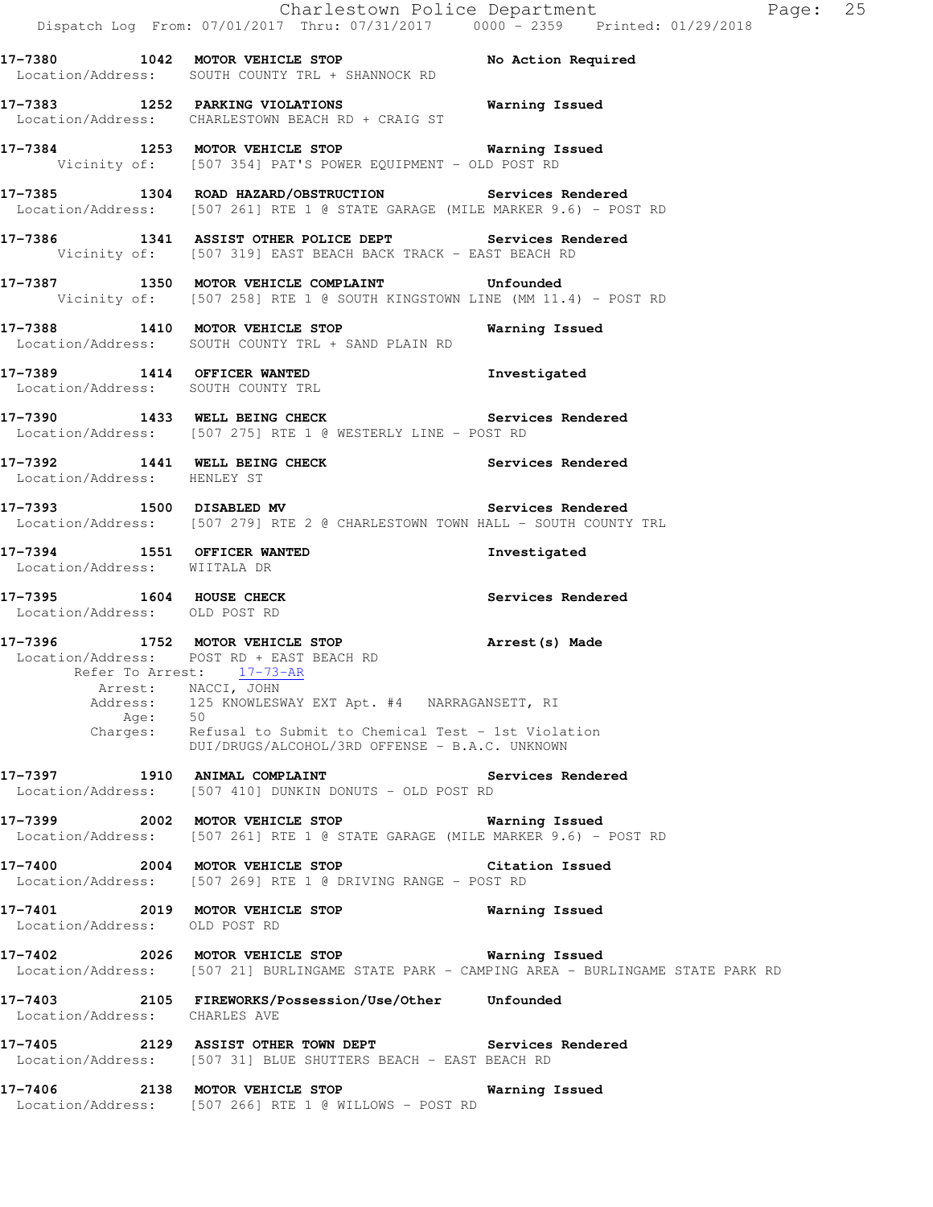**17-7380 1042 MOTOR VEHICLE STOP** **No Action Required**
Location/Address: SOUTH COUNTY TRL + SHANNOCK RD

**17-7383 1252 PARKING VIOLATIONS** **Warning Issued**
Location/Address: CHARLESTOWN BEACH RD + CRAIG ST

**17-7384 1253 MOTOR VEHICLE STOP** **Warning Issued**
Vicinity of: [507 354] PAT'S POWER EQUIPMENT - OLD POST RD

**17-7385 1304 ROAD HAZARD/OBSTRUCTION** **Services Rendered**
Location/Address: [507 261] RTE 1 @ STATE GARAGE (MILE MARKER 9.6) - POST RD

**17-7386 1341 ASSIST OTHER POLICE DEPT** **Services Rendered**
Vicinity of: [507 319] EAST BEACH BACK TRACK - EAST BEACH RD

**17-7387 1350 MOTOR VEHICLE COMPLAINT** **Unfounded**
Vicinity of: [507 258] RTE 1 @ SOUTH KINGSTOWN LINE (MM 11.4) - POST RD

**17-7388 1410 MOTOR VEHICLE STOP** **Warning Issued**
Location/Address: SOUTH COUNTY TRL + SAND PLAIN RD

**17-7389 1414 OFFICER WANTED** **Investigated**
Location/Address: SOUTH COUNTY TRL

**17-7390 1433 WELL BEING CHECK** **Services Rendered**
Location/Address: [507 275] RTE 1 @ WESTERLY LINE - POST RD

**17-7392 1441 WELL BEING CHECK** **Services Rendered**
Location/Address: HENLEY ST

**17-7393 1500 DISABLED MV** **Services Rendered**
Location/Address: [507 279] RTE 2 @ CHARLESTOWN TOWN HALL - SOUTH COUNTY TRL

**17-7394 1551 OFFICER WANTED** **Investigated**
Location/Address: WIITALA DR

**17-7395 1604 HOUSE CHECK** **Services Rendered**
Location/Address: OLD POST RD

**17-7396 1752 MOTOR VEHICLE STOP** **Arrest(s) Made**
Location/Address: POST RD + EAST BEACH RD
Refer To Arrest: 17-73-AR
Arrest: NACCI, JOHN
Address: 125 KNOWLESWAY EXT Apt. #4 NARRAGANSETT, RI
Age: 50
Charges: Refusal to Submit to Chemical Test - 1st Violation
DUI/DRUGS/ALCOHOL/3RD OFFENSE - B.A.C. UNKNOWN

**17-7397 1910 ANIMAL COMPLAINT** **Services Rendered**
Location/Address: [507 410] DUNKIN DONUTS - OLD POST RD

**17-7399 2002 MOTOR VEHICLE STOP** **Warning Issued**
Location/Address: [507 261] RTE 1 @ STATE GARAGE (MILE MARKER 9.6) - POST RD

**17-7400 2004 MOTOR VEHICLE STOP** **Citation Issued**
Location/Address: [507 269] RTE 1 @ DRIVING RANGE - POST RD

**17-7401 2019 MOTOR VEHICLE STOP** **Warning Issued**
Location/Address: OLD POST RD

**17-7402 2026 MOTOR VEHICLE STOP** **Warning Issued**
Location/Address: [507 21] BURLINGAME STATE PARK - CAMPING AREA - BURLINGAME STATE PARK RD

**17-7403 2105 FIREWORKS/Possession/Use/Other** **Unfounded**
Location/Address: CHARLES AVE

**17-7405 2129 ASSIST OTHER TOWN DEPT** **Services Rendered**
Location/Address: [507 31] BLUE SHUTTERS BEACH - EAST BEACH RD

**17-7406 2138 MOTOR VEHICLE STOP** **Warning Issued**
Location/Address: [507 266] RTE 1 @ WILLOWS - POST RD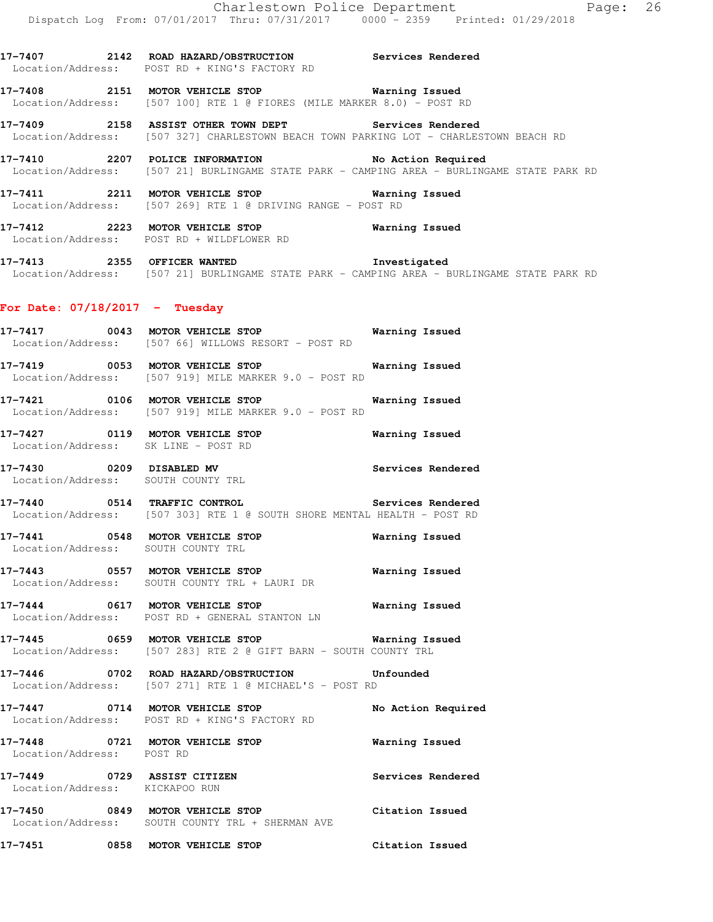**17-7407 2142 ROAD HAZARD/OBSTRUCTION Services Rendered**
Location/Address: POST RD + KING'S FACTORY RD

**17-7408 2151 MOTOR VEHICLE STOP Warning Issued**
Location/Address: [507 100] RTE 1 @ FIORES (MILE MARKER 8.0) - POST RD

**17-7409 2158 ASSIST OTHER TOWN DEPT Services Rendered**
Location/Address: [507 327] CHARLESTOWN BEACH TOWN PARKING LOT - CHARLESTOWN BEACH RD

**17-7410 2207 POLICE INFORMATION No Action Required**
Location/Address: [507 21] BURLINGAME STATE PARK - CAMPING AREA - BURLINGAME STATE PARK RD

**17-7411 2211 MOTOR VEHICLE STOP Warning Issued**
Location/Address: [507 269] RTE 1 @ DRIVING RANGE - POST RD

**17-7412 2223 MOTOR VEHICLE STOP Warning Issued**
Location/Address: POST RD + WILDFLOWER RD

**17-7413 2355 OFFICER WANTED Investigated**
Location/Address: [507 21] BURLINGAME STATE PARK - CAMPING AREA - BURLINGAME STATE PARK RD

## For Date: 07/18/2017 - Tuesday

**17-7417 0043 MOTOR VEHICLE STOP Warning Issued**
Location/Address: [507 66] WILLOWS RESORT - POST RD

**17-7419 0053 MOTOR VEHICLE STOP Warning Issued**
Location/Address: [507 919] MILE MARKER 9.0 - POST RD

**17-7421 0106 MOTOR VEHICLE STOP Warning Issued**
Location/Address: [507 919] MILE MARKER 9.0 - POST RD

**17-7427 0119 MOTOR VEHICLE STOP Warning Issued**
Location/Address: SK LINE - POST RD

**17-7430 0209 DISABLED MV Services Rendered**
Location/Address: SOUTH COUNTY TRL

**17-7440 0514 TRAFFIC CONTROL Services Rendered**
Location/Address: [507 303] RTE 1 @ SOUTH SHORE MENTAL HEALTH - POST RD

**17-7441 0548 MOTOR VEHICLE STOP Warning Issued**
Location/Address: SOUTH COUNTY TRL

**17-7443 0557 MOTOR VEHICLE STOP Warning Issued**
Location/Address: SOUTH COUNTY TRL + LAURI DR

**17-7444 0617 MOTOR VEHICLE STOP Warning Issued**
Location/Address: POST RD + GENERAL STANTON LN

**17-7445 0659 MOTOR VEHICLE STOP Warning Issued**
Location/Address: [507 283] RTE 2 @ GIFT BARN - SOUTH COUNTY TRL

**17-7446 0702 ROAD HAZARD/OBSTRUCTION Unfounded**
Location/Address: [507 271] RTE 1 @ MICHAEL'S - POST RD

**17-7447 0714 MOTOR VEHICLE STOP No Action Required**
Location/Address: POST RD + KING'S FACTORY RD

**17-7448 0721 MOTOR VEHICLE STOP Warning Issued**
Location/Address: POST RD

**17-7449 0729 ASSIST CITIZEN Services Rendered**
Location/Address: KICKAPOO RUN

**17-7450 0849 MOTOR VEHICLE STOP Citation Issued**
Location/Address: SOUTH COUNTY TRL + SHERMAN AVE

**17-7451 0858 MOTOR VEHICLE STOP Citation Issued**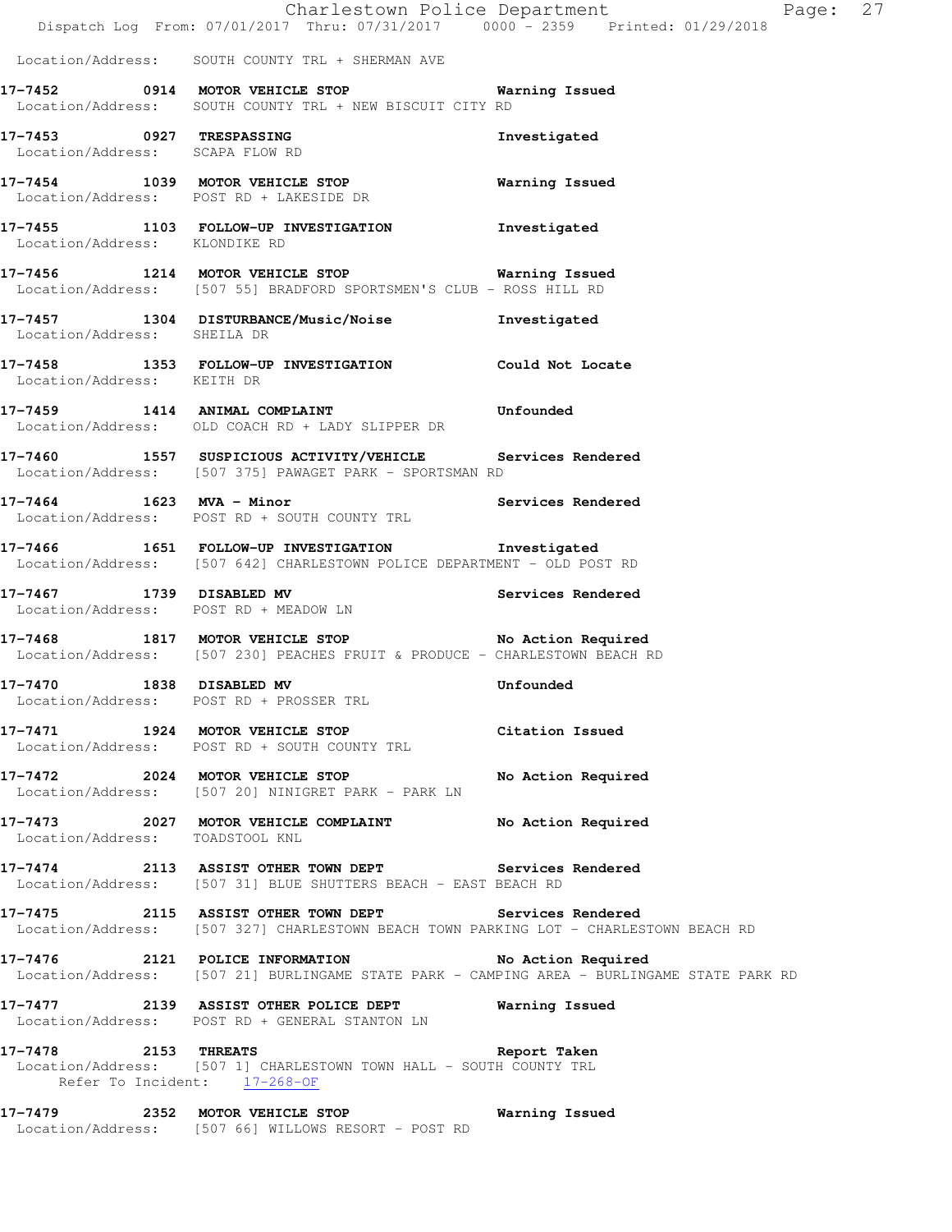Location/Address: SOUTH COUNTY TRL + SHERMAN AVE

**17-7452 0914 MOTOR VEHICLE STOP** **Warning Issued**
Location/Address: SOUTH COUNTY TRL + NEW BISCUIT CITY RD

**17-7453 0927 TRESPASSING** **Investigated**
Location/Address: SCAPA FLOW RD

**17-7454 1039 MOTOR VEHICLE STOP** **Warning Issued**
Location/Address: POST RD + LAKESIDE DR

**17-7455 1103 FOLLOW-UP INVESTIGATION** **Investigated**
Location/Address: KLONDIKE RD

**17-7456 1214 MOTOR VEHICLE STOP** **Warning Issued**
Location/Address: [507 55] BRADFORD SPORTSMEN'S CLUB - ROSS HILL RD

**17-7457 1304 DISTURBANCE/Music/Noise** **Investigated**
Location/Address: SHEILA DR

**17-7458 1353 FOLLOW-UP INVESTIGATION** **Could Not Locate**
Location/Address: KEITH DR

**17-7459 1414 ANIMAL COMPLAINT** **Unfounded**
Location/Address: OLD COACH RD + LADY SLIPPER DR

**17-7460 1557 SUSPICIOUS ACTIVITY/VEHICLE** **Services Rendered**
Location/Address: [507 375] PAWAGET PARK - SPORTSMAN RD

**17-7464 1623 MVA - Minor** **Services Rendered**
Location/Address: POST RD + SOUTH COUNTY TRL

**17-7466 1651 FOLLOW-UP INVESTIGATION** **Investigated**
Location/Address: [507 642] CHARLESTOWN POLICE DEPARTMENT - OLD POST RD

**17-7467 1739 DISABLED MV** **Services Rendered**
Location/Address: POST RD + MEADOW LN

**17-7468 1817 MOTOR VEHICLE STOP** **No Action Required**
Location/Address: [507 230] PEACHES FRUIT & PRODUCE - CHARLESTOWN BEACH RD

**17-7470 1838 DISABLED MV** **Unfounded**
Location/Address: POST RD + PROSSER TRL

**17-7471 1924 MOTOR VEHICLE STOP** **Citation Issued**
Location/Address: POST RD + SOUTH COUNTY TRL

**17-7472 2024 MOTOR VEHICLE STOP** **No Action Required**
Location/Address: [507 20] NINIGRET PARK - PARK LN

**17-7473 2027 MOTOR VEHICLE COMPLAINT** **No Action Required**
Location/Address: TOADSTOOL KNL

**17-7474 2113 ASSIST OTHER TOWN DEPT** **Services Rendered**
Location/Address: [507 31] BLUE SHUTTERS BEACH - EAST BEACH RD

**17-7475 2115 ASSIST OTHER TOWN DEPT** **Services Rendered**
Location/Address: [507 327] CHARLESTOWN BEACH TOWN PARKING LOT - CHARLESTOWN BEACH RD

**17-7476 2121 POLICE INFORMATION** **No Action Required**
Location/Address: [507 21] BURLINGAME STATE PARK - CAMPING AREA - BURLINGAME STATE PARK RD

**17-7477 2139 ASSIST OTHER POLICE DEPT** **Warning Issued**
Location/Address: POST RD + GENERAL STANTON LN

**17-7478 2153 THREATS** **Report Taken**
Location/Address: [507 1] CHARLESTOWN TOWN HALL - SOUTH COUNTY TRL
Refer To Incident: 17-268-OF

**17-7479 2352 MOTOR VEHICLE STOP** **Warning Issued**
Location/Address: [507 66] WILLOWS RESORT - POST RD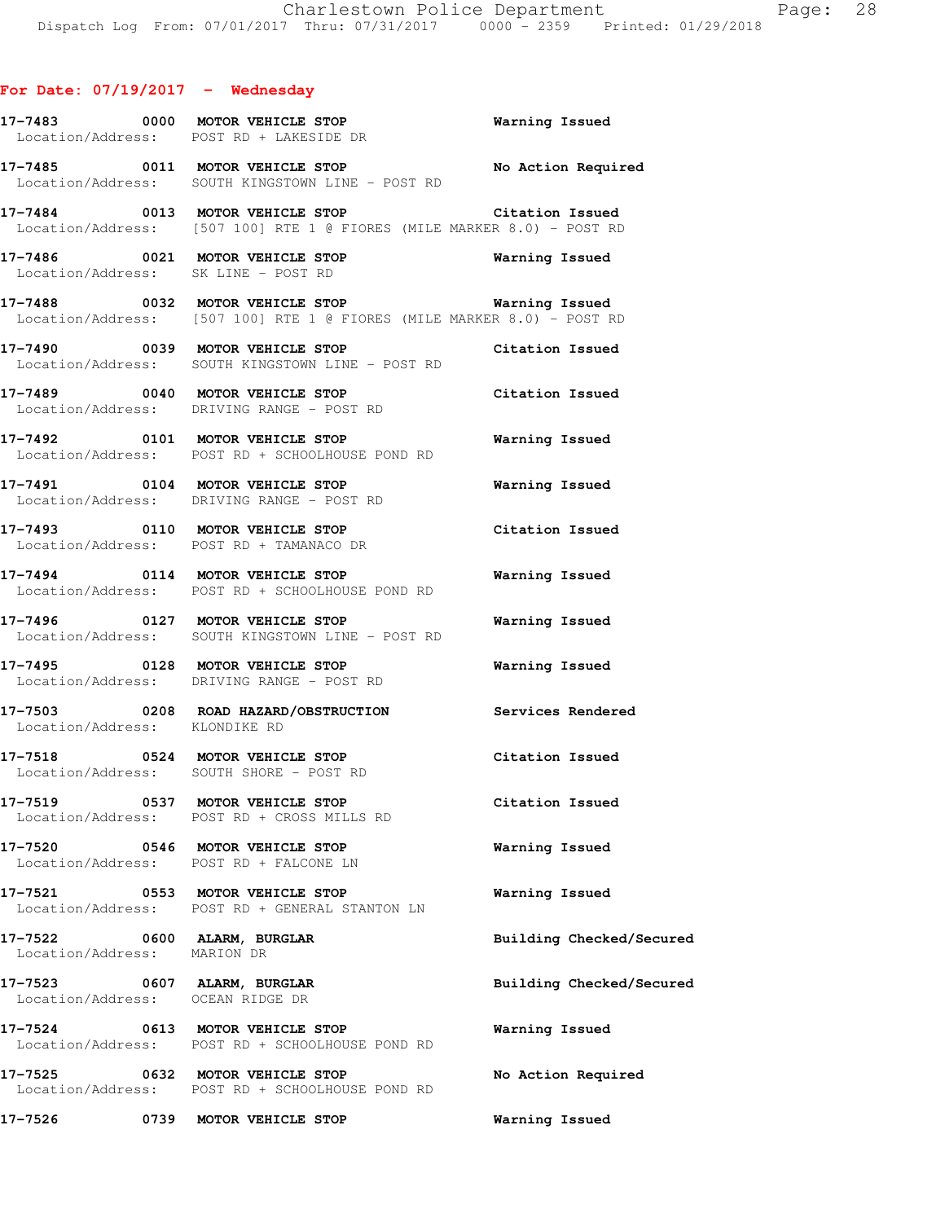**For Date: 07/19/2017 - Wednesday**

```
17-7483        0000   MOTOR VEHICLE STOP                        Warning Issued
  Location/Address:    POST RD + LAKESIDE DR

17-7485        0011   MOTOR VEHICLE STOP                        No Action Required
  Location/Address:    SOUTH KINGSTOWN LINE - POST RD

17-7484        0013   MOTOR VEHICLE STOP                        Citation Issued
  Location/Address:    [507 100] RTE 1 @ FIORES (MILE MARKER 8.0) - POST RD

17-7486        0021   MOTOR VEHICLE STOP                        Warning Issued
  Location/Address:    SK LINE - POST RD

17-7488        0032   MOTOR VEHICLE STOP                        Warning Issued
  Location/Address:    [507 100] RTE 1 @ FIORES (MILE MARKER 8.0) - POST RD

17-7490        0039   MOTOR VEHICLE STOP                        Citation Issued
  Location/Address:    SOUTH KINGSTOWN LINE - POST RD

17-7489        0040   MOTOR VEHICLE STOP                        Citation Issued
  Location/Address:    DRIVING RANGE - POST RD

17-7492        0101   MOTOR VEHICLE STOP                        Warning Issued
  Location/Address:    POST RD + SCHOOLHOUSE POND RD

17-7491        0104   MOTOR VEHICLE STOP                        Warning Issued
  Location/Address:    DRIVING RANGE - POST RD

17-7493        0110   MOTOR VEHICLE STOP                        Citation Issued
  Location/Address:    POST RD + TAMANACO DR

17-7494        0114   MOTOR VEHICLE STOP                        Warning Issued
  Location/Address:    POST RD + SCHOOLHOUSE POND RD

17-7496        0127   MOTOR VEHICLE STOP                        Warning Issued
  Location/Address:    SOUTH KINGSTOWN LINE - POST RD

17-7495        0128   MOTOR VEHICLE STOP                        Warning Issued
  Location/Address:    DRIVING RANGE - POST RD

17-7503        0208   ROAD HAZARD/OBSTRUCTION                   Services Rendered
  Location/Address:    KLONDIKE RD

17-7518        0524   MOTOR VEHICLE STOP                        Citation Issued
  Location/Address:    SOUTH SHORE - POST RD

17-7519        0537   MOTOR VEHICLE STOP                        Citation Issued
  Location/Address:    POST RD + CROSS MILLS RD

17-7520        0546   MOTOR VEHICLE STOP                        Warning Issued
  Location/Address:    POST RD + FALCONE LN

17-7521        0553   MOTOR VEHICLE STOP                        Warning Issued
  Location/Address:    POST RD + GENERAL STANTON LN

17-7522        0600   ALARM, BURGLAR                            Building Checked/Secured
  Location/Address:    MARION DR

17-7523        0607   ALARM, BURGLAR                            Building Checked/Secured
  Location/Address:    OCEAN RIDGE DR

17-7524        0613   MOTOR VEHICLE STOP                        Warning Issued
  Location/Address:    POST RD + SCHOOLHOUSE POND RD

17-7525        0632   MOTOR VEHICLE STOP                        No Action Required
  Location/Address:    POST RD + SCHOOLHOUSE POND RD

17-7526        0739   MOTOR VEHICLE STOP                        Warning Issued
```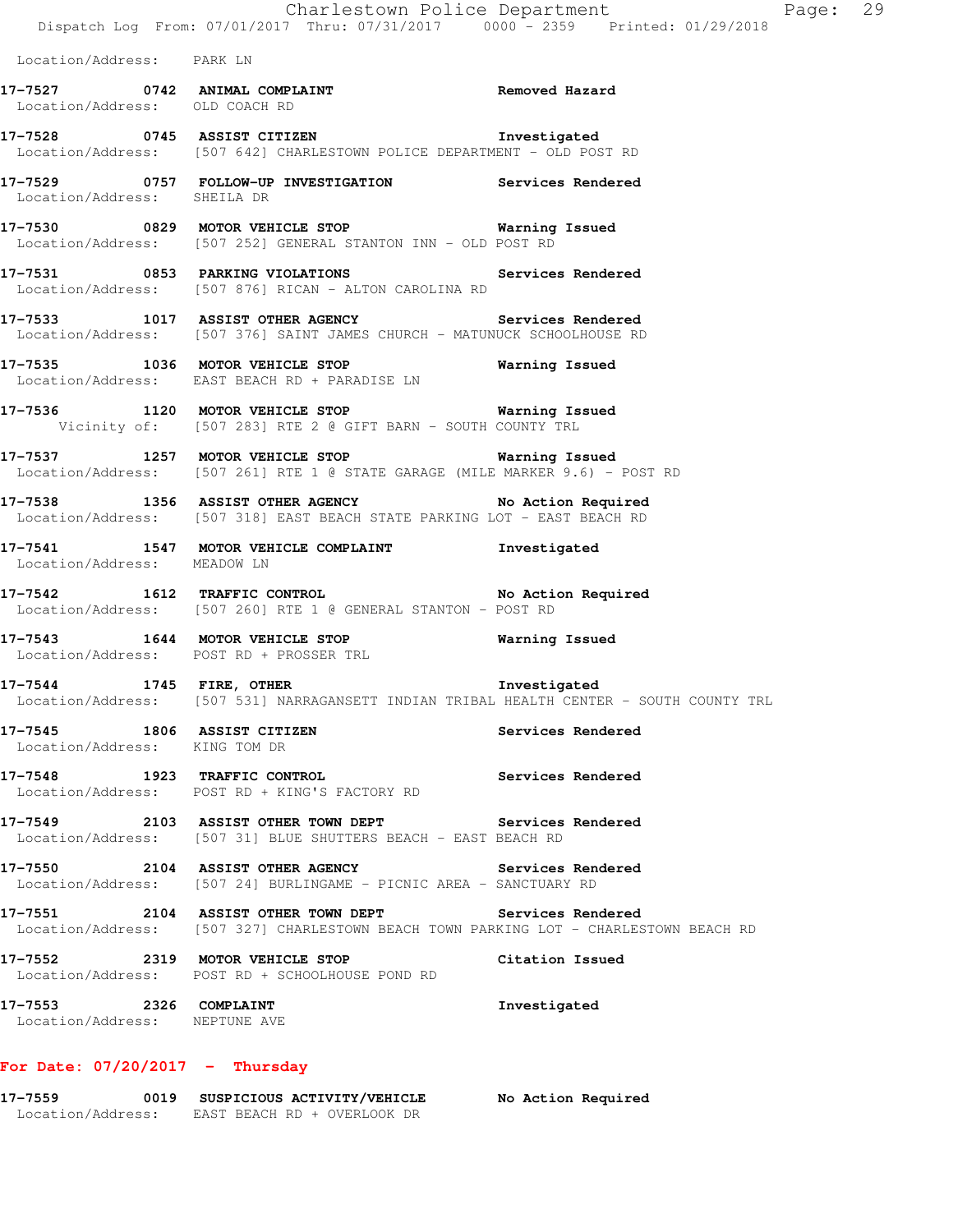Location/Address: PARK LN

**17-7527 0742 ANIMAL COMPLAINT** **Removed Hazard**
Location/Address: OLD COACH RD

**17-7528 0745 ASSIST CITIZEN** **Investigated**
Location/Address: [507 642] CHARLESTOWN POLICE DEPARTMENT - OLD POST RD

**17-7529 0757 FOLLOW-UP INVESTIGATION** **Services Rendered**
Location/Address: SHEILA DR

**17-7530 0829 MOTOR VEHICLE STOP** **Warning Issued**
Location/Address: [507 252] GENERAL STANTON INN - OLD POST RD

**17-7531 0853 PARKING VIOLATIONS** **Services Rendered**
Location/Address: [507 876] RICAN - ALTON CAROLINA RD

**17-7533 1017 ASSIST OTHER AGENCY** **Services Rendered**
Location/Address: [507 376] SAINT JAMES CHURCH - MATUNUCK SCHOOLHOUSE RD

**17-7535 1036 MOTOR VEHICLE STOP** **Warning Issued**
Location/Address: EAST BEACH RD + PARADISE LN

**17-7536 1120 MOTOR VEHICLE STOP** **Warning Issued**
Vicinity of: [507 283] RTE 2 @ GIFT BARN - SOUTH COUNTY TRL

**17-7537 1257 MOTOR VEHICLE STOP** **Warning Issued**
Location/Address: [507 261] RTE 1 @ STATE GARAGE (MILE MARKER 9.6) - POST RD

**17-7538 1356 ASSIST OTHER AGENCY** **No Action Required**
Location/Address: [507 318] EAST BEACH STATE PARKING LOT - EAST BEACH RD

**17-7541 1547 MOTOR VEHICLE COMPLAINT** **Investigated**
Location/Address: MEADOW LN

**17-7542 1612 TRAFFIC CONTROL** **No Action Required**
Location/Address: [507 260] RTE 1 @ GENERAL STANTON - POST RD

**17-7543 1644 MOTOR VEHICLE STOP** **Warning Issued**
Location/Address: POST RD + PROSSER TRL

**17-7544 1745 FIRE, OTHER** **Investigated**
Location/Address: [507 531] NARRAGANSETT INDIAN TRIBAL HEALTH CENTER - SOUTH COUNTY TRL

**17-7545 1806 ASSIST CITIZEN** **Services Rendered**
Location/Address: KING TOM DR

**17-7548 1923 TRAFFIC CONTROL** **Services Rendered**
Location/Address: POST RD + KING'S FACTORY RD

**17-7549 2103 ASSIST OTHER TOWN DEPT** **Services Rendered**
Location/Address: [507 31] BLUE SHUTTERS BEACH - EAST BEACH RD

**17-7550 2104 ASSIST OTHER AGENCY** **Services Rendered**
Location/Address: [507 24] BURLINGAME - PICNIC AREA - SANCTUARY RD

**17-7551 2104 ASSIST OTHER TOWN DEPT** **Services Rendered**
Location/Address: [507 327] CHARLESTOWN BEACH TOWN PARKING LOT - CHARLESTOWN BEACH RD

**17-7552 2319 MOTOR VEHICLE STOP** **Citation Issued**
Location/Address: POST RD + SCHOOLHOUSE POND RD

**17-7553 2326 COMPLAINT** **Investigated**
Location/Address: NEPTUNE AVE

## For Date: 07/20/2017 - Thursday

**17-7559 0019 SUSPICIOUS ACTIVITY/VEHICLE** **No Action Required**
Location/Address: EAST BEACH RD + OVERLOOK DR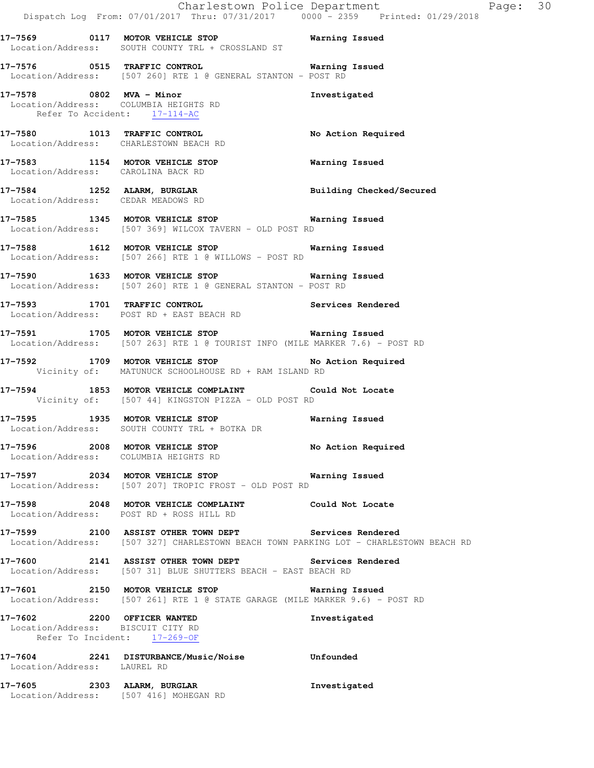**17-7569 0117 MOTOR VEHICLE STOP** Warning Issued
Location/Address: SOUTH COUNTY TRL + CROSSLAND ST

**17-7576 0515 TRAFFIC CONTROL** Warning Issued
Location/Address: [507 260] RTE 1 @ GENERAL STANTON - POST RD

**17-7578 0802 MVA - Minor** Investigated
Location/Address: COLUMBIA HEIGHTS RD
Refer To Accident: 17-114-AC

**17-7580 1013 TRAFFIC CONTROL** No Action Required
Location/Address: CHARLESTOWN BEACH RD

**17-7583 1154 MOTOR VEHICLE STOP** Warning Issued
Location/Address: CAROLINA BACK RD

**17-7584 1252 ALARM, BURGLAR** Building Checked/Secured
Location/Address: CEDAR MEADOWS RD

**17-7585 1345 MOTOR VEHICLE STOP** Warning Issued
Location/Address: [507 369] WILCOX TAVERN - OLD POST RD

**17-7588 1612 MOTOR VEHICLE STOP** Warning Issued
Location/Address: [507 266] RTE 1 @ WILLOWS - POST RD

**17-7590 1633 MOTOR VEHICLE STOP** Warning Issued
Location/Address: [507 260] RTE 1 @ GENERAL STANTON - POST RD

**17-7593 1701 TRAFFIC CONTROL** Services Rendered
Location/Address: POST RD + EAST BEACH RD

**17-7591 1705 MOTOR VEHICLE STOP** Warning Issued
Location/Address: [507 263] RTE 1 @ TOURIST INFO (MILE MARKER 7.6) - POST RD

**17-7592 1709 MOTOR VEHICLE STOP** No Action Required
Vicinity of: MATUNUCK SCHOOLHOUSE RD + RAM ISLAND RD

**17-7594 1853 MOTOR VEHICLE COMPLAINT** Could Not Locate
Vicinity of: [507 44] KINGSTON PIZZA - OLD POST RD

**17-7595 1935 MOTOR VEHICLE STOP** Warning Issued
Location/Address: SOUTH COUNTY TRL + BOTKA DR

**17-7596 2008 MOTOR VEHICLE STOP** No Action Required
Location/Address: COLUMBIA HEIGHTS RD

**17-7597 2034 MOTOR VEHICLE STOP** Warning Issued
Location/Address: [507 207] TROPIC FROST - OLD POST RD

**17-7598 2048 MOTOR VEHICLE COMPLAINT** Could Not Locate
Location/Address: POST RD + ROSS HILL RD

**17-7599 2100 ASSIST OTHER TOWN DEPT** Services Rendered
Location/Address: [507 327] CHARLESTOWN BEACH TOWN PARKING LOT - CHARLESTOWN BEACH RD

**17-7600 2141 ASSIST OTHER TOWN DEPT** Services Rendered
Location/Address: [507 31] BLUE SHUTTERS BEACH - EAST BEACH RD

**17-7601 2150 MOTOR VEHICLE STOP** Warning Issued
Location/Address: [507 261] RTE 1 @ STATE GARAGE (MILE MARKER 9.6) - POST RD

**17-7602 2200 OFFICER WANTED** Investigated
Location/Address: BISCUIT CITY RD
Refer To Incident: 17-269-OF

**17-7604 2241 DISTURBANCE/Music/Noise** Unfounded
Location/Address: LAUREL RD

**17-7605 2303 ALARM, BURGLAR** Investigated
Location/Address: [507 416] MOHEGAN RD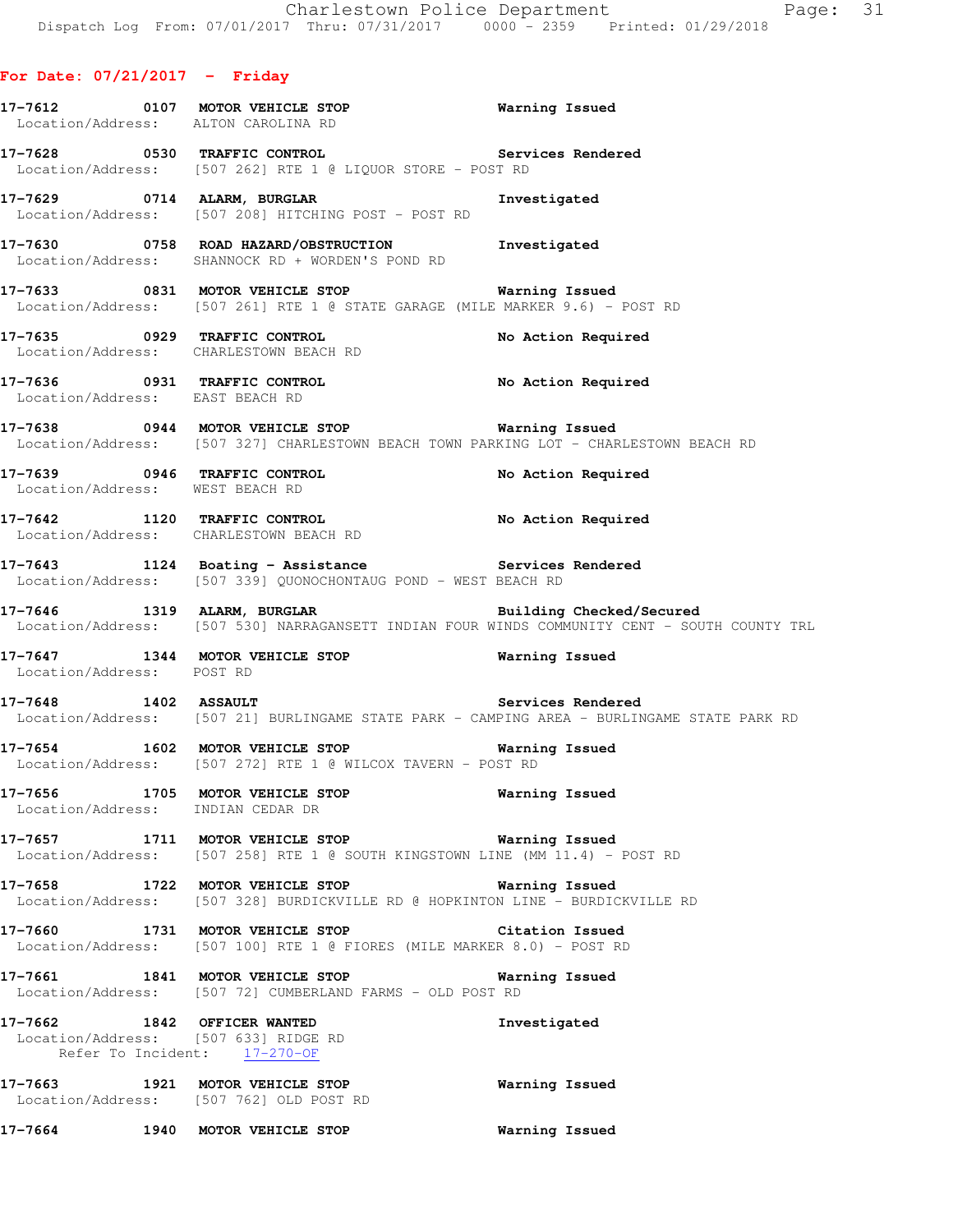## For Date: 07/21/2017 - Friday

**17-7612** 0107 **MOTOR VEHICLE STOP** — Warning Issued
Location/Address: ALTON CAROLINA RD

**17-7628** 0530 **TRAFFIC CONTROL** — Services Rendered
Location/Address: [507 262] RTE 1 @ LIQUOR STORE - POST RD

**17-7629** 0714 **ALARM, BURGLAR** — Investigated
Location/Address: [507 208] HITCHING POST - POST RD

**17-7630** 0758 **ROAD HAZARD/OBSTRUCTION** — Investigated
Location/Address: SHANNOCK RD + WORDEN'S POND RD

**17-7633** 0831 **MOTOR VEHICLE STOP** — Warning Issued
Location/Address: [507 261] RTE 1 @ STATE GARAGE (MILE MARKER 9.6) - POST RD

**17-7635** 0929 **TRAFFIC CONTROL** — No Action Required
Location/Address: CHARLESTOWN BEACH RD

**17-7636** 0931 **TRAFFIC CONTROL** — No Action Required
Location/Address: EAST BEACH RD

**17-7638** 0944 **MOTOR VEHICLE STOP** — Warning Issued
Location/Address: [507 327] CHARLESTOWN BEACH TOWN PARKING LOT - CHARLESTOWN BEACH RD

**17-7639** 0946 **TRAFFIC CONTROL** — No Action Required
Location/Address: WEST BEACH RD

**17-7642** 1120 **TRAFFIC CONTROL** — No Action Required
Location/Address: CHARLESTOWN BEACH RD

**17-7643** 1124 **Boating - Assistance** — Services Rendered
Location/Address: [507 339] QUONOCHONTAUG POND - WEST BEACH RD

**17-7646** 1319 **ALARM, BURGLAR** — Building Checked/Secured
Location/Address: [507 530] NARRAGANSETT INDIAN FOUR WINDS COMMUNITY CENT - SOUTH COUNTY TRL

**17-7647** 1344 **MOTOR VEHICLE STOP** — Warning Issued
Location/Address: POST RD

**17-7648** 1402 **ASSAULT** — Services Rendered
Location/Address: [507 21] BURLINGAME STATE PARK - CAMPING AREA - BURLINGAME STATE PARK RD

**17-7654** 1602 **MOTOR VEHICLE STOP** — Warning Issued
Location/Address: [507 272] RTE 1 @ WILCOX TAVERN - POST RD

**17-7656** 1705 **MOTOR VEHICLE STOP** — Warning Issued
Location/Address: INDIAN CEDAR DR

**17-7657** 1711 **MOTOR VEHICLE STOP** — Warning Issued
Location/Address: [507 258] RTE 1 @ SOUTH KINGSTOWN LINE (MM 11.4) - POST RD

**17-7658** 1722 **MOTOR VEHICLE STOP** — Warning Issued
Location/Address: [507 328] BURDICKVILLE RD @ HOPKINTON LINE - BURDICKVILLE RD

**17-7660** 1731 **MOTOR VEHICLE STOP** — Citation Issued
Location/Address: [507 100] RTE 1 @ FIORES (MILE MARKER 8.0) - POST RD

**17-7661** 1841 **MOTOR VEHICLE STOP** — Warning Issued
Location/Address: [507 72] CUMBERLAND FARMS - OLD POST RD

**17-7662** 1842 **OFFICER WANTED** — Investigated
Location/Address: [507 633] RIDGE RD
Refer To Incident: 17-270-OF

**17-7663** 1921 **MOTOR VEHICLE STOP** — Warning Issued
Location/Address: [507 762] OLD POST RD

**17-7664** 1940 **MOTOR VEHICLE STOP** — Warning Issued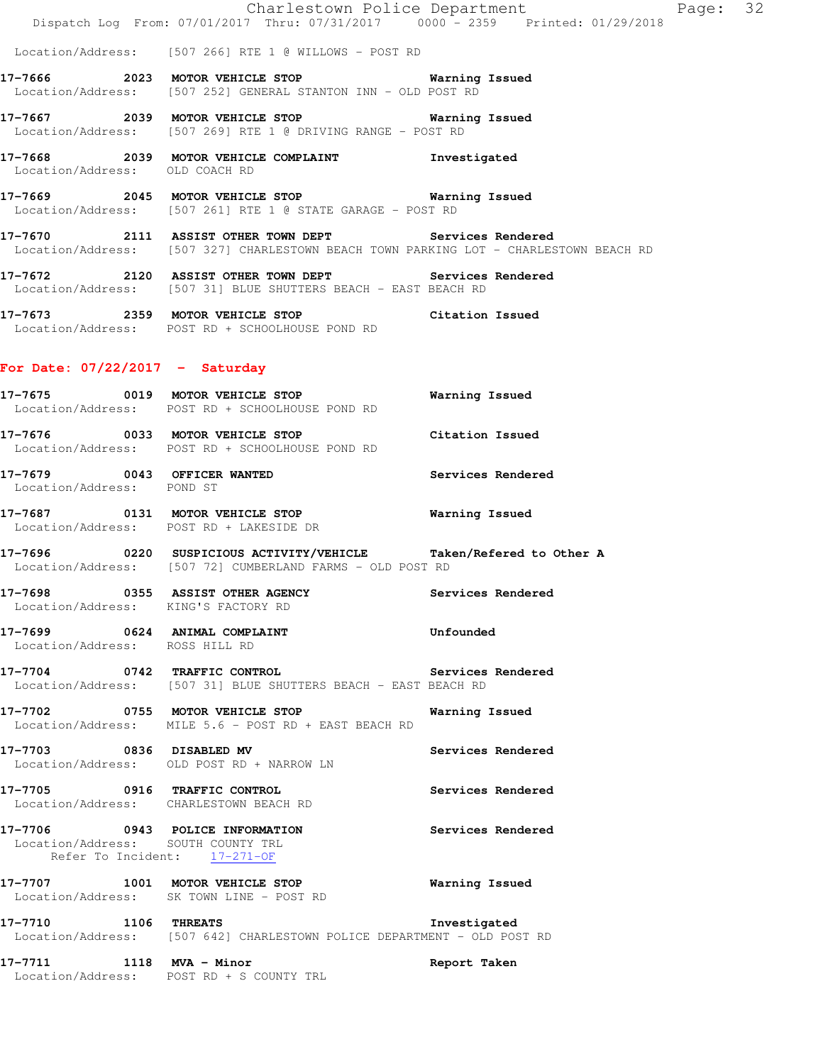Location/Address: [507 266] RTE 1 @ WILLOWS - POST RD

**17-7666 2023 MOTOR VEHICLE STOP** Warning Issued
Location/Address: [507 252] GENERAL STANTON INN - OLD POST RD

**17-7667 2039 MOTOR VEHICLE STOP** Warning Issued
Location/Address: [507 269] RTE 1 @ DRIVING RANGE - POST RD

**17-7668 2039 MOTOR VEHICLE COMPLAINT** Investigated
Location/Address: OLD COACH RD

**17-7669 2045 MOTOR VEHICLE STOP** Warning Issued
Location/Address: [507 261] RTE 1 @ STATE GARAGE - POST RD

**17-7670 2111 ASSIST OTHER TOWN DEPT** Services Rendered
Location/Address: [507 327] CHARLESTOWN BEACH TOWN PARKING LOT - CHARLESTOWN BEACH RD

**17-7672 2120 ASSIST OTHER TOWN DEPT** Services Rendered
Location/Address: [507 31] BLUE SHUTTERS BEACH - EAST BEACH RD

**17-7673 2359 MOTOR VEHICLE STOP** Citation Issued
Location/Address: POST RD + SCHOOLHOUSE POND RD

## For Date: 07/22/2017 - Saturday

**17-7675 0019 MOTOR VEHICLE STOP** Warning Issued
Location/Address: POST RD + SCHOOLHOUSE POND RD

**17-7676 0033 MOTOR VEHICLE STOP** Citation Issued
Location/Address: POST RD + SCHOOLHOUSE POND RD

**17-7679 0043 OFFICER WANTED** Services Rendered
Location/Address: POND ST

**17-7687 0131 MOTOR VEHICLE STOP** Warning Issued
Location/Address: POST RD + LAKESIDE DR

**17-7696 0220 SUSPICIOUS ACTIVITY/VEHICLE** Taken/Refered to Other A
Location/Address: [507 72] CUMBERLAND FARMS - OLD POST RD

**17-7698 0355 ASSIST OTHER AGENCY** Services Rendered
Location/Address: KING'S FACTORY RD

**17-7699 0624 ANIMAL COMPLAINT** Unfounded
Location/Address: ROSS HILL RD

**17-7704 0742 TRAFFIC CONTROL** Services Rendered
Location/Address: [507 31] BLUE SHUTTERS BEACH - EAST BEACH RD

**17-7702 0755 MOTOR VEHICLE STOP** Warning Issued
Location/Address: MILE 5.6 - POST RD + EAST BEACH RD

**17-7703 0836 DISABLED MV** Services Rendered
Location/Address: OLD POST RD + NARROW LN

**17-7705 0916 TRAFFIC CONTROL** Services Rendered
Location/Address: CHARLESTOWN BEACH RD

**17-7706 0943 POLICE INFORMATION** Services Rendered
Location/Address: SOUTH COUNTY TRL
Refer To Incident: 17-271-OF

**17-7707 1001 MOTOR VEHICLE STOP** Warning Issued
Location/Address: SK TOWN LINE - POST RD

**17-7710 1106 THREATS** Investigated
Location/Address: [507 642] CHARLESTOWN POLICE DEPARTMENT - OLD POST RD

**17-7711 1118 MVA - Minor** Report Taken
Location/Address: POST RD + S COUNTY TRL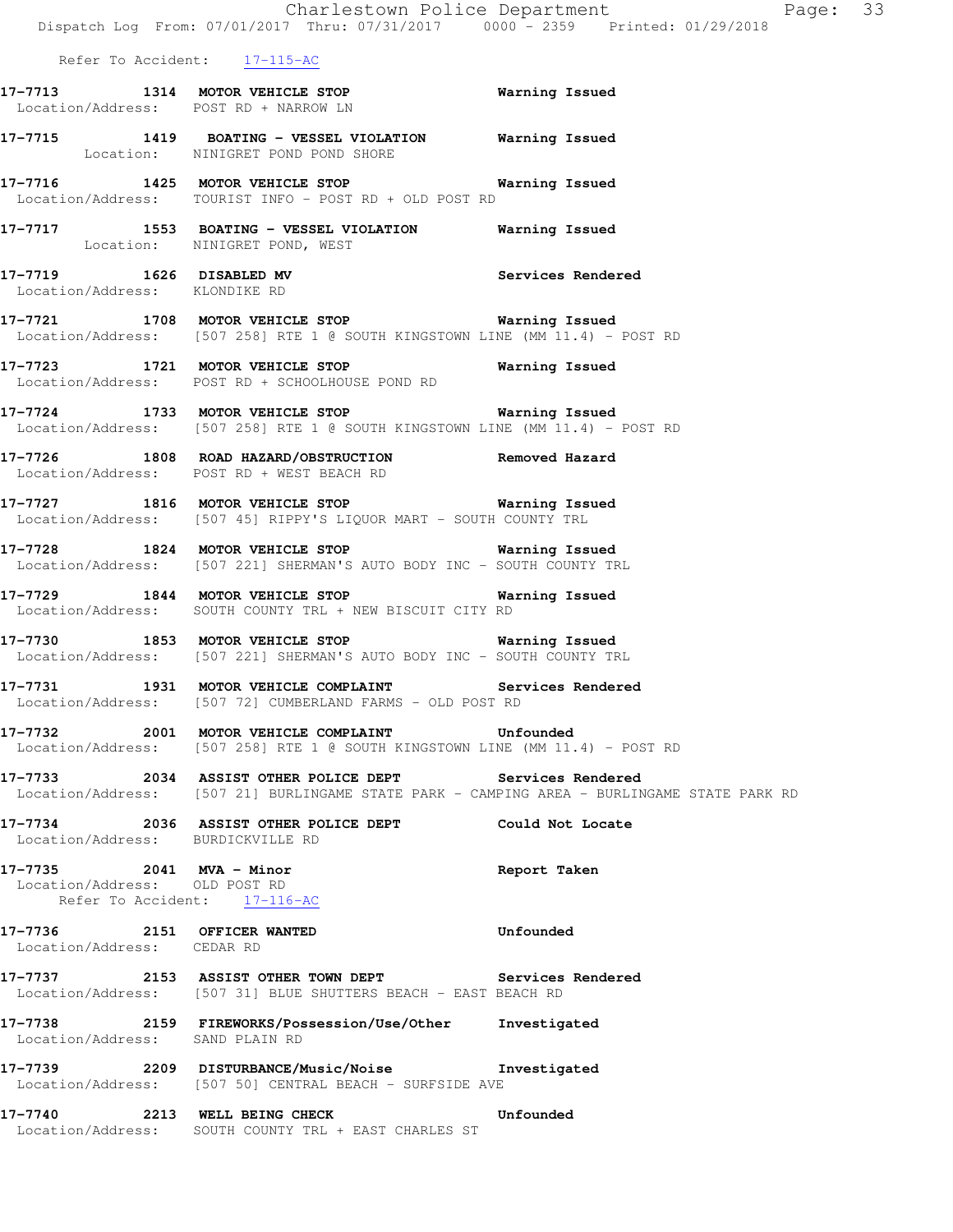Refer To Accident: 17-115-AC

**17-7713 1314 MOTOR VEHICLE STOP** Warning Issued
Location/Address: POST RD + NARROW LN

**17-7715 1419 BOATING - VESSEL VIOLATION** Warning Issued
Location: NINIGRET POND POND SHORE

**17-7716 1425 MOTOR VEHICLE STOP** Warning Issued
Location/Address: TOURIST INFO - POST RD + OLD POST RD

**17-7717 1553 BOATING - VESSEL VIOLATION** Warning Issued
Location: NINIGRET POND, WEST

**17-7719 1626 DISABLED MV** Services Rendered
Location/Address: KLONDIKE RD

**17-7721 1708 MOTOR VEHICLE STOP** Warning Issued
Location/Address: [507 258] RTE 1 @ SOUTH KINGSTOWN LINE (MM 11.4) - POST RD

**17-7723 1721 MOTOR VEHICLE STOP** Warning Issued
Location/Address: POST RD + SCHOOLHOUSE POND RD

**17-7724 1733 MOTOR VEHICLE STOP** Warning Issued
Location/Address: [507 258] RTE 1 @ SOUTH KINGSTOWN LINE (MM 11.4) - POST RD

**17-7726 1808 ROAD HAZARD/OBSTRUCTION** Removed Hazard
Location/Address: POST RD + WEST BEACH RD

**17-7727 1816 MOTOR VEHICLE STOP** Warning Issued
Location/Address: [507 45] RIPPY'S LIQUOR MART - SOUTH COUNTY TRL

**17-7728 1824 MOTOR VEHICLE STOP** Warning Issued
Location/Address: [507 221] SHERMAN'S AUTO BODY INC - SOUTH COUNTY TRL

**17-7729 1844 MOTOR VEHICLE STOP** Warning Issued
Location/Address: SOUTH COUNTY TRL + NEW BISCUIT CITY RD

**17-7730 1853 MOTOR VEHICLE STOP** Warning Issued
Location/Address: [507 221] SHERMAN'S AUTO BODY INC - SOUTH COUNTY TRL

**17-7731 1931 MOTOR VEHICLE COMPLAINT** Services Rendered
Location/Address: [507 72] CUMBERLAND FARMS - OLD POST RD

**17-7732 2001 MOTOR VEHICLE COMPLAINT** Unfounded
Location/Address: [507 258] RTE 1 @ SOUTH KINGSTOWN LINE (MM 11.4) - POST RD

**17-7733 2034 ASSIST OTHER POLICE DEPT** Services Rendered
Location/Address: [507 21] BURLINGAME STATE PARK - CAMPING AREA - BURLINGAME STATE PARK RD

**17-7734 2036 ASSIST OTHER POLICE DEPT** Could Not Locate
Location/Address: BURDICKVILLE RD

**17-7735 2041 MVA - Minor** Report Taken
Location/Address: OLD POST RD
Refer To Accident: 17-116-AC

**17-7736 2151 OFFICER WANTED** Unfounded
Location/Address: CEDAR RD

**17-7737 2153 ASSIST OTHER TOWN DEPT** Services Rendered
Location/Address: [507 31] BLUE SHUTTERS BEACH - EAST BEACH RD

**17-7738 2159 FIREWORKS/Possession/Use/Other** Investigated
Location/Address: SAND PLAIN RD

**17-7739 2209 DISTURBANCE/Music/Noise** Investigated
Location/Address: [507 50] CENTRAL BEACH - SURFSIDE AVE

**17-7740 2213 WELL BEING CHECK** Unfounded
Location/Address: SOUTH COUNTY TRL + EAST CHARLES ST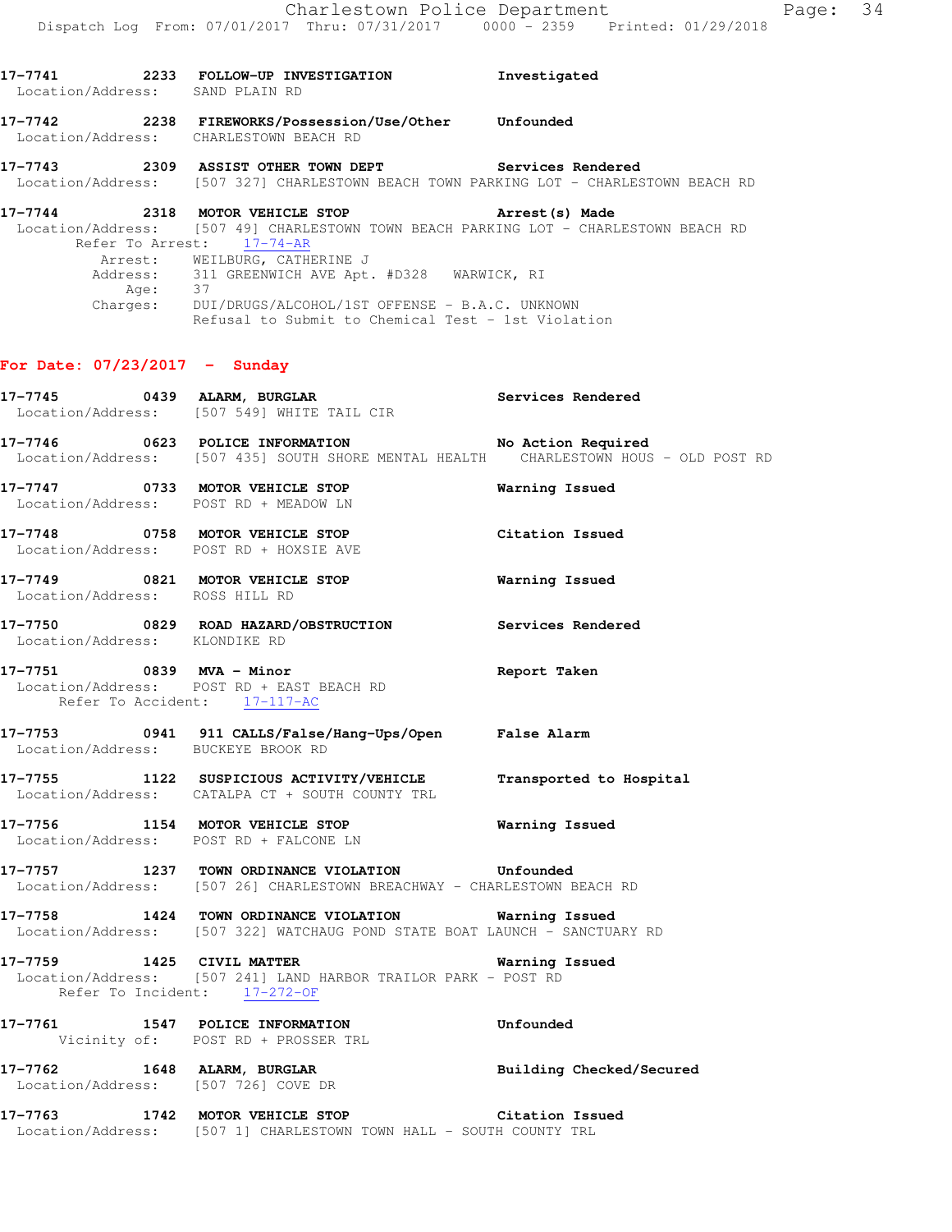17-7741 2233 **FOLLOW-UP INVESTIGATION** **Investigated**
Location/Address: SAND PLAIN RD

17-7742 2238 **FIREWORKS/Possession/Use/Other** **Unfounded**
Location/Address: CHARLESTOWN BEACH RD

17-7743 2309 **ASSIST OTHER TOWN DEPT** **Services Rendered**
Location/Address: [507 327] CHARLESTOWN BEACH TOWN PARKING LOT - CHARLESTOWN BEACH RD

17-7744 2318 **MOTOR VEHICLE STOP** **Arrest(s) Made**
Location/Address: [507 49] CHARLESTOWN TOWN BEACH PARKING LOT - CHARLESTOWN BEACH RD
Refer To Arrest: 17-74-AR
Arrest: WEILBURG, CATHERINE J
Address: 311 GREENWICH AVE Apt. #D328 WARWICK, RI
Age: 37
Charges: DUI/DRUGS/ALCOHOL/1ST OFFENSE - B.A.C. UNKNOWN
Refusal to Submit to Chemical Test - 1st Violation

## For Date: 07/23/2017 - Sunday

17-7745 0439 **ALARM, BURGLAR** **Services Rendered**
Location/Address: [507 549] WHITE TAIL CIR

17-7746 0623 **POLICE INFORMATION** **No Action Required**
Location/Address: [507 435] SOUTH SHORE MENTAL HEALTH CHARLESTOWN HOUS - OLD POST RD

17-7747 0733 **MOTOR VEHICLE STOP** **Warning Issued**
Location/Address: POST RD + MEADOW LN

17-7748 0758 **MOTOR VEHICLE STOP** **Citation Issued**
Location/Address: POST RD + HOXSIE AVE

17-7749 0821 **MOTOR VEHICLE STOP** **Warning Issued**
Location/Address: ROSS HILL RD

17-7750 0829 **ROAD HAZARD/OBSTRUCTION** **Services Rendered**
Location/Address: KLONDIKE RD

17-7751 0839 **MVA - Minor** **Report Taken**
Location/Address: POST RD + EAST BEACH RD
Refer To Accident: 17-117-AC

17-7753 0941 **911 CALLS/False/Hang-Ups/Open** **False Alarm**
Location/Address: BUCKEYE BROOK RD

17-7755 1122 **SUSPICIOUS ACTIVITY/VEHICLE** **Transported to Hospital**
Location/Address: CATALPA CT + SOUTH COUNTY TRL

17-7756 1154 **MOTOR VEHICLE STOP** **Warning Issued**
Location/Address: POST RD + FALCONE LN

17-7757 1237 **TOWN ORDINANCE VIOLATION** **Unfounded**
Location/Address: [507 26] CHARLESTOWN BREACHWAY - CHARLESTOWN BEACH RD

17-7758 1424 **TOWN ORDINANCE VIOLATION** **Warning Issued**
Location/Address: [507 322] WATCHAUG POND STATE BOAT LAUNCH - SANCTUARY RD

17-7759 1425 **CIVIL MATTER** **Warning Issued**
Location/Address: [507 241] LAND HARBOR TRAILOR PARK - POST RD
Refer To Incident: 17-272-OF

17-7761 1547 **POLICE INFORMATION** **Unfounded**
Vicinity of: POST RD + PROSSER TRL

17-7762 1648 **ALARM, BURGLAR** **Building Checked/Secured**
Location/Address: [507 726] COVE DR

17-7763 1742 **MOTOR VEHICLE STOP** **Citation Issued**
Location/Address: [507 1] CHARLESTOWN TOWN HALL - SOUTH COUNTY TRL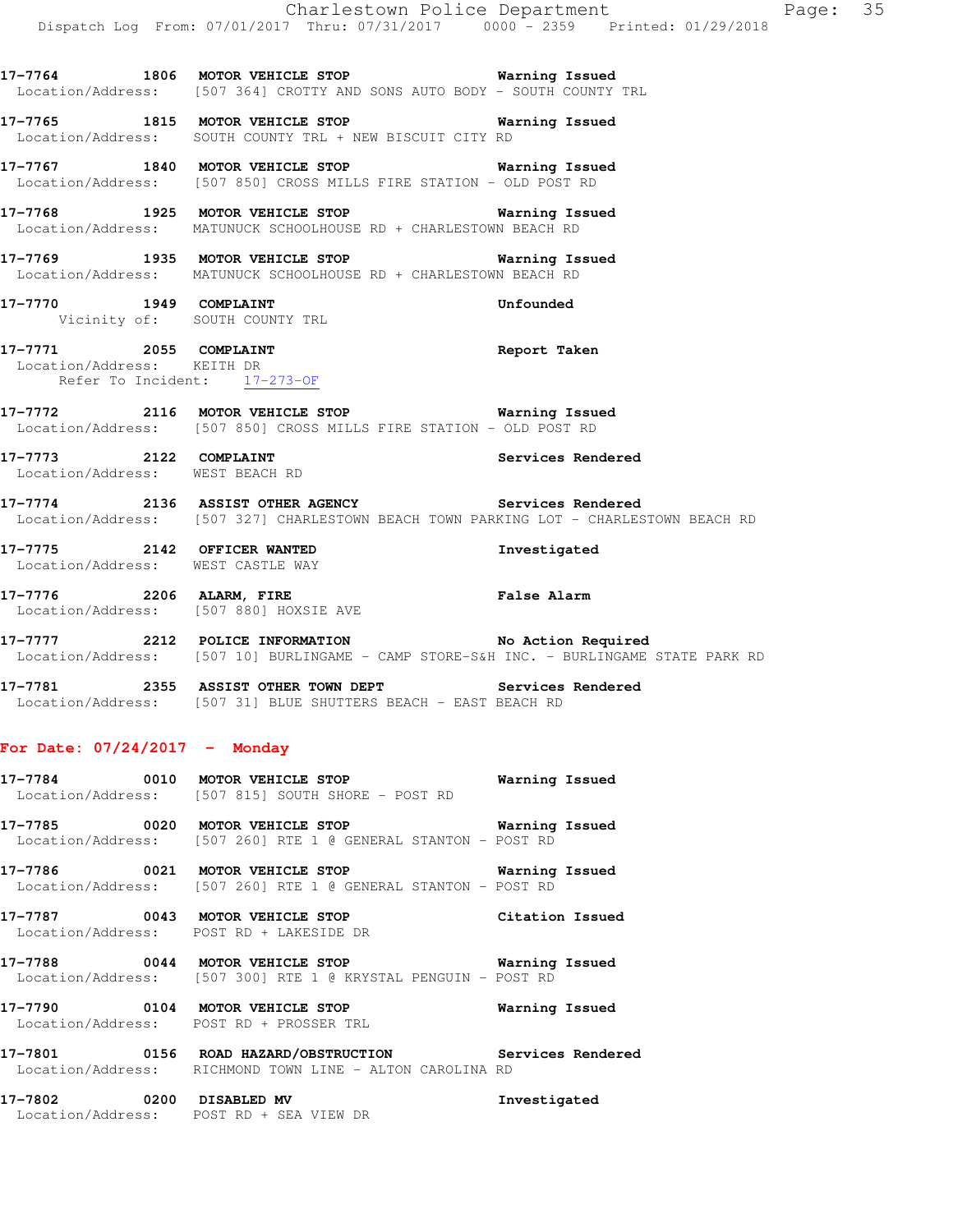17-7764 1806 MOTOR VEHICLE STOP Warning Issued
Location/Address: [507 364] CROTTY AND SONS AUTO BODY - SOUTH COUNTY TRL

17-7765 1815 MOTOR VEHICLE STOP Warning Issued
Location/Address: SOUTH COUNTY TRL + NEW BISCUIT CITY RD

17-7767 1840 MOTOR VEHICLE STOP Warning Issued
Location/Address: [507 850] CROSS MILLS FIRE STATION - OLD POST RD

17-7768 1925 MOTOR VEHICLE STOP Warning Issued
Location/Address: MATUNUCK SCHOOLHOUSE RD + CHARLESTOWN BEACH RD

17-7769 1935 MOTOR VEHICLE STOP Warning Issued
Location/Address: MATUNUCK SCHOOLHOUSE RD + CHARLESTOWN BEACH RD

17-7770 1949 COMPLAINT Unfounded
Vicinity of: SOUTH COUNTY TRL

17-7771 2055 COMPLAINT Report Taken
Location/Address: KEITH DR
Refer To Incident: 17-273-OF

17-7772 2116 MOTOR VEHICLE STOP Warning Issued
Location/Address: [507 850] CROSS MILLS FIRE STATION - OLD POST RD

17-7773 2122 COMPLAINT Services Rendered
Location/Address: WEST BEACH RD

17-7774 2136 ASSIST OTHER AGENCY Services Rendered
Location/Address: [507 327] CHARLESTOWN BEACH TOWN PARKING LOT - CHARLESTOWN BEACH RD

17-7775 2142 OFFICER WANTED Investigated
Location/Address: WEST CASTLE WAY

17-7776 2206 ALARM, FIRE False Alarm
Location/Address: [507 880] HOXSIE AVE

17-7777 2212 POLICE INFORMATION No Action Required
Location/Address: [507 10] BURLINGAME - CAMP STORE-S&H INC. - BURLINGAME STATE PARK RD

17-7781 2355 ASSIST OTHER TOWN DEPT Services Rendered
Location/Address: [507 31] BLUE SHUTTERS BEACH - EAST BEACH RD

## For Date: 07/24/2017 - Monday

17-7784 0010 MOTOR VEHICLE STOP Warning Issued
Location/Address: [507 815] SOUTH SHORE - POST RD

17-7785 0020 MOTOR VEHICLE STOP Warning Issued
Location/Address: [507 260] RTE 1 @ GENERAL STANTON - POST RD

17-7786 0021 MOTOR VEHICLE STOP Warning Issued
Location/Address: [507 260] RTE 1 @ GENERAL STANTON - POST RD

17-7787 0043 MOTOR VEHICLE STOP Citation Issued
Location/Address: POST RD + LAKESIDE DR

17-7788 0044 MOTOR VEHICLE STOP Warning Issued
Location/Address: [507 300] RTE 1 @ KRYSTAL PENGUIN - POST RD

17-7790 0104 MOTOR VEHICLE STOP Warning Issued
Location/Address: POST RD + PROSSER TRL

17-7801 0156 ROAD HAZARD/OBSTRUCTION Services Rendered
Location/Address: RICHMOND TOWN LINE - ALTON CAROLINA RD

17-7802 0200 DISABLED MV Investigated
Location/Address: POST RD + SEA VIEW DR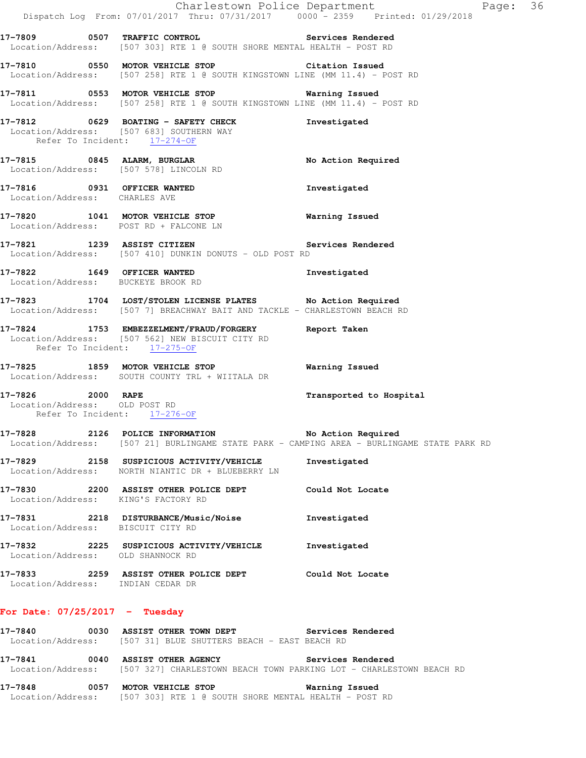**17-7809** 0507 **TRAFFIC CONTROL** **Services Rendered**
Location/Address: [507 303] RTE 1 @ SOUTH SHORE MENTAL HEALTH - POST RD

**17-7810** 0550 **MOTOR VEHICLE STOP** **Citation Issued**
Location/Address: [507 258] RTE 1 @ SOUTH KINGSTOWN LINE (MM 11.4) - POST RD

**17-7811** 0553 **MOTOR VEHICLE STOP** **Warning Issued**
Location/Address: [507 258] RTE 1 @ SOUTH KINGSTOWN LINE (MM 11.4) - POST RD

**17-7812** 0629 **BOATING - SAFETY CHECK** **Investigated**
Location/Address: [507 683] SOUTHERN WAY
Refer To Incident: 17-274-OF

**17-7815** 0845 **ALARM, BURGLAR** **No Action Required**
Location/Address: [507 578] LINCOLN RD

**17-7816** 0931 **OFFICER WANTED** **Investigated**
Location/Address: CHARLES AVE

**17-7820** 1041 **MOTOR VEHICLE STOP** **Warning Issued**
Location/Address: POST RD + FALCONE LN

**17-7821** 1239 **ASSIST CITIZEN** **Services Rendered**
Location/Address: [507 410] DUNKIN DONUTS - OLD POST RD

**17-7822** 1649 **OFFICER WANTED** **Investigated**
Location/Address: BUCKEYE BROOK RD

**17-7823** 1704 **LOST/STOLEN LICENSE PLATES** **No Action Required**
Location/Address: [507 7] BREACHWAY BAIT AND TACKLE - CHARLESTOWN BEACH RD

**17-7824** 1753 **EMBEZZELMENT/FRAUD/FORGERY** **Report Taken**
Location/Address: [507 562] NEW BISCUIT CITY RD
Refer To Incident: 17-275-OF

**17-7825** 1859 **MOTOR VEHICLE STOP** **Warning Issued**
Location/Address: SOUTH COUNTY TRL + WIITALA DR

**17-7826** 2000 **RAPE** **Transported to Hospital**
Location/Address: OLD POST RD
Refer To Incident: 17-276-OF

**17-7828** 2126 **POLICE INFORMATION** **No Action Required**
Location/Address: [507 21] BURLINGAME STATE PARK - CAMPING AREA - BURLINGAME STATE PARK RD

**17-7829** 2158 **SUSPICIOUS ACTIVITY/VEHICLE** **Investigated**
Location/Address: NORTH NIANTIC DR + BLUEBERRY LN

**17-7830** 2200 **ASSIST OTHER POLICE DEPT** **Could Not Locate**
Location/Address: KING'S FACTORY RD

**17-7831** 2218 **DISTURBANCE/Music/Noise** **Investigated**
Location/Address: BISCUIT CITY RD

**17-7832** 2225 **SUSPICIOUS ACTIVITY/VEHICLE** **Investigated**
Location/Address: OLD SHANNOCK RD

**17-7833** 2259 **ASSIST OTHER POLICE DEPT** **Could Not Locate**
Location/Address: INDIAN CEDAR DR

## For Date: 07/25/2017 - Tuesday

**17-7840** 0030 **ASSIST OTHER TOWN DEPT** **Services Rendered**
Location/Address: [507 31] BLUE SHUTTERS BEACH - EAST BEACH RD

**17-7841** 0040 **ASSIST OTHER AGENCY** **Services Rendered**
Location/Address: [507 327] CHARLESTOWN BEACH TOWN PARKING LOT - CHARLESTOWN BEACH RD

**17-7848** 0057 **MOTOR VEHICLE STOP** **Warning Issued**
Location/Address: [507 303] RTE 1 @ SOUTH SHORE MENTAL HEALTH - POST RD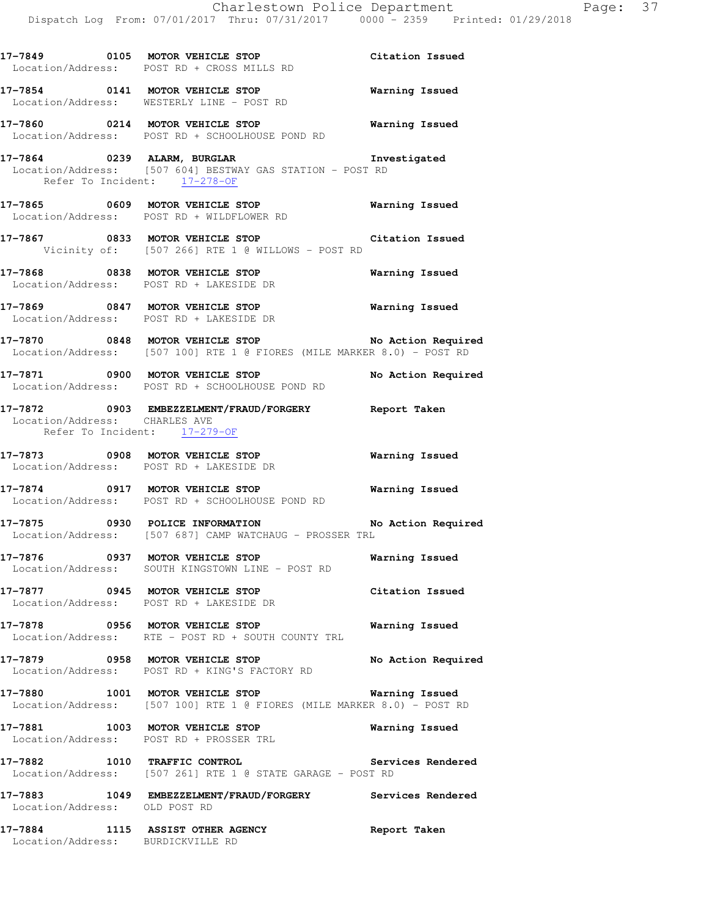**17-7849 0105 MOTOR VEHICLE STOP** **Citation Issued**
Location/Address: POST RD + CROSS MILLS RD

**17-7854 0141 MOTOR VEHICLE STOP** **Warning Issued**
Location/Address: WESTERLY LINE - POST RD

**17-7860 0214 MOTOR VEHICLE STOP** **Warning Issued**
Location/Address: POST RD + SCHOOLHOUSE POND RD

**17-7864 0239 ALARM, BURGLAR** **Investigated**
Location/Address: [507 604] BESTWAY GAS STATION - POST RD
Refer To Incident: 17-278-OF

**17-7865 0609 MOTOR VEHICLE STOP** **Warning Issued**
Location/Address: POST RD + WILDFLOWER RD

**17-7867 0833 MOTOR VEHICLE STOP** **Citation Issued**
Vicinity of: [507 266] RTE 1 @ WILLOWS - POST RD

**17-7868 0838 MOTOR VEHICLE STOP** **Warning Issued**
Location/Address: POST RD + LAKESIDE DR

**17-7869 0847 MOTOR VEHICLE STOP** **Warning Issued**
Location/Address: POST RD + LAKESIDE DR

**17-7870 0848 MOTOR VEHICLE STOP** **No Action Required**
Location/Address: [507 100] RTE 1 @ FIORES (MILE MARKER 8.0) - POST RD

**17-7871 0900 MOTOR VEHICLE STOP** **No Action Required**
Location/Address: POST RD + SCHOOLHOUSE POND RD

**17-7872 0903 EMBEZZELMENT/FRAUD/FORGERY** **Report Taken**
Location/Address: CHARLES AVE
Refer To Incident: 17-279-OF

**17-7873 0908 MOTOR VEHICLE STOP** **Warning Issued**
Location/Address: POST RD + LAKESIDE DR

**17-7874 0917 MOTOR VEHICLE STOP** **Warning Issued**
Location/Address: POST RD + SCHOOLHOUSE POND RD

**17-7875 0930 POLICE INFORMATION** **No Action Required**
Location/Address: [507 687] CAMP WATCHAUG - PROSSER TRL

**17-7876 0937 MOTOR VEHICLE STOP** **Warning Issued**
Location/Address: SOUTH KINGSTOWN LINE - POST RD

**17-7877 0945 MOTOR VEHICLE STOP** **Citation Issued**
Location/Address: POST RD + LAKESIDE DR

**17-7878 0956 MOTOR VEHICLE STOP** **Warning Issued**
Location/Address: RTE - POST RD + SOUTH COUNTY TRL

**17-7879 0958 MOTOR VEHICLE STOP** **No Action Required**
Location/Address: POST RD + KING'S FACTORY RD

**17-7880 1001 MOTOR VEHICLE STOP** **Warning Issued**
Location/Address: [507 100] RTE 1 @ FIORES (MILE MARKER 8.0) - POST RD

**17-7881 1003 MOTOR VEHICLE STOP** **Warning Issued**
Location/Address: POST RD + PROSSER TRL

**17-7882 1010 TRAFFIC CONTROL** **Services Rendered**
Location/Address: [507 261] RTE 1 @ STATE GARAGE - POST RD

**17-7883 1049 EMBEZZELMENT/FRAUD/FORGERY** **Services Rendered**
Location/Address: OLD POST RD

**17-7884 1115 ASSIST OTHER AGENCY** **Report Taken**
Location/Address: BURDICKVILLE RD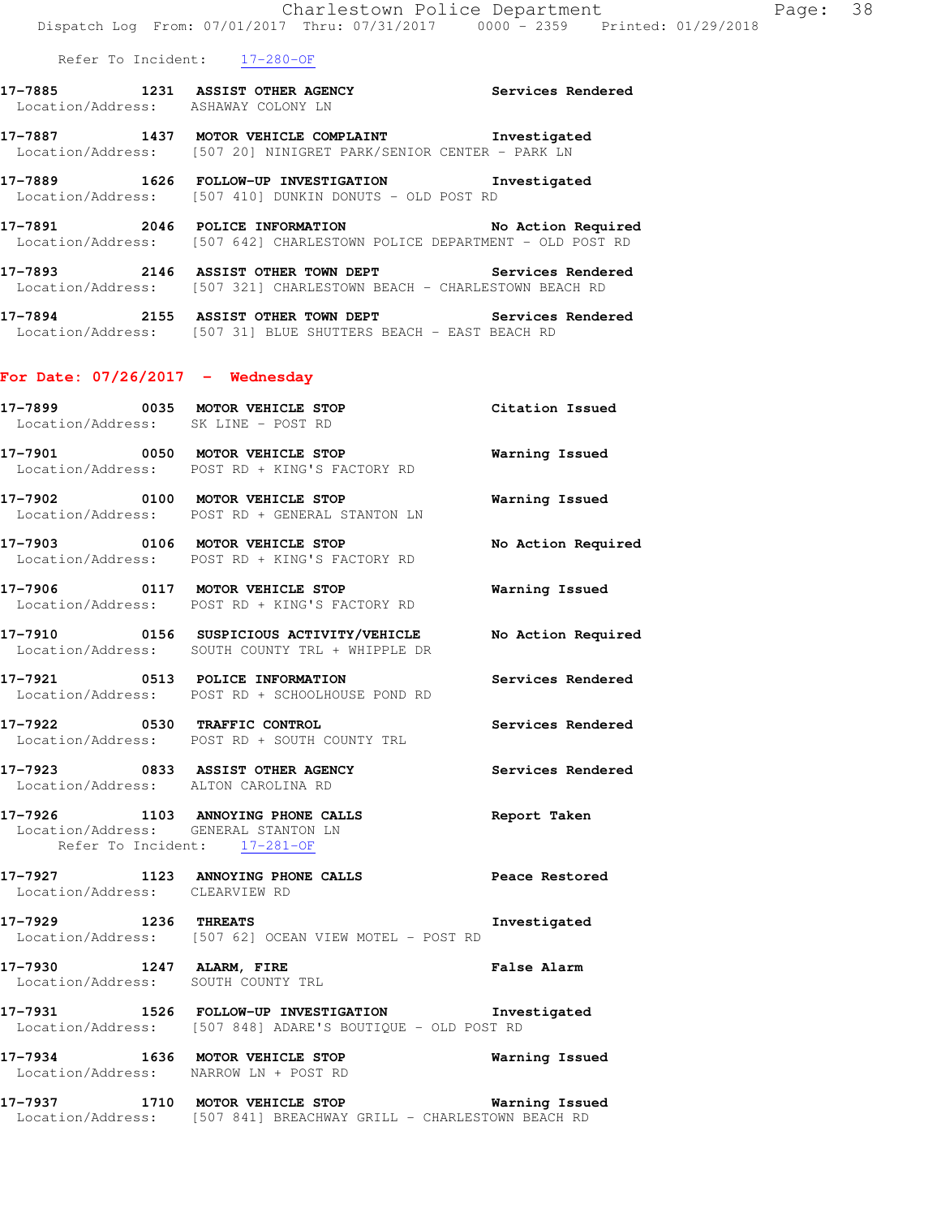Refer To Incident: 17-280-OF

**17-7885 1231 ASSIST OTHER AGENCY** Services Rendered
Location/Address: ASHAWAY COLONY LN

**17-7887 1437 MOTOR VEHICLE COMPLAINT** Investigated
Location/Address: [507 20] NINIGRET PARK/SENIOR CENTER - PARK LN

**17-7889 1626 FOLLOW-UP INVESTIGATION** Investigated
Location/Address: [507 410] DUNKIN DONUTS - OLD POST RD

**17-7891 2046 POLICE INFORMATION** No Action Required
Location/Address: [507 642] CHARLESTOWN POLICE DEPARTMENT - OLD POST RD

**17-7893 2146 ASSIST OTHER TOWN DEPT** Services Rendered
Location/Address: [507 321] CHARLESTOWN BEACH - CHARLESTOWN BEACH RD

**17-7894 2155 ASSIST OTHER TOWN DEPT** Services Rendered
Location/Address: [507 31] BLUE SHUTTERS BEACH - EAST BEACH RD

## For Date: 07/26/2017 - Wednesday

**17-7899 0035 MOTOR VEHICLE STOP** Citation Issued
Location/Address: SK LINE - POST RD

**17-7901 0050 MOTOR VEHICLE STOP** Warning Issued
Location/Address: POST RD + KING'S FACTORY RD

**17-7902 0100 MOTOR VEHICLE STOP** Warning Issued
Location/Address: POST RD + GENERAL STANTON LN

**17-7903 0106 MOTOR VEHICLE STOP** No Action Required
Location/Address: POST RD + KING'S FACTORY RD

**17-7906 0117 MOTOR VEHICLE STOP** Warning Issued
Location/Address: POST RD + KING'S FACTORY RD

**17-7910 0156 SUSPICIOUS ACTIVITY/VEHICLE** No Action Required
Location/Address: SOUTH COUNTY TRL + WHIPPLE DR

**17-7921 0513 POLICE INFORMATION** Services Rendered
Location/Address: POST RD + SCHOOLHOUSE POND RD

**17-7922 0530 TRAFFIC CONTROL** Services Rendered
Location/Address: POST RD + SOUTH COUNTY TRL

**17-7923 0833 ASSIST OTHER AGENCY** Services Rendered
Location/Address: ALTON CAROLINA RD

**17-7926 1103 ANNOYING PHONE CALLS** Report Taken
Location/Address: GENERAL STANTON LN
Refer To Incident: 17-281-OF

**17-7927 1123 ANNOYING PHONE CALLS** Peace Restored
Location/Address: CLEARVIEW RD

**17-7929 1236 THREATS** Investigated
Location/Address: [507 62] OCEAN VIEW MOTEL - POST RD

**17-7930 1247 ALARM, FIRE** False Alarm
Location/Address: SOUTH COUNTY TRL

**17-7931 1526 FOLLOW-UP INVESTIGATION** Investigated
Location/Address: [507 848] ADARE'S BOUTIQUE - OLD POST RD

**17-7934 1636 MOTOR VEHICLE STOP** Warning Issued
Location/Address: NARROW LN + POST RD

**17-7937 1710 MOTOR VEHICLE STOP** Warning Issued
Location/Address: [507 841] BREACHWAY GRILL - CHARLESTOWN BEACH RD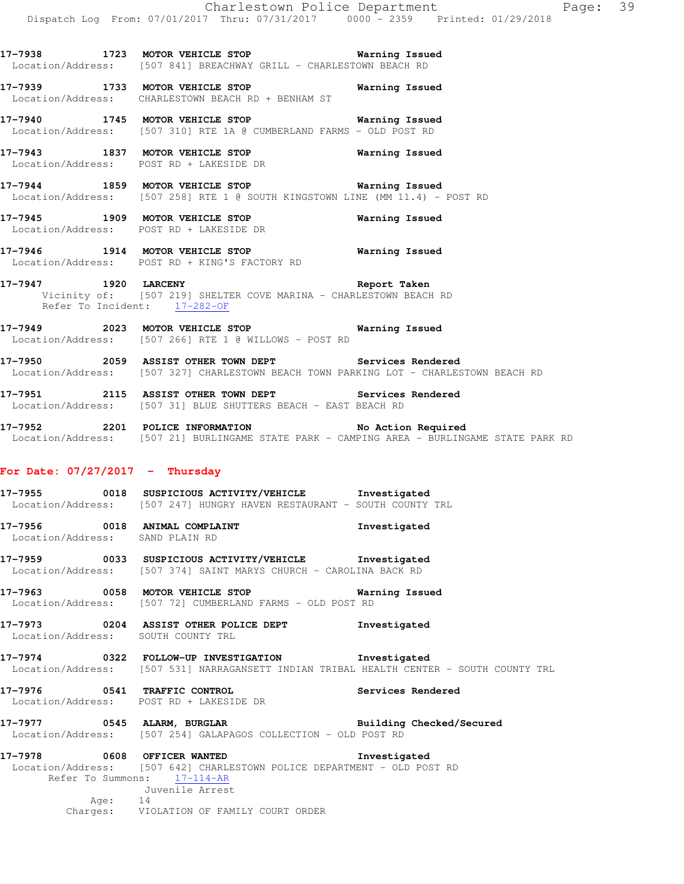17-7938 1723 **MOTOR VEHICLE STOP** Warning Issued
Location/Address: [507 841] BREACHWAY GRILL - CHARLESTOWN BEACH RD

17-7939 1733 **MOTOR VEHICLE STOP** Warning Issued
Location/Address: CHARLESTOWN BEACH RD + BENHAM ST

17-7940 1745 **MOTOR VEHICLE STOP** Warning Issued
Location/Address: [507 310] RTE 1A @ CUMBERLAND FARMS - OLD POST RD

17-7943 1837 **MOTOR VEHICLE STOP** Warning Issued
Location/Address: POST RD + LAKESIDE DR

17-7944 1859 **MOTOR VEHICLE STOP** Warning Issued
Location/Address: [507 258] RTE 1 @ SOUTH KINGSTOWN LINE (MM 11.4) - POST RD

17-7945 1909 **MOTOR VEHICLE STOP** Warning Issued
Location/Address: POST RD + LAKESIDE DR

17-7946 1914 **MOTOR VEHICLE STOP** Warning Issued
Location/Address: POST RD + KING'S FACTORY RD

17-7947 1920 **LARCENY** Report Taken
Vicinity of: [507 219] SHELTER COVE MARINA - CHARLESTOWN BEACH RD
Refer To Incident: 17-282-OF

17-7949 2023 **MOTOR VEHICLE STOP** Warning Issued
Location/Address: [507 266] RTE 1 @ WILLOWS - POST RD

17-7950 2059 **ASSIST OTHER TOWN DEPT** Services Rendered
Location/Address: [507 327] CHARLESTOWN BEACH TOWN PARKING LOT - CHARLESTOWN BEACH RD

17-7951 2115 **ASSIST OTHER TOWN DEPT** Services Rendered
Location/Address: [507 31] BLUE SHUTTERS BEACH - EAST BEACH RD

17-7952 2201 **POLICE INFORMATION** No Action Required
Location/Address: [507 21] BURLINGAME STATE PARK - CAMPING AREA - BURLINGAME STATE PARK RD

## For Date: 07/27/2017 - Thursday

17-7955 0018 **SUSPICIOUS ACTIVITY/VEHICLE** Investigated
Location/Address: [507 247] HUNGRY HAVEN RESTAURANT - SOUTH COUNTY TRL

17-7956 0018 **ANIMAL COMPLAINT** Investigated
Location/Address: SAND PLAIN RD

17-7959 0033 **SUSPICIOUS ACTIVITY/VEHICLE** Investigated
Location/Address: [507 374] SAINT MARYS CHURCH - CAROLINA BACK RD

17-7963 0058 **MOTOR VEHICLE STOP** Warning Issued
Location/Address: [507 72] CUMBERLAND FARMS - OLD POST RD

17-7973 0204 **ASSIST OTHER POLICE DEPT** Investigated
Location/Address: SOUTH COUNTY TRL

17-7974 0322 **FOLLOW-UP INVESTIGATION** Investigated
Location/Address: [507 531] NARRAGANSETT INDIAN TRIBAL HEALTH CENTER - SOUTH COUNTY TRL

17-7976 0541 **TRAFFIC CONTROL** Services Rendered
Location/Address: POST RD + LAKESIDE DR

17-7977 0545 **ALARM, BURGLAR** Building Checked/Secured
Location/Address: [507 254] GALAPAGOS COLLECTION - OLD POST RD

17-7978 0608 **OFFICER WANTED** Investigated
Location/Address: [507 642] CHARLESTOWN POLICE DEPARTMENT - OLD POST RD
Refer To Summons: 17-114-AR
Juvenile Arrest
Age: 14
Charges: VIOLATION OF FAMILY COURT ORDER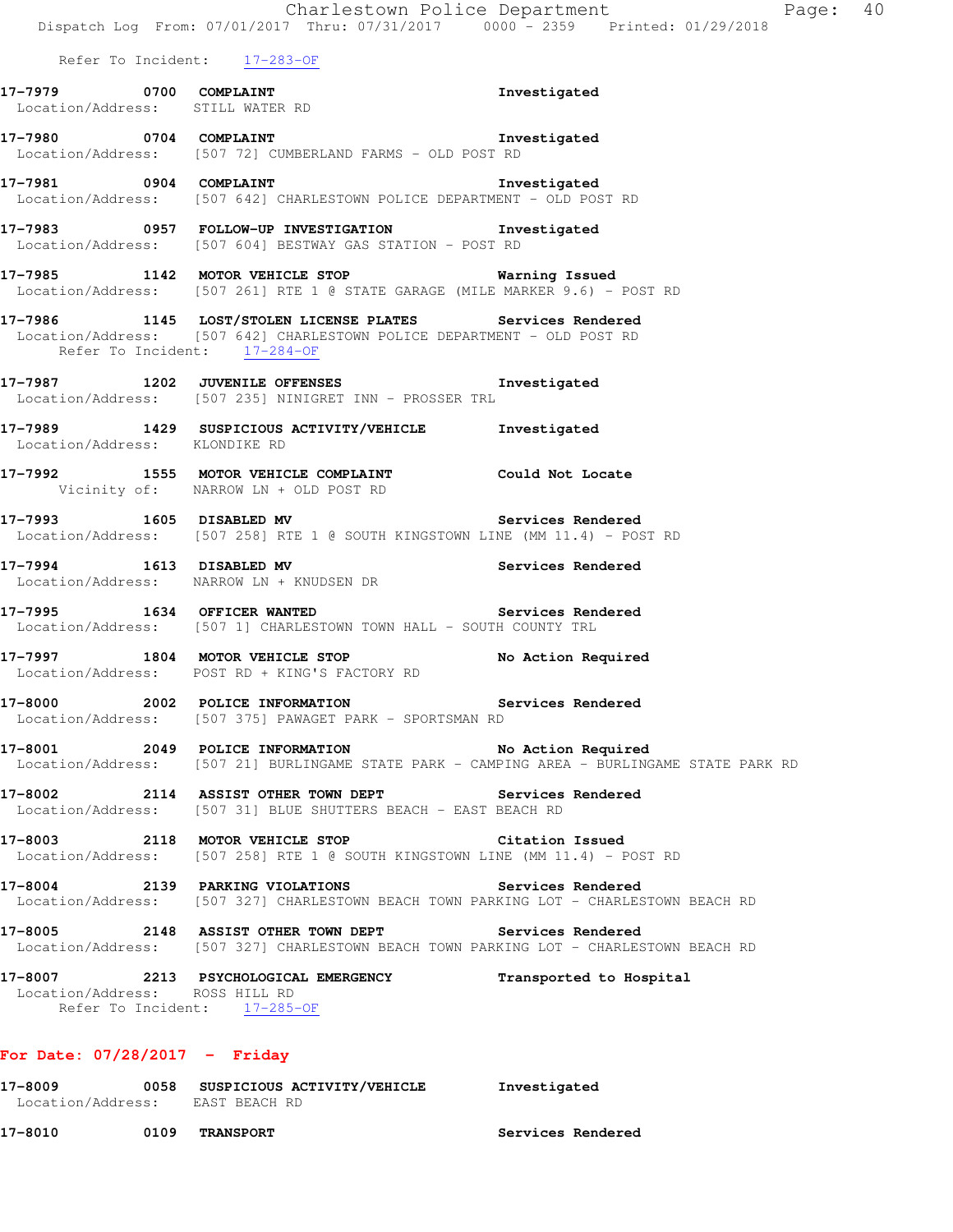Refer To Incident: 17-283-OF

**17-7979 0700 COMPLAINT** Investigated
Location/Address: STILL WATER RD

**17-7980 0704 COMPLAINT** Investigated
Location/Address: [507 72] CUMBERLAND FARMS - OLD POST RD

**17-7981 0904 COMPLAINT** Investigated
Location/Address: [507 642] CHARLESTOWN POLICE DEPARTMENT - OLD POST RD

**17-7983 0957 FOLLOW-UP INVESTIGATION** Investigated
Location/Address: [507 604] BESTWAY GAS STATION - POST RD

**17-7985 1142 MOTOR VEHICLE STOP** Warning Issued
Location/Address: [507 261] RTE 1 @ STATE GARAGE (MILE MARKER 9.6) - POST RD

**17-7986 1145 LOST/STOLEN LICENSE PLATES** Services Rendered
Location/Address: [507 642] CHARLESTOWN POLICE DEPARTMENT - OLD POST RD
Refer To Incident: 17-284-OF

**17-7987 1202 JUVENILE OFFENSES** Investigated
Location/Address: [507 235] NINIGRET INN - PROSSER TRL

**17-7989 1429 SUSPICIOUS ACTIVITY/VEHICLE** Investigated
Location/Address: KLONDIKE RD

**17-7992 1555 MOTOR VEHICLE COMPLAINT** Could Not Locate
Vicinity of: NARROW LN + OLD POST RD

**17-7993 1605 DISABLED MV** Services Rendered
Location/Address: [507 258] RTE 1 @ SOUTH KINGSTOWN LINE (MM 11.4) - POST RD

**17-7994 1613 DISABLED MV** Services Rendered
Location/Address: NARROW LN + KNUDSEN DR

**17-7995 1634 OFFICER WANTED** Services Rendered
Location/Address: [507 1] CHARLESTOWN TOWN HALL - SOUTH COUNTY TRL

**17-7997 1804 MOTOR VEHICLE STOP** No Action Required
Location/Address: POST RD + KING'S FACTORY RD

**17-8000 2002 POLICE INFORMATION** Services Rendered
Location/Address: [507 375] PAWAGET PARK - SPORTSMAN RD

**17-8001 2049 POLICE INFORMATION** No Action Required
Location/Address: [507 21] BURLINGAME STATE PARK - CAMPING AREA - BURLINGAME STATE PARK RD

**17-8002 2114 ASSIST OTHER TOWN DEPT** Services Rendered
Location/Address: [507 31] BLUE SHUTTERS BEACH - EAST BEACH RD

**17-8003 2118 MOTOR VEHICLE STOP** Citation Issued
Location/Address: [507 258] RTE 1 @ SOUTH KINGSTOWN LINE (MM 11.4) - POST RD

**17-8004 2139 PARKING VIOLATIONS** Services Rendered
Location/Address: [507 327] CHARLESTOWN BEACH TOWN PARKING LOT - CHARLESTOWN BEACH RD

**17-8005 2148 ASSIST OTHER TOWN DEPT** Services Rendered
Location/Address: [507 327] CHARLESTOWN BEACH TOWN PARKING LOT - CHARLESTOWN BEACH RD

**17-8007 2213 PSYCHOLOGICAL EMERGENCY** Transported to Hospital
Location/Address: ROSS HILL RD
Refer To Incident: 17-285-OF

## For Date: 07/28/2017 - Friday

**17-8009 0058 SUSPICIOUS ACTIVITY/VEHICLE** Investigated
Location/Address: EAST BEACH RD

**17-8010 0109 TRANSPORT** Services Rendered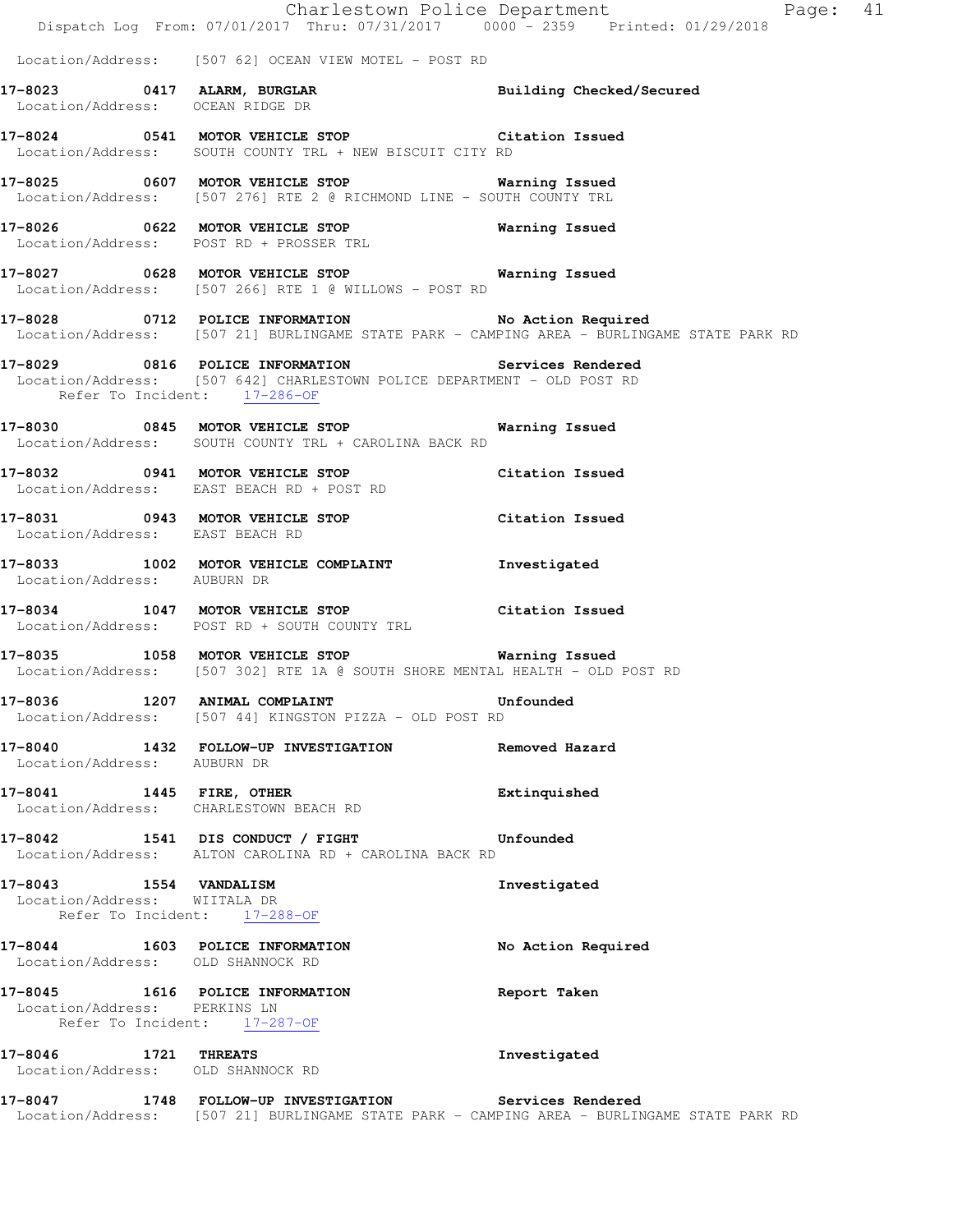Location/Address: [507 62] OCEAN VIEW MOTEL - POST RD

**17-8023 0417 ALARM, BURGLAR** Building Checked/Secured
Location/Address: OCEAN RIDGE DR

**17-8024 0541 MOTOR VEHICLE STOP** Citation Issued
Location/Address: SOUTH COUNTY TRL + NEW BISCUIT CITY RD

**17-8025 0607 MOTOR VEHICLE STOP** Warning Issued
Location/Address: [507 276] RTE 2 @ RICHMOND LINE - SOUTH COUNTY TRL

**17-8026 0622 MOTOR VEHICLE STOP** Warning Issued
Location/Address: POST RD + PROSSER TRL

**17-8027 0628 MOTOR VEHICLE STOP** Warning Issued
Location/Address: [507 266] RTE 1 @ WILLOWS - POST RD

**17-8028 0712 POLICE INFORMATION** No Action Required
Location/Address: [507 21] BURLINGAME STATE PARK - CAMPING AREA - BURLINGAME STATE PARK RD

**17-8029 0816 POLICE INFORMATION** Services Rendered
Location/Address: [507 642] CHARLESTOWN POLICE DEPARTMENT - OLD POST RD
Refer To Incident: 17-286-OF

**17-8030 0845 MOTOR VEHICLE STOP** Warning Issued
Location/Address: SOUTH COUNTY TRL + CAROLINA BACK RD

**17-8032 0941 MOTOR VEHICLE STOP** Citation Issued
Location/Address: EAST BEACH RD + POST RD

**17-8031 0943 MOTOR VEHICLE STOP** Citation Issued
Location/Address: EAST BEACH RD

**17-8033 1002 MOTOR VEHICLE COMPLAINT** Investigated
Location/Address: AUBURN DR

**17-8034 1047 MOTOR VEHICLE STOP** Citation Issued
Location/Address: POST RD + SOUTH COUNTY TRL

**17-8035 1058 MOTOR VEHICLE STOP** Warning Issued
Location/Address: [507 302] RTE 1A @ SOUTH SHORE MENTAL HEALTH - OLD POST RD

**17-8036 1207 ANIMAL COMPLAINT** Unfounded
Location/Address: [507 44] KINGSTON PIZZA - OLD POST RD

**17-8040 1432 FOLLOW-UP INVESTIGATION** Removed Hazard
Location/Address: AUBURN DR

**17-8041 1445 FIRE, OTHER** Extinquished
Location/Address: CHARLESTOWN BEACH RD

**17-8042 1541 DIS CONDUCT / FIGHT** Unfounded
Location/Address: ALTON CAROLINA RD + CAROLINA BACK RD

**17-8043 1554 VANDALISM** Investigated
Location/Address: WIITALA DR
Refer To Incident: 17-288-OF

**17-8044 1603 POLICE INFORMATION** No Action Required
Location/Address: OLD SHANNOCK RD

**17-8045 1616 POLICE INFORMATION** Report Taken
Location/Address: PERKINS LN
Refer To Incident: 17-287-OF

**17-8046 1721 THREATS** Investigated
Location/Address: OLD SHANNOCK RD

**17-8047 1748 FOLLOW-UP INVESTIGATION** Services Rendered
Location/Address: [507 21] BURLINGAME STATE PARK - CAMPING AREA - BURLINGAME STATE PARK RD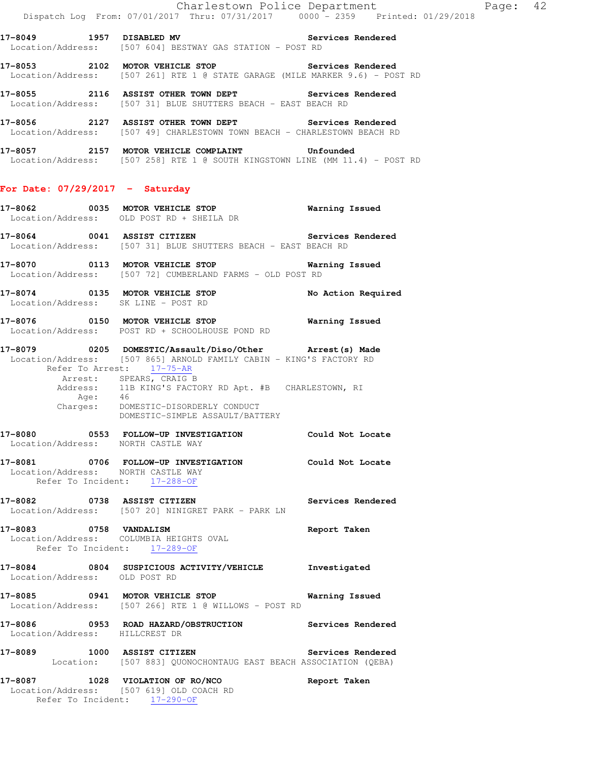**17-8049 1957 DISABLED MV** Services Rendered
Location/Address: [507 604] BESTWAY GAS STATION - POST RD

**17-8053 2102 MOTOR VEHICLE STOP** Services Rendered
Location/Address: [507 261] RTE 1 @ STATE GARAGE (MILE MARKER 9.6) - POST RD

**17-8055 2116 ASSIST OTHER TOWN DEPT** Services Rendered
Location/Address: [507 31] BLUE SHUTTERS BEACH - EAST BEACH RD

**17-8056 2127 ASSIST OTHER TOWN DEPT** Services Rendered
Location/Address: [507 49] CHARLESTOWN TOWN BEACH - CHARLESTOWN BEACH RD

**17-8057 2157 MOTOR VEHICLE COMPLAINT** Unfounded
Location/Address: [507 258] RTE 1 @ SOUTH KINGSTOWN LINE (MM 11.4) - POST RD

## For Date: 07/29/2017 - Saturday

**17-8062 0035 MOTOR VEHICLE STOP** Warning Issued
Location/Address: OLD POST RD + SHEILA DR

**17-8064 0041 ASSIST CITIZEN** Services Rendered
Location/Address: [507 31] BLUE SHUTTERS BEACH - EAST BEACH RD

**17-8070 0113 MOTOR VEHICLE STOP** Warning Issued
Location/Address: [507 72] CUMBERLAND FARMS - OLD POST RD

**17-8074 0135 MOTOR VEHICLE STOP** No Action Required
Location/Address: SK LINE - POST RD

**17-8076 0150 MOTOR VEHICLE STOP** Warning Issued
Location/Address: POST RD + SCHOOLHOUSE POND RD

**17-8079 0205 DOMESTIC/Assault/Diso/Other** Arrest(s) Made
Location/Address: [507 865] ARNOLD FAMILY CABIN - KING'S FACTORY RD
Refer To Arrest: 17-75-AR
Arrest: SPEARS, CRAIG B
Address: 11B KING'S FACTORY RD Apt. #B CHARLESTOWN, RI
Age: 46
Charges: DOMESTIC-DISORDERLY CONDUCT
DOMESTIC-SIMPLE ASSAULT/BATTERY

**17-8080 0553 FOLLOW-UP INVESTIGATION** Could Not Locate
Location/Address: NORTH CASTLE WAY

**17-8081 0706 FOLLOW-UP INVESTIGATION** Could Not Locate
Location/Address: NORTH CASTLE WAY
Refer To Incident: 17-288-OF

**17-8082 0738 ASSIST CITIZEN** Services Rendered
Location/Address: [507 20] NINIGRET PARK - PARK LN

**17-8083 0758 VANDALISM** Report Taken
Location/Address: COLUMBIA HEIGHTS OVAL
Refer To Incident: 17-289-OF

**17-8084 0804 SUSPICIOUS ACTIVITY/VEHICLE** Investigated
Location/Address: OLD POST RD

**17-8085 0941 MOTOR VEHICLE STOP** Warning Issued
Location/Address: [507 266] RTE 1 @ WILLOWS - POST RD

**17-8086 0953 ROAD HAZARD/OBSTRUCTION** Services Rendered
Location/Address: HILLCREST DR

**17-8089 1000 ASSIST CITIZEN** Services Rendered
Location: [507 883] QUONOCHONTAUG EAST BEACH ASSOCIATION (QEBA)

**17-8087 1028 VIOLATION OF RO/NCO** Report Taken
Location/Address: [507 619] OLD COACH RD
Refer To Incident: 17-290-OF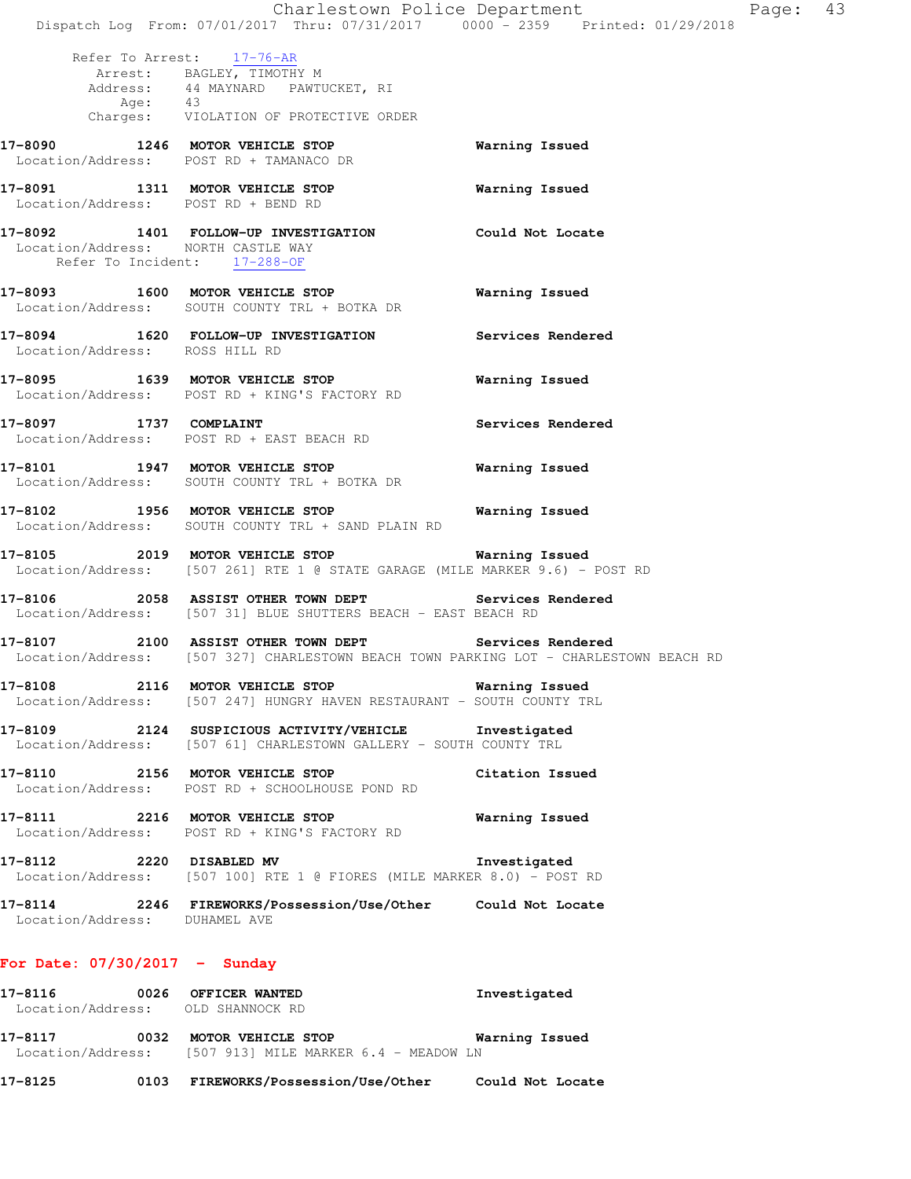Refer To Arrest: 17-76-AR
Arrest: BAGLEY, TIMOTHY M
Address: 44 MAYNARD PAWTUCKET, RI
Age: 43
Charges: VIOLATION OF PROTECTIVE ORDER

**17-8090 1246 MOTOR VEHICLE STOP** **Warning Issued**
Location/Address: POST RD + TAMANACO DR

**17-8091 1311 MOTOR VEHICLE STOP** **Warning Issued**
Location/Address: POST RD + BEND RD

**17-8092 1401 FOLLOW-UP INVESTIGATION** **Could Not Locate**
Location/Address: NORTH CASTLE WAY
Refer To Incident: 17-288-OF

**17-8093 1600 MOTOR VEHICLE STOP** **Warning Issued**
Location/Address: SOUTH COUNTY TRL + BOTKA DR

**17-8094 1620 FOLLOW-UP INVESTIGATION** **Services Rendered**
Location/Address: ROSS HILL RD

**17-8095 1639 MOTOR VEHICLE STOP** **Warning Issued**
Location/Address: POST RD + KING'S FACTORY RD

**17-8097 1737 COMPLAINT** **Services Rendered**
Location/Address: POST RD + EAST BEACH RD

**17-8101 1947 MOTOR VEHICLE STOP** **Warning Issued**
Location/Address: SOUTH COUNTY TRL + BOTKA DR

**17-8102 1956 MOTOR VEHICLE STOP** **Warning Issued**
Location/Address: SOUTH COUNTY TRL + SAND PLAIN RD

**17-8105 2019 MOTOR VEHICLE STOP** **Warning Issued**
Location/Address: [507 261] RTE 1 @ STATE GARAGE (MILE MARKER 9.6) - POST RD

**17-8106 2058 ASSIST OTHER TOWN DEPT** **Services Rendered**
Location/Address: [507 31] BLUE SHUTTERS BEACH - EAST BEACH RD

**17-8107 2100 ASSIST OTHER TOWN DEPT** **Services Rendered**
Location/Address: [507 327] CHARLESTOWN BEACH TOWN PARKING LOT - CHARLESTOWN BEACH RD

**17-8108 2116 MOTOR VEHICLE STOP** **Warning Issued**
Location/Address: [507 247] HUNGRY HAVEN RESTAURANT - SOUTH COUNTY TRL

**17-8109 2124 SUSPICIOUS ACTIVITY/VEHICLE** **Investigated**
Location/Address: [507 61] CHARLESTOWN GALLERY - SOUTH COUNTY TRL

**17-8110 2156 MOTOR VEHICLE STOP** **Citation Issued**
Location/Address: POST RD + SCHOOLHOUSE POND RD

**17-8111 2216 MOTOR VEHICLE STOP** **Warning Issued**
Location/Address: POST RD + KING'S FACTORY RD

**17-8112 2220 DISABLED MV** **Investigated**
Location/Address: [507 100] RTE 1 @ FIORES (MILE MARKER 8.0) - POST RD

**17-8114 2246 FIREWORKS/Possession/Use/Other** **Could Not Locate**
Location/Address: DUHAMEL AVE

## For Date: 07/30/2017 - Sunday

**17-8116 0026 OFFICER WANTED** **Investigated**
Location/Address: OLD SHANNOCK RD

**17-8117 0032 MOTOR VEHICLE STOP** **Warning Issued**
Location/Address: [507 913] MILE MARKER 6.4 - MEADOW LN

**17-8125 0103 FIREWORKS/Possession/Use/Other** **Could Not Locate**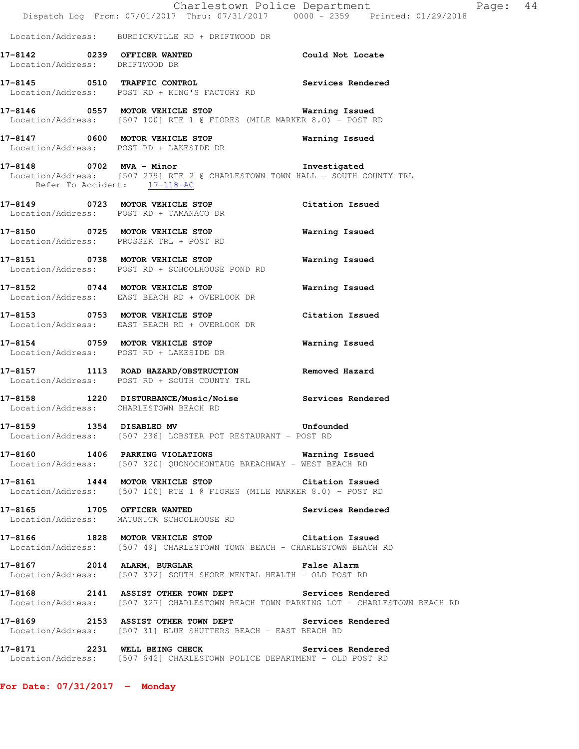Location/Address: BURDICKVILLE RD + DRIFTWOOD DR

**17-8142 0239 OFFICER WANTED** Could Not Locate
Location/Address: DRIFTWOOD DR

**17-8145 0510 TRAFFIC CONTROL** Services Rendered
Location/Address: POST RD + KING'S FACTORY RD

**17-8146 0557 MOTOR VEHICLE STOP** Warning Issued
Location/Address: [507 100] RTE 1 @ FIORES (MILE MARKER 8.0) - POST RD

**17-8147 0600 MOTOR VEHICLE STOP** Warning Issued
Location/Address: POST RD + LAKESIDE DR

**17-8148 0702 MVA - Minor** Investigated
Location/Address: [507 279] RTE 2 @ CHARLESTOWN TOWN HALL - SOUTH COUNTY TRL
Refer To Accident: 17-118-AC

**17-8149 0723 MOTOR VEHICLE STOP** Citation Issued
Location/Address: POST RD + TAMANACO DR

**17-8150 0725 MOTOR VEHICLE STOP** Warning Issued
Location/Address: PROSSER TRL + POST RD

**17-8151 0738 MOTOR VEHICLE STOP** Warning Issued
Location/Address: POST RD + SCHOOLHOUSE POND RD

**17-8152 0744 MOTOR VEHICLE STOP** Warning Issued
Location/Address: EAST BEACH RD + OVERLOOK DR

**17-8153 0753 MOTOR VEHICLE STOP** Citation Issued
Location/Address: EAST BEACH RD + OVERLOOK DR

**17-8154 0759 MOTOR VEHICLE STOP** Warning Issued
Location/Address: POST RD + LAKESIDE DR

**17-8157 1113 ROAD HAZARD/OBSTRUCTION** Removed Hazard
Location/Address: POST RD + SOUTH COUNTY TRL

**17-8158 1220 DISTURBANCE/Music/Noise** Services Rendered
Location/Address: CHARLESTOWN BEACH RD

**17-8159 1354 DISABLED MV** Unfounded
Location/Address: [507 238] LOBSTER POT RESTAURANT - POST RD

**17-8160 1406 PARKING VIOLATIONS** Warning Issued
Location/Address: [507 320] QUONOCHONTAUG BREACHWAY - WEST BEACH RD

**17-8161 1444 MOTOR VEHICLE STOP** Citation Issued
Location/Address: [507 100] RTE 1 @ FIORES (MILE MARKER 8.0) - POST RD

**17-8165 1705 OFFICER WANTED** Services Rendered
Location/Address: MATUNUCK SCHOOLHOUSE RD

**17-8166 1828 MOTOR VEHICLE STOP** Citation Issued
Location/Address: [507 49] CHARLESTOWN TOWN BEACH - CHARLESTOWN BEACH RD

**17-8167 2014 ALARM, BURGLAR** False Alarm
Location/Address: [507 372] SOUTH SHORE MENTAL HEALTH - OLD POST RD

**17-8168 2141 ASSIST OTHER TOWN DEPT** Services Rendered
Location/Address: [507 327] CHARLESTOWN BEACH TOWN PARKING LOT - CHARLESTOWN BEACH RD

**17-8169 2153 ASSIST OTHER TOWN DEPT** Services Rendered
Location/Address: [507 31] BLUE SHUTTERS BEACH - EAST BEACH RD

**17-8171 2231 WELL BEING CHECK** Services Rendered
Location/Address: [507 642] CHARLESTOWN POLICE DEPARTMENT - OLD POST RD

**For Date: 07/31/2017 - Monday**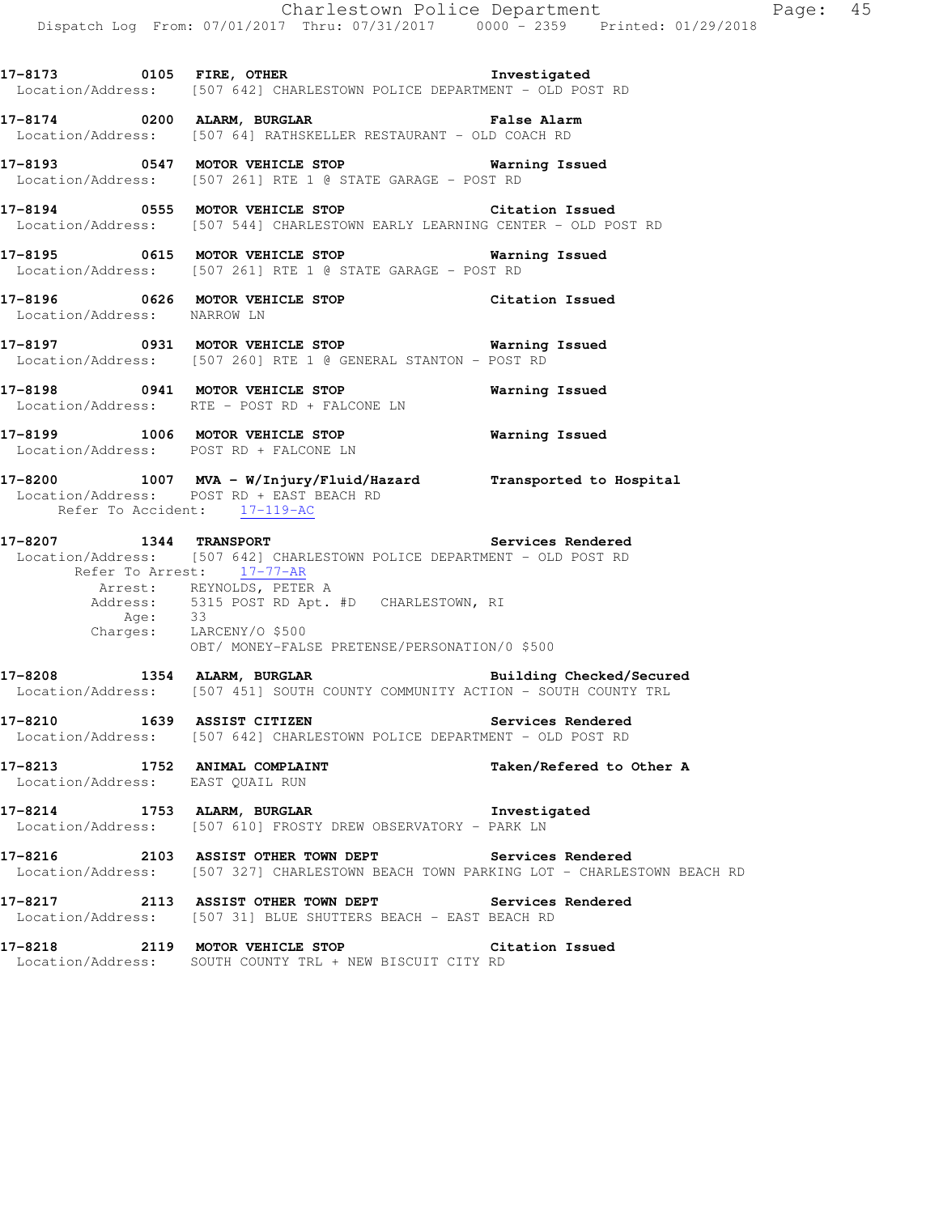**17-8173 0105 FIRE, OTHER Investigated**
Location/Address: [507 642] CHARLESTOWN POLICE DEPARTMENT - OLD POST RD

**17-8174 0200 ALARM, BURGLAR False Alarm**
Location/Address: [507 64] RATHSKELLER RESTAURANT - OLD COACH RD

**17-8193 0547 MOTOR VEHICLE STOP Warning Issued**
Location/Address: [507 261] RTE 1 @ STATE GARAGE - POST RD

**17-8194 0555 MOTOR VEHICLE STOP Citation Issued**
Location/Address: [507 544] CHARLESTOWN EARLY LEARNING CENTER - OLD POST RD

**17-8195 0615 MOTOR VEHICLE STOP Warning Issued**
Location/Address: [507 261] RTE 1 @ STATE GARAGE - POST RD

**17-8196 0626 MOTOR VEHICLE STOP Citation Issued**
Location/Address: NARROW LN

**17-8197 0931 MOTOR VEHICLE STOP Warning Issued**
Location/Address: [507 260] RTE 1 @ GENERAL STANTON - POST RD

**17-8198 0941 MOTOR VEHICLE STOP Warning Issued**
Location/Address: RTE - POST RD + FALCONE LN

**17-8199 1006 MOTOR VEHICLE STOP Warning Issued**
Location/Address: POST RD + FALCONE LN

**17-8200 1007 MVA - W/Injury/Fluid/Hazard Transported to Hospital**
Location/Address: POST RD + EAST BEACH RD
Refer To Accident: 17-119-AC

**17-8207 1344 TRANSPORT Services Rendered**
Location/Address: [507 642] CHARLESTOWN POLICE DEPARTMENT - OLD POST RD
Refer To Arrest: 17-77-AR
Arrest: REYNOLDS, PETER A
Address: 5315 POST RD Apt. #D CHARLESTOWN, RI
Age: 33
Charges: LARCENY/O $500
OBT/ MONEY-FALSE PRETENSE/PERSONATION/0 $500

**17-8208 1354 ALARM, BURGLAR Building Checked/Secured**
Location/Address: [507 451] SOUTH COUNTY COMMUNITY ACTION - SOUTH COUNTY TRL

**17-8210 1639 ASSIST CITIZEN Services Rendered**
Location/Address: [507 642] CHARLESTOWN POLICE DEPARTMENT - OLD POST RD

**17-8213 1752 ANIMAL COMPLAINT Taken/Refered to Other A**
Location/Address: EAST QUAIL RUN

**17-8214 1753 ALARM, BURGLAR Investigated**
Location/Address: [507 610] FROSTY DREW OBSERVATORY - PARK LN

**17-8216 2103 ASSIST OTHER TOWN DEPT Services Rendered**
Location/Address: [507 327] CHARLESTOWN BEACH TOWN PARKING LOT - CHARLESTOWN BEACH RD

**17-8217 2113 ASSIST OTHER TOWN DEPT Services Rendered**
Location/Address: [507 31] BLUE SHUTTERS BEACH - EAST BEACH RD

**17-8218 2119 MOTOR VEHICLE STOP Citation Issued**
Location/Address: SOUTH COUNTY TRL + NEW BISCUIT CITY RD